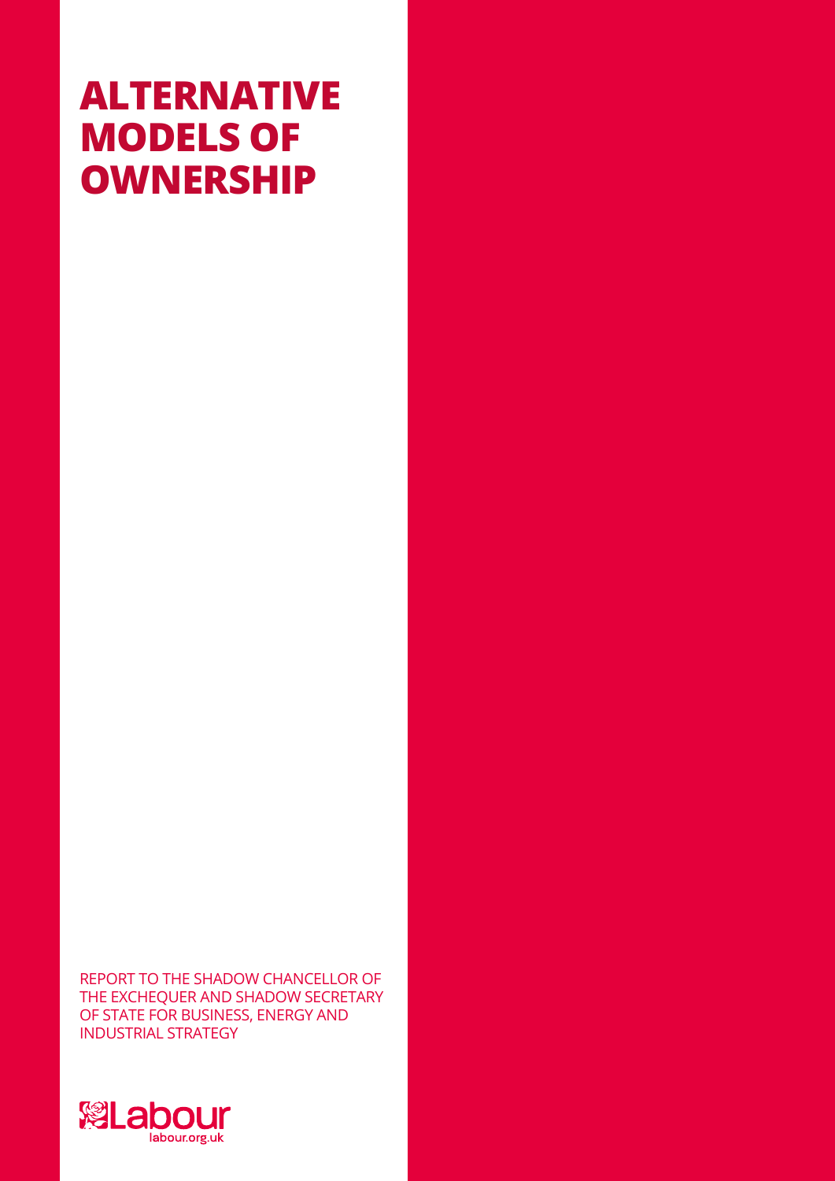# ALTERNATIVE MODELS OF OWNERSHIP

REPORT TO THE SHADOW CHANCELLOR OF THE EXCHEQUER AND SHADOW SECRETARY OF STATE FOR BUSINESS, ENERGY AND INDUSTRIAL STRATEGY

Labour

labour.org.uk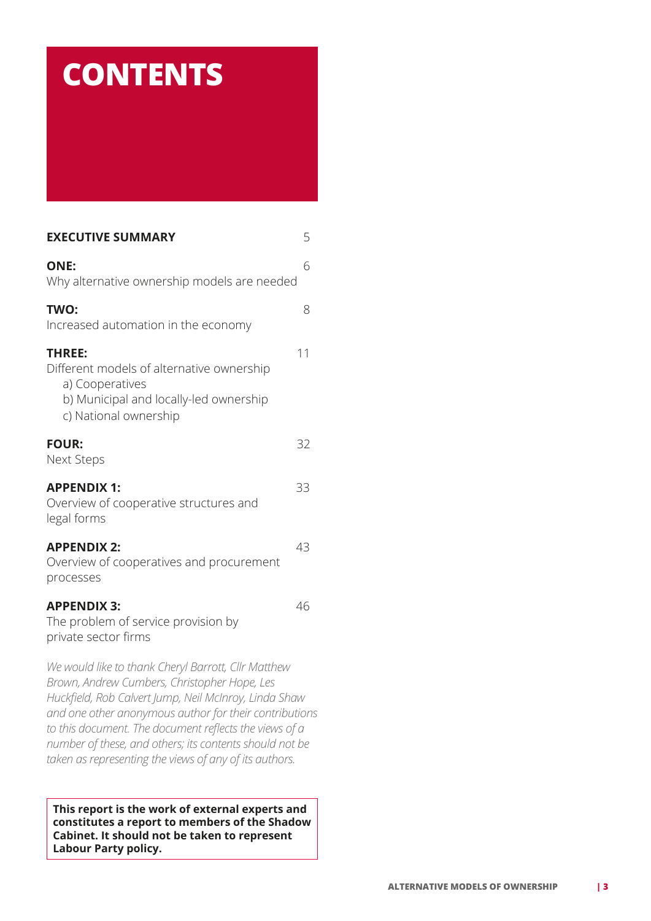# CONTENTS

| | |
|---|---|
| **EXECUTIVE SUMMARY** | 5 |
| **ONE:** Why alternative ownership models are needed | 6 |
| **TWO:** Increased automation in the economy | 8 |
| **THREE:** Different models of alternative ownership<br>a) Cooperatives<br>b) Municipal and locally-led ownership<br>c) National ownership | 11 |
| **FOUR:** Next Steps | 32 |
| **APPENDIX 1:** Overview of cooperative structures and legal forms | 33 |
| **APPENDIX 2:** Overview of cooperatives and procurement processes | 43 |
| **APPENDIX 3:** The problem of service provision by private sector firms | 46 |

*We would like to thank Cheryl Barrott, Cllr Matthew Brown, Andrew Cumbers, Christopher Hope, Les Huckfield, Rob Calvert Jump, Neil McInroy, Linda Shaw and one other anonymous author for their contributions to this document. The document reflects the views of a number of these, and others; its contents should not be taken as representing the views of any of its authors.*

**This report is the work of external experts and constitutes a report to members of the Shadow Cabinet. It should not be taken to represent Labour Party policy.**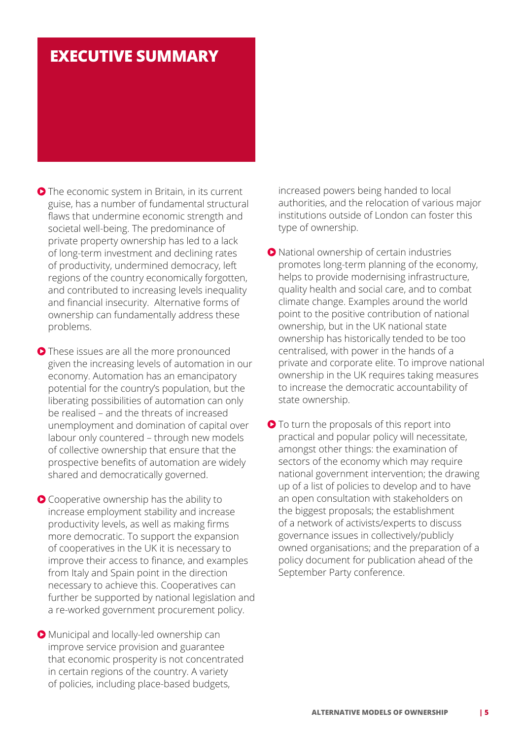# EXECUTIVE SUMMARY

- The economic system in Britain, in its current guise, has a number of fundamental structural flaws that undermine economic strength and societal well-being. The predominance of private property ownership has led to a lack of long-term investment and declining rates of productivity, undermined democracy, left regions of the country economically forgotten, and contributed to increasing levels inequality and financial insecurity. Alternative forms of ownership can fundamentally address these problems.

- These issues are all the more pronounced given the increasing levels of automation in our economy. Automation has an emancipatory potential for the country's population, but the liberating possibilities of automation can only be realised – and the threats of increased unemployment and domination of capital over labour only countered – through new models of collective ownership that ensure that the prospective benefits of automation are widely shared and democratically governed.

- Cooperative ownership has the ability to increase employment stability and increase productivity levels, as well as making firms more democratic. To support the expansion of cooperatives in the UK it is necessary to improve their access to finance, and examples from Italy and Spain point in the direction necessary to achieve this. Cooperatives can further be supported by national legislation and a re-worked government procurement policy.

- Municipal and locally-led ownership can improve service provision and guarantee that economic prosperity is not concentrated in certain regions of the country. A variety of policies, including place-based budgets, increased powers being handed to local authorities, and the relocation of various major institutions outside of London can foster this type of ownership.

- National ownership of certain industries promotes long-term planning of the economy, helps to provide modernising infrastructure, quality health and social care, and to combat climate change. Examples around the world point to the positive contribution of national ownership, but in the UK national state ownership has historically tended to be too centralised, with power in the hands of a private and corporate elite. To improve national ownership in the UK requires taking measures to increase the democratic accountability of state ownership.

- To turn the proposals of this report into practical and popular policy will necessitate, amongst other things: the examination of sectors of the economy which may require national government intervention; the drawing up of a list of policies to develop and to have an open consultation with stakeholders on the biggest proposals; the establishment of a network of activists/experts to discuss governance issues in collectively/publicly owned organisations; and the preparation of a policy document for publication ahead of the September Party conference.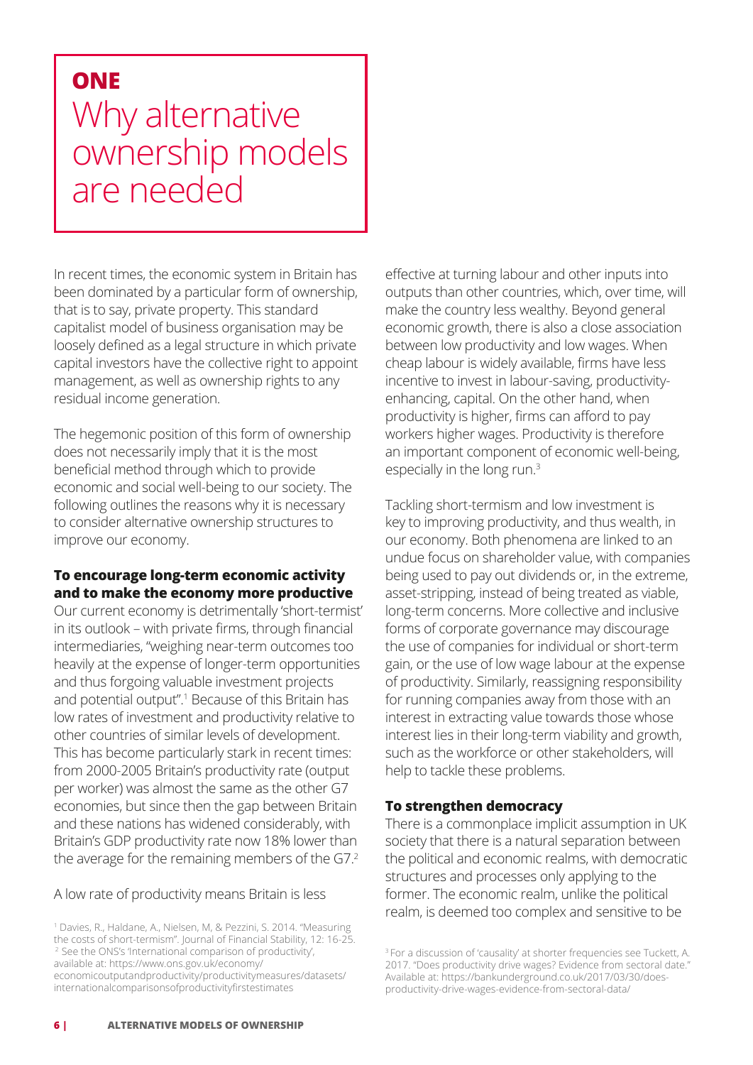# ONE
# Why alternative ownership models are needed

In recent times, the economic system in Britain has been dominated by a particular form of ownership, that is to say, private property. This standard capitalist model of business organisation may be loosely defined as a legal structure in which private capital investors have the collective right to appoint management, as well as ownership rights to any residual income generation.

The hegemonic position of this form of ownership does not necessarily imply that it is the most beneficial method through which to provide economic and social well-being to our society. The following outlines the reasons why it is necessary to consider alternative ownership structures to improve our economy.

### To encourage long-term economic activity and to make the economy more productive

Our current economy is detrimentally 'short-termist' in its outlook – with private firms, through financial intermediaries, "weighing near-term outcomes too heavily at the expense of longer-term opportunities and thus forgoing valuable investment projects and potential output".[1] Because of this Britain has low rates of investment and productivity relative to other countries of similar levels of development. This has become particularly stark in recent times: from 2000-2005 Britain's productivity rate (output per worker) was almost the same as the other G7 economies, but since then the gap between Britain and these nations has widened considerably, with Britain's GDP productivity rate now 18% lower than the average for the remaining members of the G7.[2]

A low rate of productivity means Britain is less effective at turning labour and other inputs into outputs than other countries, which, over time, will make the country less wealthy. Beyond general economic growth, there is also a close association between low productivity and low wages. When cheap labour is widely available, firms have less incentive to invest in labour-saving, productivity-enhancing, capital. On the other hand, when productivity is higher, firms can afford to pay workers higher wages. Productivity is therefore an important component of economic well-being, especially in the long run.[3]

Tackling short-termism and low investment is key to improving productivity, and thus wealth, in our economy. Both phenomena are linked to an undue focus on shareholder value, with companies being used to pay out dividends or, in the extreme, asset-stripping, instead of being treated as viable, long-term concerns. More collective and inclusive forms of corporate governance may discourage the use of companies for individual or short-term gain, or the use of low wage labour at the expense of productivity. Similarly, reassigning responsibility for running companies away from those with an interest in extracting value towards those whose interest lies in their long-term viability and growth, such as the workforce or other stakeholders, will help to tackle these problems.

### To strengthen democracy

There is a commonplace implicit assumption in UK society that there is a natural separation between the political and economic realms, with democratic structures and processes only applying to the former. The economic realm, unlike the political realm, is deemed too complex and sensitive to be

[1] Davies, R., Haldane, A., Nielsen, M, & Pezzini, S. 2014. "Measuring the costs of short-termism". Journal of Financial Stability, 12: 16-25.

[2] See the ONS's 'International comparison of productivity', available at: https://www.ons.gov.uk/economy/economicoutputandproductivity/productivitymeasures/datasets/internationalcomparisonsofproductivityfirstestimates

[3] For a discussion of 'causality' at shorter frequencies see Tuckett, A. 2017. "Does productivity drive wages? Evidence from sectoral date." Available at: https://bankunderground.co.uk/2017/03/30/does-productivity-drive-wages-evidence-from-sectoral-data/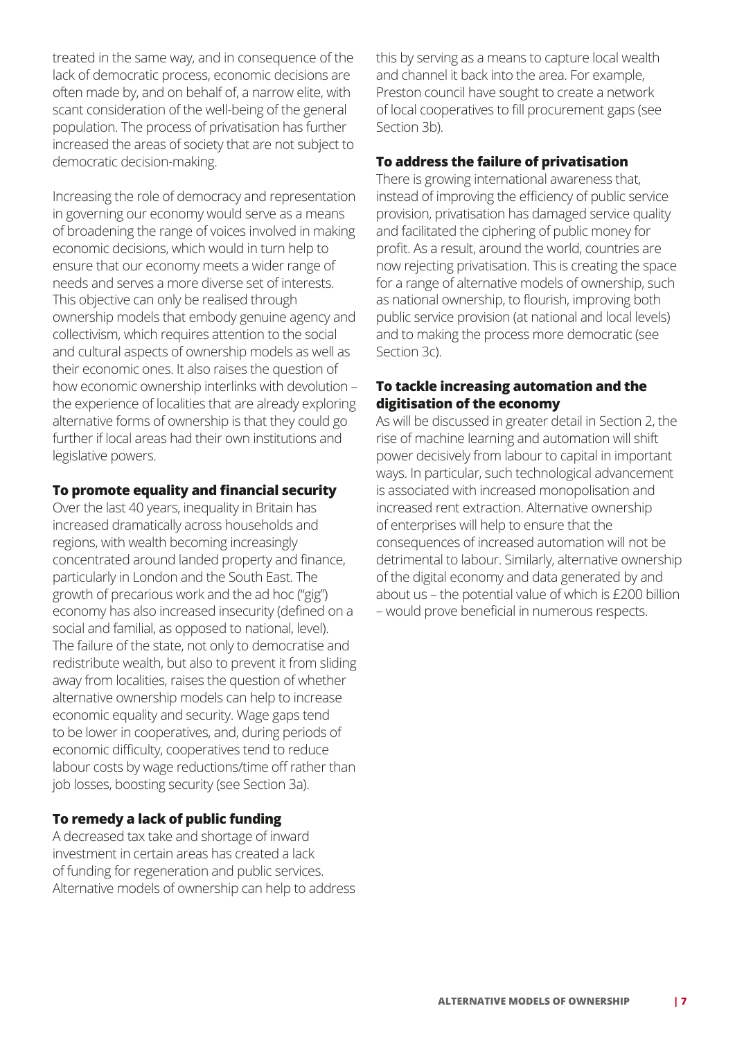treated in the same way, and in consequence of the lack of democratic process, economic decisions are often made by, and on behalf of, a narrow elite, with scant consideration of the well-being of the general population. The process of privatisation has further increased the areas of society that are not subject to democratic decision-making.

Increasing the role of democracy and representation in governing our economy would serve as a means of broadening the range of voices involved in making economic decisions, which would in turn help to ensure that our economy meets a wider range of needs and serves a more diverse set of interests. This objective can only be realised through ownership models that embody genuine agency and collectivism, which requires attention to the social and cultural aspects of ownership models as well as their economic ones. It also raises the question of how economic ownership interlinks with devolution – the experience of localities that are already exploring alternative forms of ownership is that they could go further if local areas had their own institutions and legislative powers.

### To promote equality and financial security

Over the last 40 years, inequality in Britain has increased dramatically across households and regions, with wealth becoming increasingly concentrated around landed property and finance, particularly in London and the South East. The growth of precarious work and the ad hoc ("gig") economy has also increased insecurity (defined on a social and familial, as opposed to national, level). The failure of the state, not only to democratise and redistribute wealth, but also to prevent it from sliding away from localities, raises the question of whether alternative ownership models can help to increase economic equality and security. Wage gaps tend to be lower in cooperatives, and, during periods of economic difficulty, cooperatives tend to reduce labour costs by wage reductions/time off rather than job losses, boosting security (see Section 3a).

### To remedy a lack of public funding

A decreased tax take and shortage of inward investment in certain areas has created a lack of funding for regeneration and public services. Alternative models of ownership can help to address this by serving as a means to capture local wealth and channel it back into the area. For example, Preston council have sought to create a network of local cooperatives to fill procurement gaps (see Section 3b).

### To address the failure of privatisation

There is growing international awareness that, instead of improving the efficiency of public service provision, privatisation has damaged service quality and facilitated the ciphering of public money for profit. As a result, around the world, countries are now rejecting privatisation. This is creating the space for a range of alternative models of ownership, such as national ownership, to flourish, improving both public service provision (at national and local levels) and to making the process more democratic (see Section 3c).

### To tackle increasing automation and the digitisation of the economy

As will be discussed in greater detail in Section 2, the rise of machine learning and automation will shift power decisively from labour to capital in important ways. In particular, such technological advancement is associated with increased monopolisation and increased rent extraction. Alternative ownership of enterprises will help to ensure that the consequences of increased automation will not be detrimental to labour. Similarly, alternative ownership of the digital economy and data generated by and about us – the potential value of which is £200 billion – would prove beneficial in numerous respects.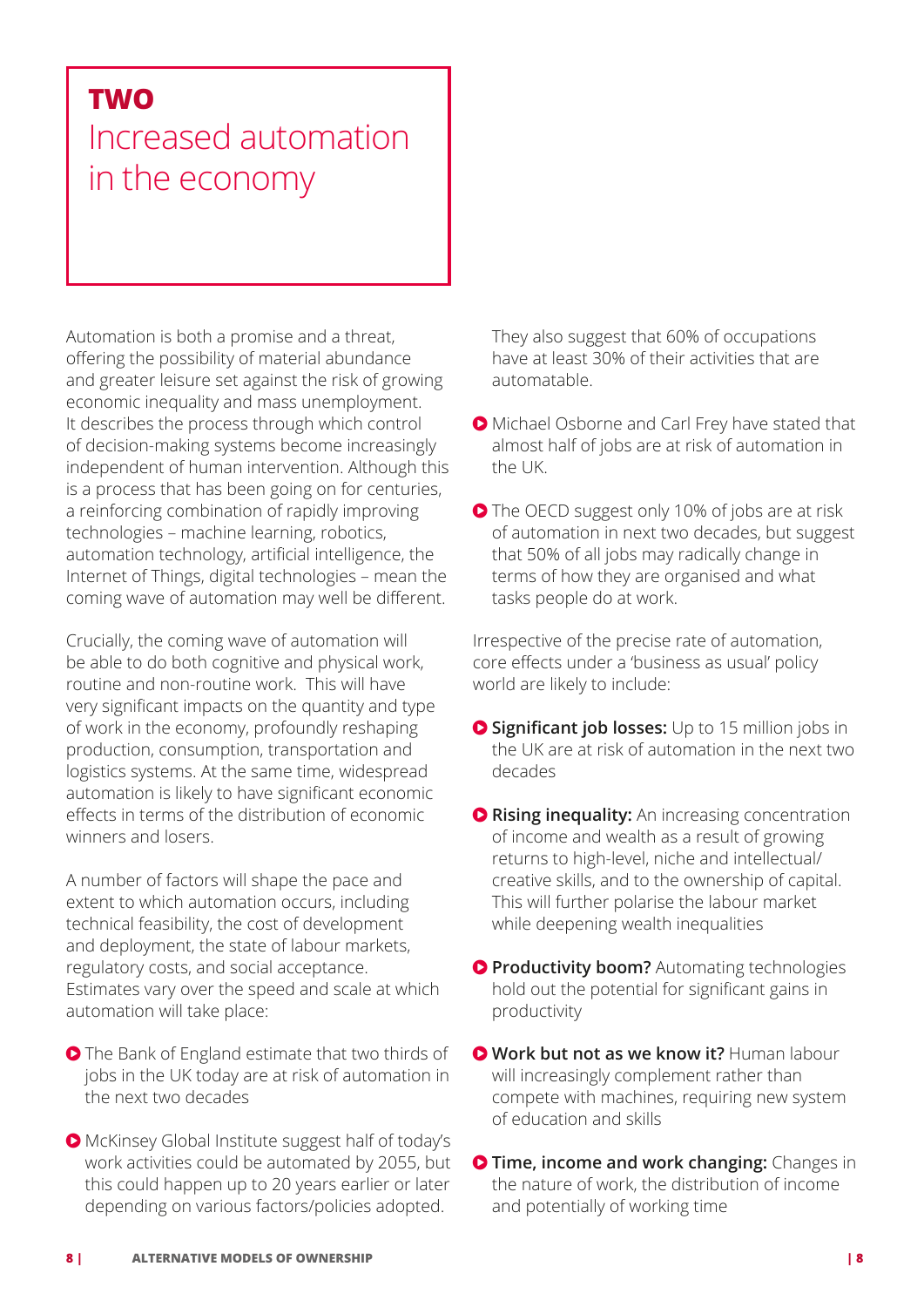# TWO
## Increased automation in the economy

Automation is both a promise and a threat, offering the possibility of material abundance and greater leisure set against the risk of growing economic inequality and mass unemployment. It describes the process through which control of decision-making systems become increasingly independent of human intervention. Although this is a process that has been going on for centuries, a reinforcing combination of rapidly improving technologies – machine learning, robotics, automation technology, artificial intelligence, the Internet of Things, digital technologies – mean the coming wave of automation may well be different.

Crucially, the coming wave of automation will be able to do both cognitive and physical work, routine and non-routine work. This will have very significant impacts on the quantity and type of work in the economy, profoundly reshaping production, consumption, transportation and logistics systems. At the same time, widespread automation is likely to have significant economic effects in terms of the distribution of economic winners and losers.

A number of factors will shape the pace and extent to which automation occurs, including technical feasibility, the cost of development and deployment, the state of labour markets, regulatory costs, and social acceptance. Estimates vary over the speed and scale at which automation will take place:

- The Bank of England estimate that two thirds of jobs in the UK today are at risk of automation in the next two decades
- McKinsey Global Institute suggest half of today's work activities could be automated by 2055, but this could happen up to 20 years earlier or later depending on various factors/policies adopted. They also suggest that 60% of occupations have at least 30% of their activities that are automatable.
- Michael Osborne and Carl Frey have stated that almost half of jobs are at risk of automation in the UK.
- The OECD suggest only 10% of jobs are at risk of automation in next two decades, but suggest that 50% of all jobs may radically change in terms of how they are organised and what tasks people do at work.

Irrespective of the precise rate of automation, core effects under a 'business as usual' policy world are likely to include:

- **Significant job losses:** Up to 15 million jobs in the UK are at risk of automation in the next two decades
- **Rising inequality:** An increasing concentration of income and wealth as a result of growing returns to high-level, niche and intellectual/creative skills, and to the ownership of capital. This will further polarise the labour market while deepening wealth inequalities
- **Productivity boom?** Automating technologies hold out the potential for significant gains in productivity
- **Work but not as we know it?** Human labour will increasingly complement rather than compete with machines, requiring new system of education and skills
- **Time, income and work changing:** Changes in the nature of work, the distribution of income and potentially of working time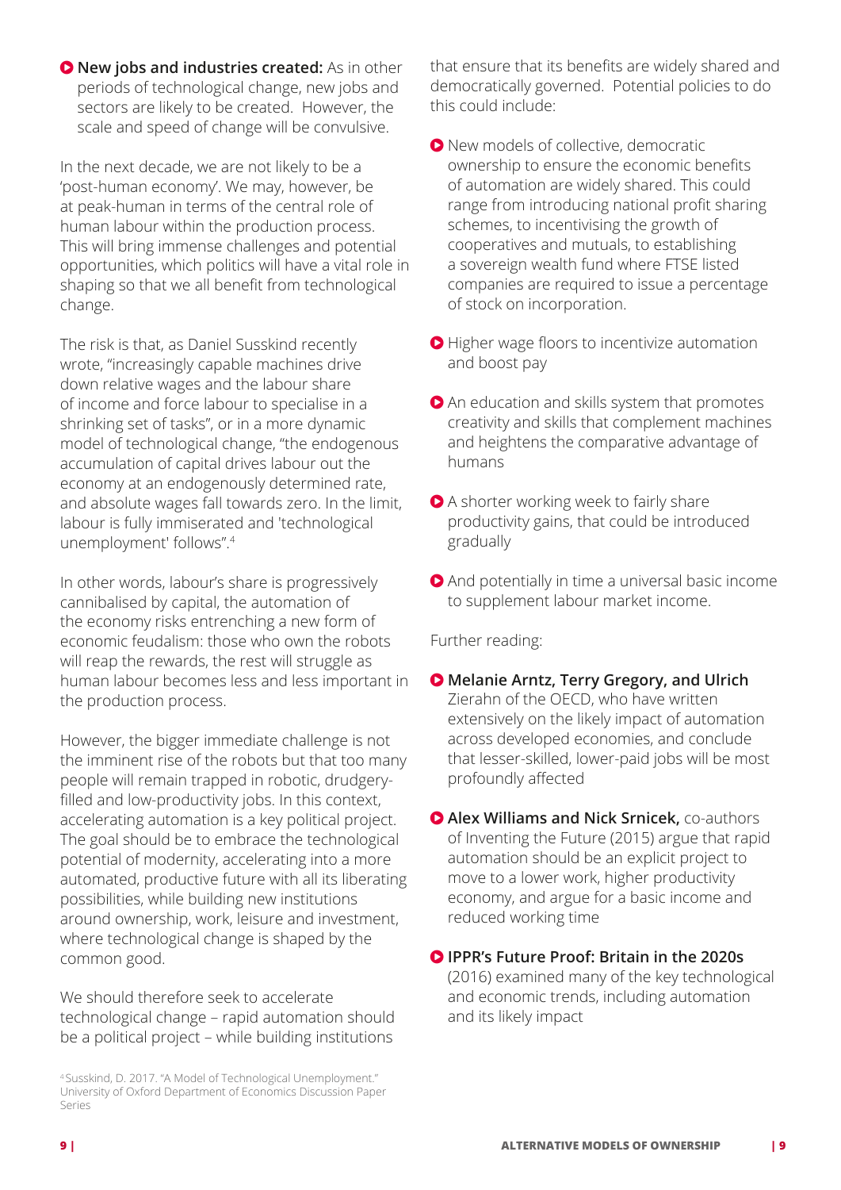- **New jobs and industries created:** As in other periods of technological change, new jobs and sectors are likely to be created. However, the scale and speed of change will be convulsive.

In the next decade, we are not likely to be a 'post-human economy'. We may, however, be at peak-human in terms of the central role of human labour within the production process. This will bring immense challenges and potential opportunities, which politics will have a vital role in shaping so that we all benefit from technological change.

The risk is that, as Daniel Susskind recently wrote, "increasingly capable machines drive down relative wages and the labour share of income and force labour to specialise in a shrinking set of tasks", or in a more dynamic model of technological change, "the endogenous accumulation of capital drives labour out the economy at an endogenously determined rate, and absolute wages fall towards zero. In the limit, labour is fully immiserated and 'technological unemployment' follows".[4]

In other words, labour's share is progressively cannibalised by capital, the automation of the economy risks entrenching a new form of economic feudalism: those who own the robots will reap the rewards, the rest will struggle as human labour becomes less and less important in the production process.

However, the bigger immediate challenge is not the imminent rise of the robots but that too many people will remain trapped in robotic, drudgery-filled and low-productivity jobs. In this context, accelerating automation is a key political project. The goal should be to embrace the technological potential of modernity, accelerating into a more automated, productive future with all its liberating possibilities, while building new institutions around ownership, work, leisure and investment, where technological change is shaped by the common good.

We should therefore seek to accelerate technological change – rapid automation should be a political project – while building institutions that ensure that its benefits are widely shared and democratically governed. Potential policies to do this could include:

- New models of collective, democratic ownership to ensure the economic benefits of automation are widely shared. This could range from introducing national profit sharing schemes, to incentivising the growth of cooperatives and mutuals, to establishing a sovereign wealth fund where FTSE listed companies are required to issue a percentage of stock on incorporation.
- Higher wage floors to incentivize automation and boost pay
- An education and skills system that promotes creativity and skills that complement machines and heightens the comparative advantage of humans
- A shorter working week to fairly share productivity gains, that could be introduced gradually
- And potentially in time a universal basic income to supplement labour market income.

Further reading:

- **Melanie Arntz, Terry Gregory, and Ulrich** Zierahn of the OECD, who have written extensively on the likely impact of automation across developed economies, and conclude that lesser-skilled, lower-paid jobs will be most profoundly affected
- **Alex Williams and Nick Srnicek,** co-authors of Inventing the Future (2015) argue that rapid automation should be an explicit project to move to a lower work, higher productivity economy, and argue for a basic income and reduced working time
- **IPPR's Future Proof: Britain in the 2020s** (2016) examined many of the key technological and economic trends, including automation and its likely impact

[4] Susskind, D. 2017. "A Model of Technological Unemployment." University of Oxford Department of Economics Discussion Paper Series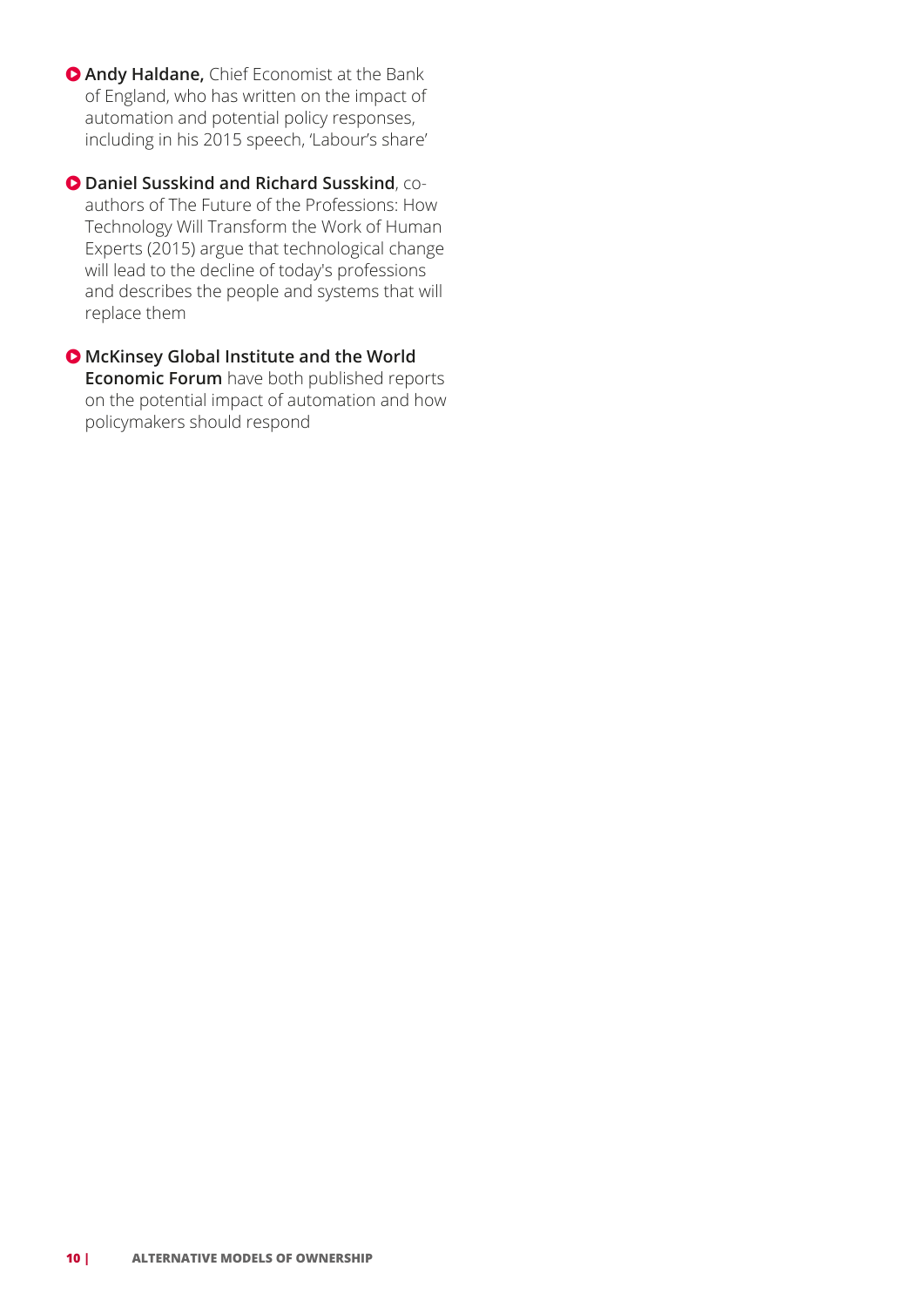- **Andy Haldane,** Chief Economist at the Bank of England, who has written on the impact of automation and potential policy responses, including in his 2015 speech, 'Labour's share'

- **Daniel Susskind and Richard Susskind**, co-authors of The Future of the Professions: How Technology Will Transform the Work of Human Experts (2015) argue that technological change will lead to the decline of today's professions and describes the people and systems that will replace them

- **McKinsey Global Institute and the World Economic Forum** have both published reports on the potential impact of automation and how policymakers should respond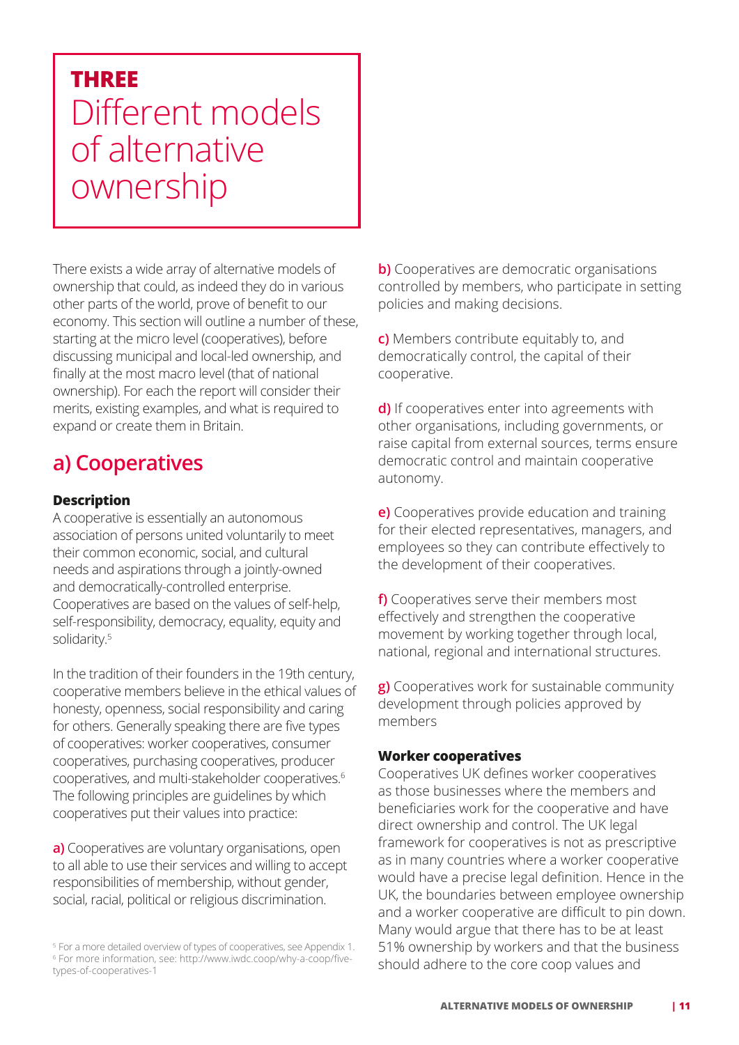# THREE

# Different models of alternative ownership

There exists a wide array of alternative models of ownership that could, as indeed they do in various other parts of the world, prove of benefit to our economy. This section will outline a number of these, starting at the micro level (cooperatives), before discussing municipal and local-led ownership, and finally at the most macro level (that of national ownership). For each the report will consider their merits, existing examples, and what is required to expand or create them in Britain.

## a) Cooperatives

### Description

A cooperative is essentially an autonomous association of persons united voluntarily to meet their common economic, social, and cultural needs and aspirations through a jointly-owned and democratically-controlled enterprise. Cooperatives are based on the values of self-help, self-responsibility, democracy, equality, equity and solidarity.[5]

In the tradition of their founders in the 19th century, cooperative members believe in the ethical values of honesty, openness, social responsibility and caring for others. Generally speaking there are five types of cooperatives: worker cooperatives, consumer cooperatives, purchasing cooperatives, producer cooperatives, and multi-stakeholder cooperatives.[6] The following principles are guidelines by which cooperatives put their values into practice:

**a)** Cooperatives are voluntary organisations, open to all able to use their services and willing to accept responsibilities of membership, without gender, social, racial, political or religious discrimination.

**b)** Cooperatives are democratic organisations controlled by members, who participate in setting policies and making decisions.

**c)** Members contribute equitably to, and democratically control, the capital of their cooperative.

**d)** If cooperatives enter into agreements with other organisations, including governments, or raise capital from external sources, terms ensure democratic control and maintain cooperative autonomy.

**e)** Cooperatives provide education and training for their elected representatives, managers, and employees so they can contribute effectively to the development of their cooperatives.

**f)** Cooperatives serve their members most effectively and strengthen the cooperative movement by working together through local, national, regional and international structures.

**g)** Cooperatives work for sustainable community development through policies approved by members

### Worker cooperatives

Cooperatives UK defines worker cooperatives as those businesses where the members and beneficiaries work for the cooperative and have direct ownership and control. The UK legal framework for cooperatives is not as prescriptive as in many countries where a worker cooperative would have a precise legal definition. Hence in the UK, the boundaries between employee ownership and a worker cooperative are difficult to pin down. Many would argue that there has to be at least 51% ownership by workers and that the business should adhere to the core coop values and

[5] For a more detailed overview of types of cooperatives, see Appendix 1.

[6] For more information, see: http://www.iwdc.coop/why-a-coop/five-types-of-cooperatives-1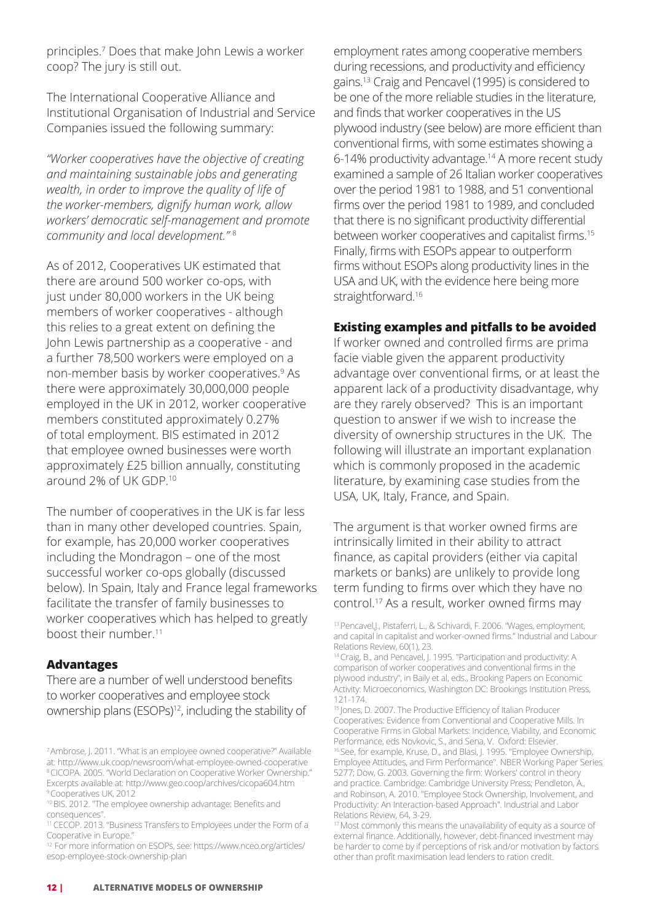principles.[7] Does that make John Lewis a worker coop? The jury is still out.

The International Cooperative Alliance and Institutional Organisation of Industrial and Service Companies issued the following summary:

*"Worker cooperatives have the objective of creating and maintaining sustainable jobs and generating wealth, in order to improve the quality of life of the worker-members, dignify human work, allow workers' democratic self-management and promote community and local development."* [8]

As of 2012, Cooperatives UK estimated that there are around 500 worker co-ops, with just under 80,000 workers in the UK being members of worker cooperatives - although this relies to a great extent on defining the John Lewis partnership as a cooperative - and a further 78,500 workers were employed on a non-member basis by worker cooperatives.[9] As there were approximately 30,000,000 people employed in the UK in 2012, worker cooperative members constituted approximately 0.27% of total employment. BIS estimated in 2012 that employee owned businesses were worth approximately £25 billion annually, constituting around 2% of UK GDP.[10]

The number of cooperatives in the UK is far less than in many other developed countries. Spain, for example, has 20,000 worker cooperatives including the Mondragon – one of the most successful worker co-ops globally (discussed below). In Spain, Italy and France legal frameworks facilitate the transfer of family businesses to worker cooperatives which has helped to greatly boost their number.[11]

### Advantages

There are a number of well understood benefits to worker cooperatives and employee stock ownership plans (ESOPs)[12], including the stability of employment rates among cooperative members during recessions, and productivity and efficiency gains.[13] Craig and Pencavel (1995) is considered to be one of the more reliable studies in the literature, and finds that worker cooperatives in the US plywood industry (see below) are more efficient than conventional firms, with some estimates showing a 6-14% productivity advantage.[14] A more recent study examined a sample of 26 Italian worker cooperatives over the period 1981 to 1988, and 51 conventional firms over the period 1981 to 1989, and concluded that there is no significant productivity differential between worker cooperatives and capitalist firms.[15] Finally, firms with ESOPs appear to outperform firms without ESOPs along productivity lines in the USA and UK, with the evidence here being more straightforward.[16]

### Existing examples and pitfalls to be avoided

If worker owned and controlled firms are prima facie viable given the apparent productivity advantage over conventional firms, or at least the apparent lack of a productivity disadvantage, why are they rarely observed? This is an important question to answer if we wish to increase the diversity of ownership structures in the UK. The following will illustrate an important explanation which is commonly proposed in the academic literature, by examining case studies from the USA, UK, Italy, France, and Spain.

The argument is that worker owned firms are intrinsically limited in their ability to attract finance, as capital providers (either via capital markets or banks) are unlikely to provide long term funding to firms over which they have no control.[17] As a result, worker owned firms may

---

[7] Ambrose, J. 2011. "What is an employee owned cooperative?" Available at: http://www.uk.coop/newsroom/what-employee-owned-cooperative

[8] CICOPA. 2005. "World Declaration on Cooperative Worker Ownership." Excerpts available at: http://www.geo.coop/archives/cicopa604.htm

[9] Cooperatives UK, 2012

[10] BIS. 2012. "The employee ownership advantage: Benefits and consequences".

[11] CECOP. 2013. "Business Transfers to Employees under the Form of a Cooperative in Europe."

[12] For more information on ESOPs, see: https://www.nceo.org/articles/esop-employee-stock-ownership-plan

[13] Pencavel,J., Pistaferri, L., & Schivardi, F. 2006. "Wages, employment, and capital in capitalist and worker-owned firms." Industrial and Labour Relations Review, 60(1), 23.

[14] Craig, B., and Pencavel, J. 1995. "Participation and productivity: A comparison of worker cooperatives and conventional firms in the plywood industry", in Baily et al, eds., Brooking Papers on Economic Activity: Microeconomics, Washington DC: Brookings Institution Press, 121-174.

[15] Jones, D. 2007. The Productive Efficiency of Italian Producer Cooperatives: Evidence from Conventional and Cooperative Mills. In Cooperative Firms in Global Markets: Incidence, Viability, and Economic Performance, eds Novkovic, S., and Sena, V. Oxford: Elsevier.

[16] See, for example, Kruse, D., and Blasi, J. 1995. "Employee Ownership, Employee Attitudes, and Firm Performance". NBER Working Paper Series 5277; Dow, G. 2003. Governing the firm: Workers' control in theory and practice. Cambridge: Cambridge University Press; Pendleton, A., and Robinson, A. 2010. "Employee Stock Ownership, Involvement, and Productivity: An Interaction-based Approach". Industrial and Labor Relations Review, 64, 3-29.

[17] Most commonly this means the unavailability of equity as a source of external finance. Additionally, however, debt-financed investment may be harder to come by if perceptions of risk and/or motivation by factors other than profit maximisation lead lenders to ration credit.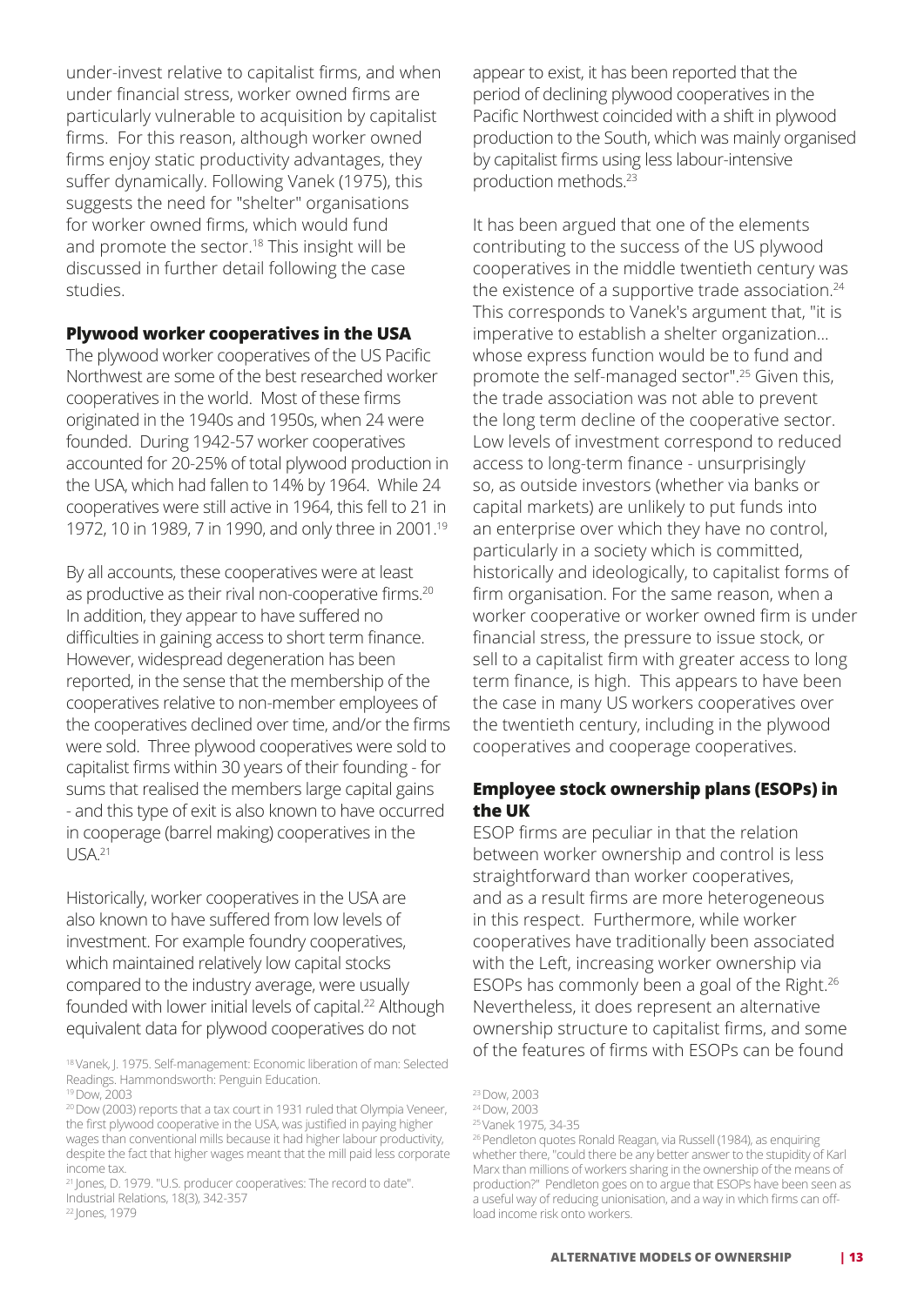under-invest relative to capitalist firms, and when under financial stress, worker owned firms are particularly vulnerable to acquisition by capitalist firms. For this reason, although worker owned firms enjoy static productivity advantages, they suffer dynamically. Following Vanek (1975), this suggests the need for "shelter" organisations for worker owned firms, which would fund and promote the sector.[18] This insight will be discussed in further detail following the case studies.

### Plywood worker cooperatives in the USA

The plywood worker cooperatives of the US Pacific Northwest are some of the best researched worker cooperatives in the world. Most of these firms originated in the 1940s and 1950s, when 24 were founded. During 1942-57 worker cooperatives accounted for 20-25% of total plywood production in the USA, which had fallen to 14% by 1964. While 24 cooperatives were still active in 1964, this fell to 21 in 1972, 10 in 1989, 7 in 1990, and only three in 2001.[19]

By all accounts, these cooperatives were at least as productive as their rival non-cooperative firms.[20] In addition, they appear to have suffered no difficulties in gaining access to short term finance. However, widespread degeneration has been reported, in the sense that the membership of the cooperatives relative to non-member employees of the cooperatives declined over time, and/or the firms were sold. Three plywood cooperatives were sold to capitalist firms within 30 years of their founding - for sums that realised the members large capital gains - and this type of exit is also known to have occurred in cooperage (barrel making) cooperatives in the USA.[21]

Historically, worker cooperatives in the USA are also known to have suffered from low levels of investment. For example foundry cooperatives, which maintained relatively low capital stocks compared to the industry average, were usually founded with lower initial levels of capital.[22] Although equivalent data for plywood cooperatives do not appear to exist, it has been reported that the period of declining plywood cooperatives in the Pacific Northwest coincided with a shift in plywood production to the South, which was mainly organised by capitalist firms using less labour-intensive production methods.[23]

It has been argued that one of the elements contributing to the success of the US plywood cooperatives in the middle twentieth century was the existence of a supportive trade association.[24] This corresponds to Vanek's argument that, "it is imperative to establish a shelter organization… whose express function would be to fund and promote the self-managed sector".[25] Given this, the trade association was not able to prevent the long term decline of the cooperative sector. Low levels of investment correspond to reduced access to long-term finance - unsurprisingly so, as outside investors (whether via banks or capital markets) are unlikely to put funds into an enterprise over which they have no control, particularly in a society which is committed, historically and ideologically, to capitalist forms of firm organisation. For the same reason, when a worker cooperative or worker owned firm is under financial stress, the pressure to issue stock, or sell to a capitalist firm with greater access to long term finance, is high. This appears to have been the case in many US workers cooperatives over the twentieth century, including in the plywood cooperatives and cooperage cooperatives.

### Employee stock ownership plans (ESOPs) in the UK

ESOP firms are peculiar in that the relation between worker ownership and control is less straightforward than worker cooperatives, and as a result firms are more heterogeneous in this respect. Furthermore, while worker cooperatives have traditionally been associated with the Left, increasing worker ownership via ESOPs has commonly been a goal of the Right.[26] Nevertheless, it does represent an alternative ownership structure to capitalist firms, and some of the features of firms with ESOPs can be found

[18] Vanek, J. 1975. Self-management: Economic liberation of man: Selected Readings. Hammondsworth: Penguin Education.

[19] Dow, 2003

[20] Dow (2003) reports that a tax court in 1931 ruled that Olympia Veneer, the first plywood cooperative in the USA, was justified in paying higher wages than conventional mills because it had higher labour productivity, despite the fact that higher wages meant that the mill paid less corporate income tax.

[21] Jones, D. 1979. "U.S. producer cooperatives: The record to date". Industrial Relations, 18(3), 342-357

[22] Jones, 1979

[23] Dow, 2003

[24] Dow, 2003

[25] Vanek 1975, 34-35

[26] Pendleton quotes Ronald Reagan, via Russell (1984), as enquiring whether there, "could there be any better answer to the stupidity of Karl Marx than millions of workers sharing in the ownership of the means of production?" Pendleton goes on to argue that ESOPs have been seen as a useful way of reducing unionisation, and a way in which firms can off-load income risk onto workers.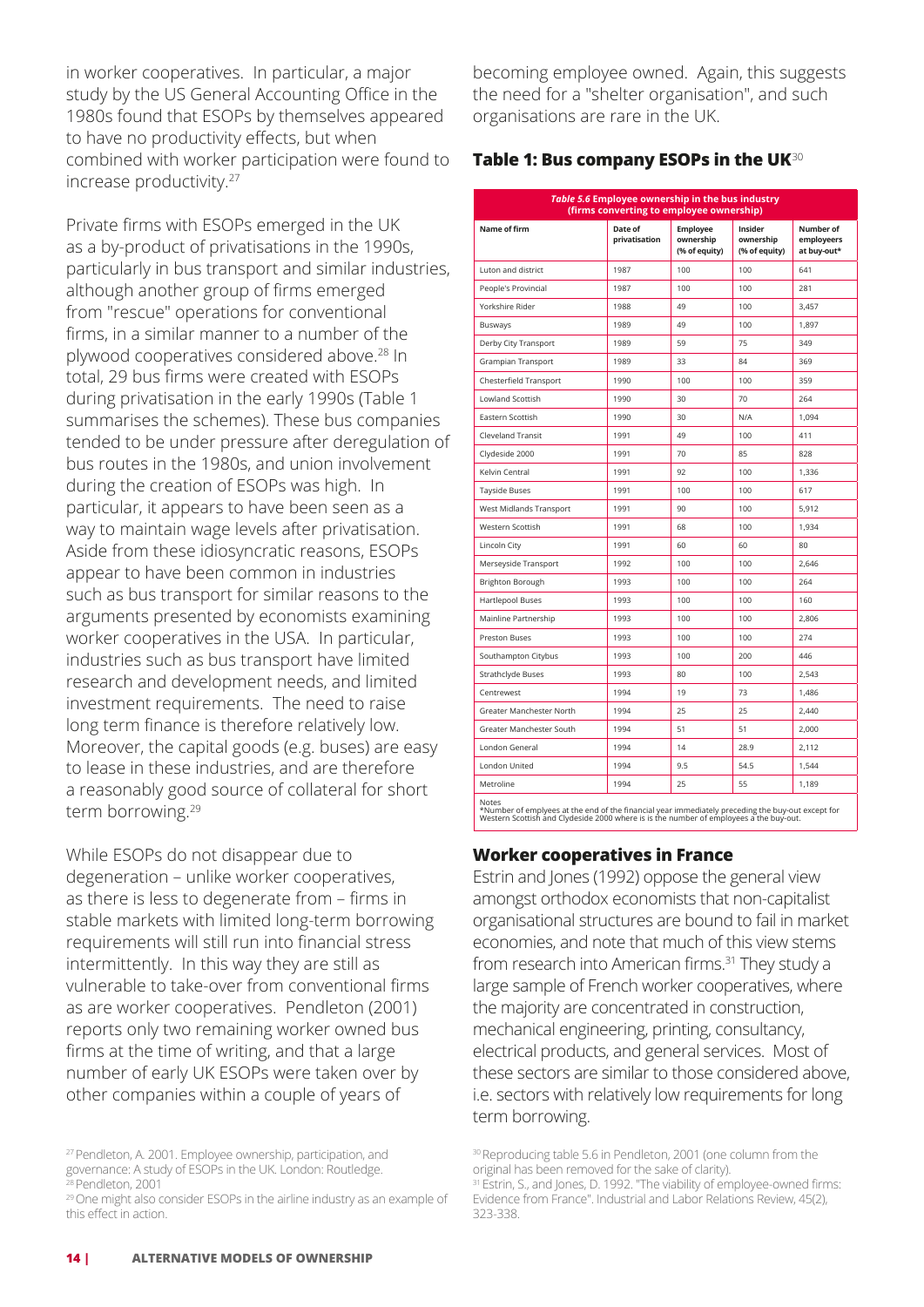in worker cooperatives. In particular, a major study by the US General Accounting Office in the 1980s found that ESOPs by themselves appeared to have no productivity effects, but when combined with worker participation were found to increase productivity.[27]

Private firms with ESOPs emerged in the UK as a by-product of privatisations in the 1990s, particularly in bus transport and similar industries, although another group of firms emerged from "rescue" operations for conventional firms, in a similar manner to a number of the plywood cooperatives considered above.[28] In total, 29 bus firms were created with ESOPs during privatisation in the early 1990s (Table 1 summarises the schemes). These bus companies tended to be under pressure after deregulation of bus routes in the 1980s, and union involvement during the creation of ESOPs was high. In particular, it appears to have been seen as a way to maintain wage levels after privatisation. Aside from these idiosyncratic reasons, ESOPs appear to have been common in industries such as bus transport for similar reasons to the arguments presented by economists examining worker cooperatives in the USA. In particular, industries such as bus transport have limited research and development needs, and limited investment requirements. The need to raise long term finance is therefore relatively low. Moreover, the capital goods (e.g. buses) are easy to lease in these industries, and are therefore a reasonably good source of collateral for short term borrowing.[29]

While ESOPs do not disappear due to degeneration – unlike worker cooperatives, as there is less to degenerate from – firms in stable markets with limited long-term borrowing requirements will still run into financial stress intermittently. In this way they are still as vulnerable to take-over from conventional firms as are worker cooperatives. Pendleton (2001) reports only two remaining worker owned bus firms at the time of writing, and that a large number of early UK ESOPs were taken over by other companies within a couple of years of becoming employee owned. Again, this suggests the need for a "shelter organisation", and such organisations are rare in the UK.

## Table 1: Bus company ESOPs in the UK[30]

***Table 5.6* Employee ownership in the bus industry (firms converting to employee ownership)**

| Name of firm | Date of privatisation | Employee ownership (% of equity) | Insider ownership (% of equity) | Number of employeers at buy-out* |
|---|---|---|---|---|
| Luton and district | 1987 | 100 | 100 | 641 |
| People's Provincial | 1987 | 100 | 100 | 281 |
| Yorkshire Rider | 1988 | 49 | 100 | 3,457 |
| Busways | 1989 | 49 | 100 | 1,897 |
| Derby City Transport | 1989 | 59 | 75 | 349 |
| Grampian Transport | 1989 | 33 | 84 | 369 |
| Chesterfield Transport | 1990 | 100 | 100 | 359 |
| Lowland Scottish | 1990 | 30 | 70 | 264 |
| Eastern Scottish | 1990 | 30 | N/A | 1,094 |
| Cleveland Transit | 1991 | 49 | 100 | 411 |
| Clydeside 2000 | 1991 | 70 | 85 | 828 |
| Kelvin Central | 1991 | 92 | 100 | 1,336 |
| Tayside Buses | 1991 | 100 | 100 | 617 |
| West Midlands Transport | 1991 | 90 | 100 | 5,912 |
| Western Scottish | 1991 | 68 | 100 | 1,934 |
| Lincoln City | 1991 | 60 | 60 | 80 |
| Merseyside Transport | 1992 | 100 | 100 | 2,646 |
| Brighton Borough | 1993 | 100 | 100 | 264 |
| Hartlepool Buses | 1993 | 100 | 100 | 160 |
| Mainline Partnership | 1993 | 100 | 100 | 2,806 |
| Preston Buses | 1993 | 100 | 100 | 274 |
| Southampton Citybus | 1993 | 100 | 200 | 446 |
| Strathclyde Buses | 1993 | 80 | 100 | 2,543 |
| Centrewest | 1994 | 19 | 73 | 1,486 |
| Greater Manchester North | 1994 | 25 | 25 | 2,440 |
| Greater Manchester South | 1994 | 51 | 51 | 2,000 |
| London General | 1994 | 14 | 28.9 | 2,112 |
| London United | 1994 | 9.5 | 54.5 | 1,544 |
| Metroline | 1994 | 25 | 55 | 1,189 |

Notes
*Number of emplyees at the end of the financial year immediately preceding the buy-out except for Western Scottish and Clydeside 2000 where is is the number of employees a the buy-out.

## Worker cooperatives in France

Estrin and Jones (1992) oppose the general view amongst orthodox economists that non-capitalist organisational structures are bound to fail in market economies, and note that much of this view stems from research into American firms.[31] They study a large sample of French worker cooperatives, where the majority are concentrated in construction, mechanical engineering, printing, consultancy, electrical products, and general services. Most of these sectors are similar to those considered above, i.e. sectors with relatively low requirements for long term borrowing.

---

[27] Pendleton, A. 2001. Employee ownership, participation, and governance: A study of ESOPs in the UK. London: Routledge.
[28] Pendleton, 2001
[29] One might also consider ESOPs in the airline industry as an example of this effect in action.
[30] Reproducing table 5.6 in Pendleton, 2001 (one column from the original has been removed for the sake of clarity).
[31] Estrin, S., and Jones, D. 1992. "The viability of employee-owned firms: Evidence from France". Industrial and Labor Relations Review, 45(2), 323-338.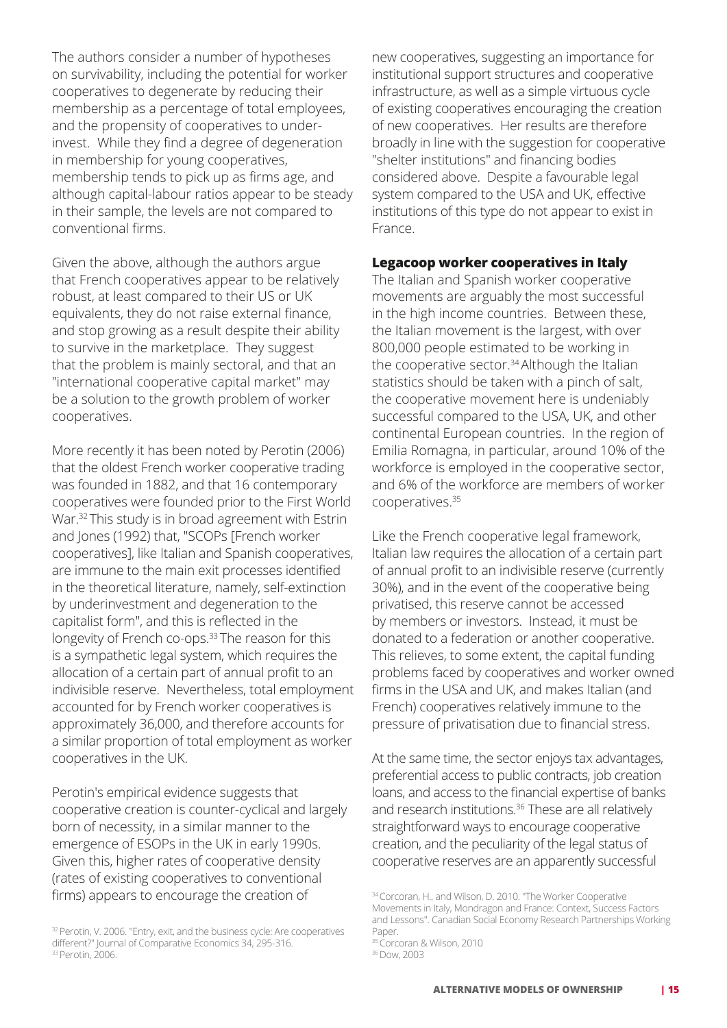The authors consider a number of hypotheses on survivability, including the potential for worker cooperatives to degenerate by reducing their membership as a percentage of total employees, and the propensity of cooperatives to under-invest. While they find a degree of degeneration in membership for young cooperatives, membership tends to pick up as firms age, and although capital-labour ratios appear to be steady in their sample, the levels are not compared to conventional firms.

Given the above, although the authors argue that French cooperatives appear to be relatively robust, at least compared to their US or UK equivalents, they do not raise external finance, and stop growing as a result despite their ability to survive in the marketplace. They suggest that the problem is mainly sectoral, and that an "international cooperative capital market" may be a solution to the growth problem of worker cooperatives.

More recently it has been noted by Perotin (2006) that the oldest French worker cooperative trading was founded in 1882, and that 16 contemporary cooperatives were founded prior to the First World War.[32] This study is in broad agreement with Estrin and Jones (1992) that, "SCOPs [French worker cooperatives], like Italian and Spanish cooperatives, are immune to the main exit processes identified in the theoretical literature, namely, self-extinction by underinvestment and degeneration to the capitalist form", and this is reflected in the longevity of French co-ops.[33] The reason for this is a sympathetic legal system, which requires the allocation of a certain part of annual profit to an indivisible reserve. Nevertheless, total employment accounted for by French worker cooperatives is approximately 36,000, and therefore accounts for a similar proportion of total employment as worker cooperatives in the UK.

Perotin's empirical evidence suggests that cooperative creation is counter-cyclical and largely born of necessity, in a similar manner to the emergence of ESOPs in the UK in early 1990s. Given this, higher rates of cooperative density (rates of existing cooperatives to conventional firms) appears to encourage the creation of new cooperatives, suggesting an importance for institutional support structures and cooperative infrastructure, as well as a simple virtuous cycle of existing cooperatives encouraging the creation of new cooperatives. Her results are therefore broadly in line with the suggestion for cooperative "shelter institutions" and financing bodies considered above. Despite a favourable legal system compared to the USA and UK, effective institutions of this type do not appear to exist in France.

**Legacoop worker cooperatives in Italy**

The Italian and Spanish worker cooperative movements are arguably the most successful in the high income countries. Between these, the Italian movement is the largest, with over 800,000 people estimated to be working in the cooperative sector.[34] Although the Italian statistics should be taken with a pinch of salt, the cooperative movement here is undeniably successful compared to the USA, UK, and other continental European countries. In the region of Emilia Romagna, in particular, around 10% of the workforce is employed in the cooperative sector, and 6% of the workforce are members of worker cooperatives.[35]

Like the French cooperative legal framework, Italian law requires the allocation of a certain part of annual profit to an indivisible reserve (currently 30%), and in the event of the cooperative being privatised, this reserve cannot be accessed by members or investors. Instead, it must be donated to a federation or another cooperative. This relieves, to some extent, the capital funding problems faced by cooperatives and worker owned firms in the USA and UK, and makes Italian (and French) cooperatives relatively immune to the pressure of privatisation due to financial stress.

At the same time, the sector enjoys tax advantages, preferential access to public contracts, job creation loans, and access to the financial expertise of banks and research institutions.[36] These are all relatively straightforward ways to encourage cooperative creation, and the peculiarity of the legal status of cooperative reserves are an apparently successful

[32] Perotin, V. 2006. "Entry, exit, and the business cycle: Are cooperatives different?" Journal of Comparative Economics 34, 295-316.

[33] Perotin, 2006.

[34] Corcoran, H., and Wilson, D. 2010. "The Worker Cooperative Movements in Italy, Mondragon and France: Context, Success Factors and Lessons". Canadian Social Economy Research Partnerships Working Paper.

[35] Corcoran & Wilson, 2010

[36] Dow, 2003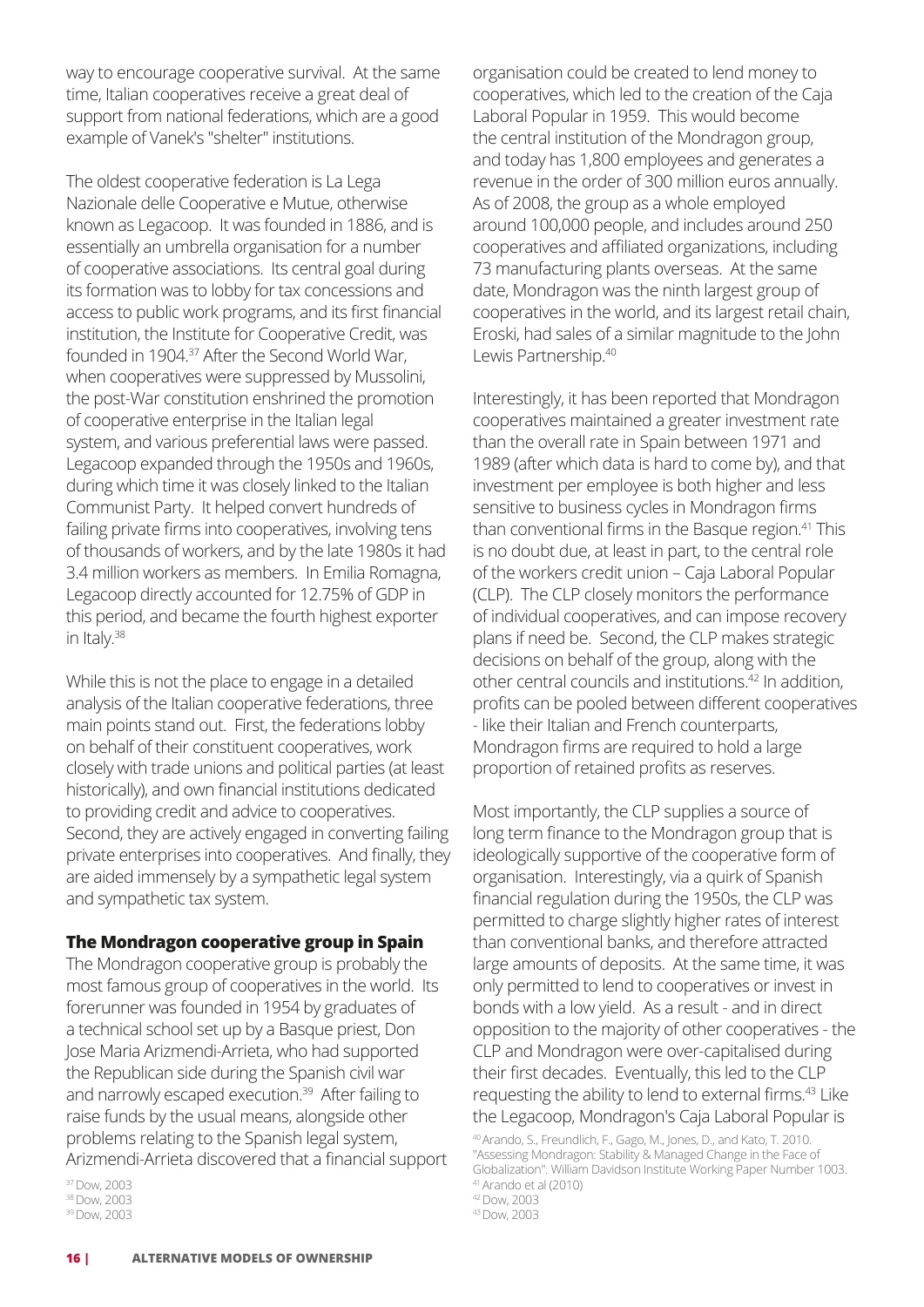way to encourage cooperative survival. At the same time, Italian cooperatives receive a great deal of support from national federations, which are a good example of Vanek's "shelter" institutions.

The oldest cooperative federation is La Lega Nazionale delle Cooperative e Mutue, otherwise known as Legacoop. It was founded in 1886, and is essentially an umbrella organisation for a number of cooperative associations. Its central goal during its formation was to lobby for tax concessions and access to public work programs, and its first financial institution, the Institute for Cooperative Credit, was founded in 1904.[37] After the Second World War, when cooperatives were suppressed by Mussolini, the post-War constitution enshrined the promotion of cooperative enterprise in the Italian legal system, and various preferential laws were passed. Legacoop expanded through the 1950s and 1960s, during which time it was closely linked to the Italian Communist Party. It helped convert hundreds of failing private firms into cooperatives, involving tens of thousands of workers, and by the late 1980s it had 3.4 million workers as members. In Emilia Romagna, Legacoop directly accounted for 12.75% of GDP in this period, and became the fourth highest exporter in Italy.[38]

While this is not the place to engage in a detailed analysis of the Italian cooperative federations, three main points stand out. First, the federations lobby on behalf of their constituent cooperatives, work closely with trade unions and political parties (at least historically), and own financial institutions dedicated to providing credit and advice to cooperatives. Second, they are actively engaged in converting failing private enterprises into cooperatives. And finally, they are aided immensely by a sympathetic legal system and sympathetic tax system.

### The Mondragon cooperative group in Spain

The Mondragon cooperative group is probably the most famous group of cooperatives in the world. Its forerunner was founded in 1954 by graduates of a technical school set up by a Basque priest, Don Jose Maria Arizmendi-Arrieta, who had supported the Republican side during the Spanish civil war and narrowly escaped execution.[39] After failing to raise funds by the usual means, alongside other problems relating to the Spanish legal system, Arizmendi-Arrieta discovered that a financial support organisation could be created to lend money to cooperatives, which led to the creation of the Caja Laboral Popular in 1959. This would become the central institution of the Mondragon group, and today has 1,800 employees and generates a revenue in the order of 300 million euros annually. As of 2008, the group as a whole employed around 100,000 people, and includes around 250 cooperatives and affiliated organizations, including 73 manufacturing plants overseas. At the same date, Mondragon was the ninth largest group of cooperatives in the world, and its largest retail chain, Eroski, had sales of a similar magnitude to the John Lewis Partnership.[40]

Interestingly, it has been reported that Mondragon cooperatives maintained a greater investment rate than the overall rate in Spain between 1971 and 1989 (after which data is hard to come by), and that investment per employee is both higher and less sensitive to business cycles in Mondragon firms than conventional firms in the Basque region.[41] This is no doubt due, at least in part, to the central role of the workers credit union – Caja Laboral Popular (CLP). The CLP closely monitors the performance of individual cooperatives, and can impose recovery plans if need be. Second, the CLP makes strategic decisions on behalf of the group, along with the other central councils and institutions.[42] In addition, profits can be pooled between different cooperatives - like their Italian and French counterparts, Mondragon firms are required to hold a large proportion of retained profits as reserves.

Most importantly, the CLP supplies a source of long term finance to the Mondragon group that is ideologically supportive of the cooperative form of organisation. Interestingly, via a quirk of Spanish financial regulation during the 1950s, the CLP was permitted to charge slightly higher rates of interest than conventional banks, and therefore attracted large amounts of deposits. At the same time, it was only permitted to lend to cooperatives or invest in bonds with a low yield. As a result - and in direct opposition to the majority of other cooperatives - the CLP and Mondragon were over-capitalised during their first decades. Eventually, this led to the CLP requesting the ability to lend to external firms.[43] Like the Legacoop, Mondragon's Caja Laboral Popular is

[37] Dow, 2003
[38] Dow, 2003
[39] Dow, 2003
[40] Arando, S., Freundlich, F., Gago, M., Jones, D., and Kato, T. 2010. "Assessing Mondragon: Stability & Managed Change in the Face of Globalization". William Davidson Institute Working Paper Number 1003.
[41] Arando et al (2010)
[42] Dow, 2003
[43] Dow, 2003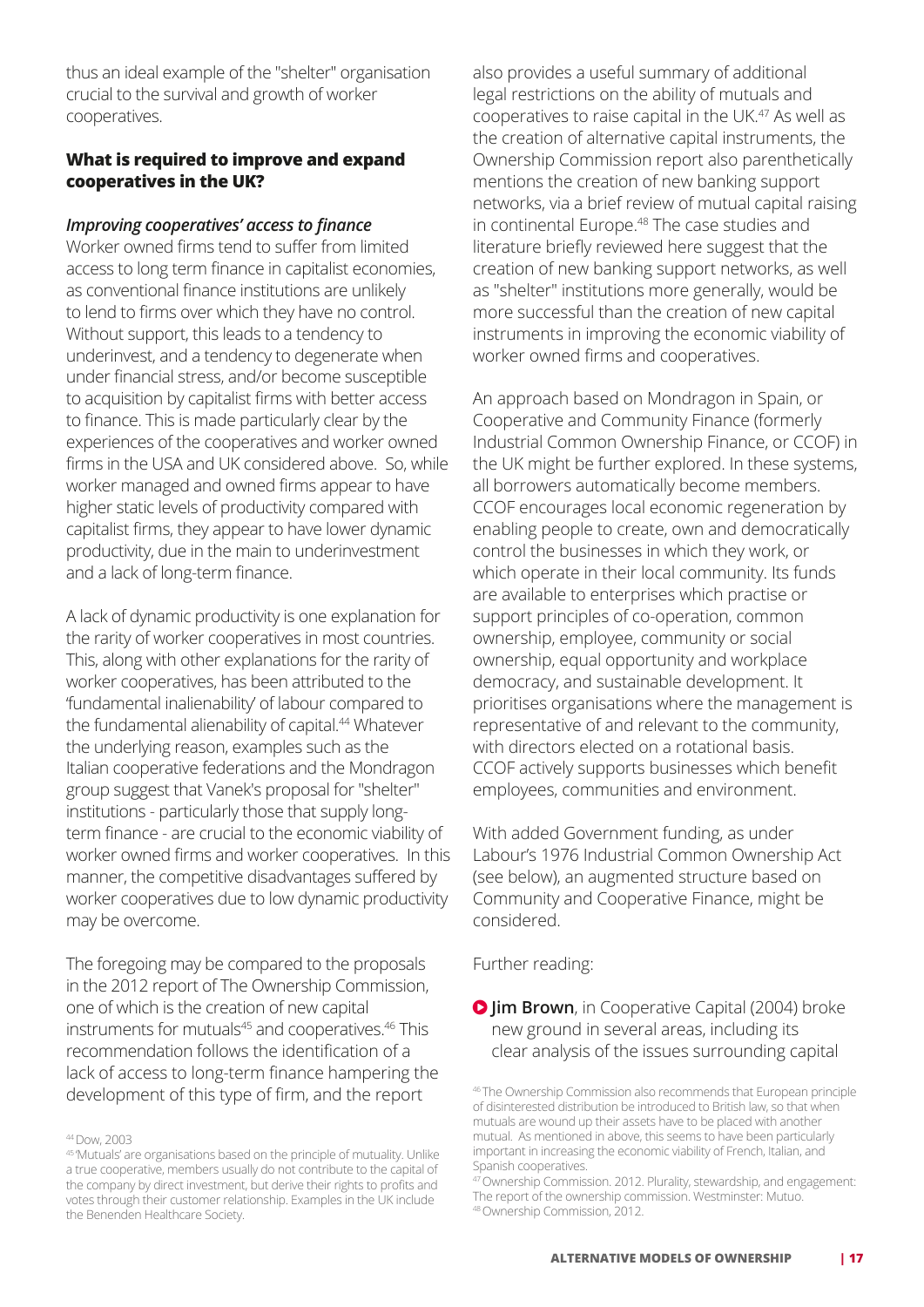thus an ideal example of the "shelter" organisation crucial to the survival and growth of worker cooperatives.

### What is required to improve and expand cooperatives in the UK?

***Improving cooperatives' access to finance***

Worker owned firms tend to suffer from limited access to long term finance in capitalist economies, as conventional finance institutions are unlikely to lend to firms over which they have no control. Without support, this leads to a tendency to underinvest, and a tendency to degenerate when under financial stress, and/or become susceptible to acquisition by capitalist firms with better access to finance. This is made particularly clear by the experiences of the cooperatives and worker owned firms in the USA and UK considered above. So, while worker managed and owned firms appear to have higher static levels of productivity compared with capitalist firms, they appear to have lower dynamic productivity, due in the main to underinvestment and a lack of long-term finance.

A lack of dynamic productivity is one explanation for the rarity of worker cooperatives in most countries. This, along with other explanations for the rarity of worker cooperatives, has been attributed to the 'fundamental inalienability' of labour compared to the fundamental alienability of capital.[44] Whatever the underlying reason, examples such as the Italian cooperative federations and the Mondragon group suggest that Vanek's proposal for "shelter" institutions - particularly those that supply long-term finance - are crucial to the economic viability of worker owned firms and worker cooperatives. In this manner, the competitive disadvantages suffered by worker cooperatives due to low dynamic productivity may be overcome.

The foregoing may be compared to the proposals in the 2012 report of The Ownership Commission, one of which is the creation of new capital instruments for mutuals[45] and cooperatives.[46] This recommendation follows the identification of a lack of access to long-term finance hampering the development of this type of firm, and the report also provides a useful summary of additional legal restrictions on the ability of mutuals and cooperatives to raise capital in the UK.[47] As well as the creation of alternative capital instruments, the Ownership Commission report also parenthetically mentions the creation of new banking support networks, via a brief review of mutual capital raising in continental Europe.[48] The case studies and literature briefly reviewed here suggest that the creation of new banking support networks, as well as "shelter" institutions more generally, would be more successful than the creation of new capital instruments in improving the economic viability of worker owned firms and cooperatives.

An approach based on Mondragon in Spain, or Cooperative and Community Finance (formerly Industrial Common Ownership Finance, or CCOF) in the UK might be further explored. In these systems, all borrowers automatically become members. CCOF encourages local economic regeneration by enabling people to create, own and democratically control the businesses in which they work, or which operate in their local community. Its funds are available to enterprises which practise or support principles of co-operation, common ownership, employee, community or social ownership, equal opportunity and workplace democracy, and sustainable development. It prioritises organisations where the management is representative of and relevant to the community, with directors elected on a rotational basis. CCOF actively supports businesses which benefit employees, communities and environment.

With added Government funding, as under Labour's 1976 Industrial Common Ownership Act (see below), an augmented structure based on Community and Cooperative Finance, might be considered.

Further reading:

- **Jim Brown**, in Cooperative Capital (2004) broke new ground in several areas, including its clear analysis of the issues surrounding capital

---

[44] Dow, 2003

[45] 'Mutuals' are organisations based on the principle of mutuality. Unlike a true cooperative, members usually do not contribute to the capital of the company by direct investment, but derive their rights to profits and votes through their customer relationship. Examples in the UK include the Benenden Healthcare Society.

[46] The Ownership Commission also recommends that European principle of disinterested distribution be introduced to British law, so that when mutuals are wound up their assets have to be placed with another mutual. As mentioned in above, this seems to have been particularly important in increasing the economic viability of French, Italian, and Spanish cooperatives.

[47] Ownership Commission. 2012. Plurality, stewardship, and engagement: The report of the ownership commission. Westminster: Mutuo.

[48] Ownership Commission, 2012.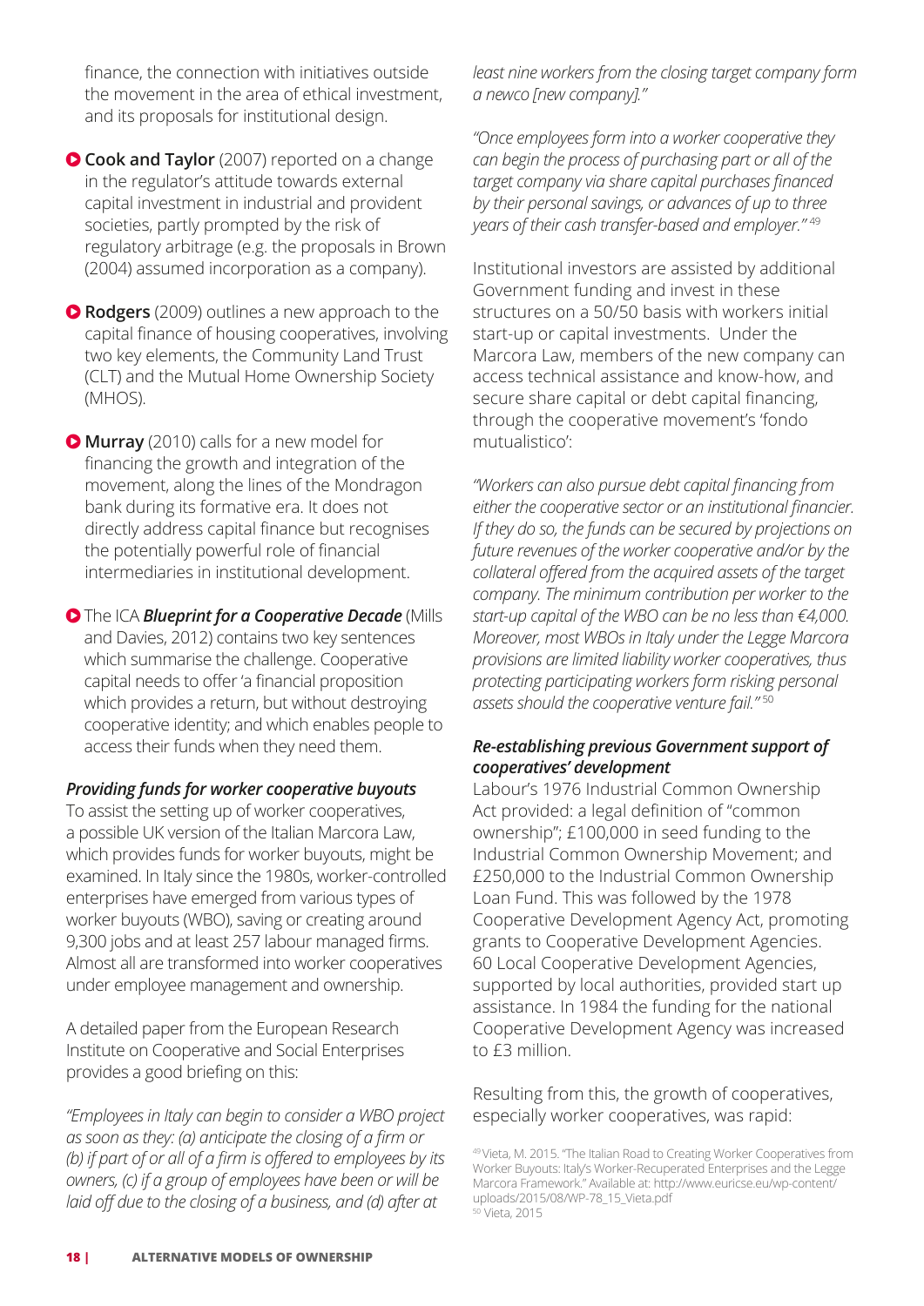finance, the connection with initiatives outside the movement in the area of ethical investment, and its proposals for institutional design.

- **Cook and Taylor** (2007) reported on a change in the regulator's attitude towards external capital investment in industrial and provident societies, partly prompted by the risk of regulatory arbitrage (e.g. the proposals in Brown (2004) assumed incorporation as a company).

- **Rodgers** (2009) outlines a new approach to the capital finance of housing cooperatives, involving two key elements, the Community Land Trust (CLT) and the Mutual Home Ownership Society (MHOS).

- **Murray** (2010) calls for a new model for financing the growth and integration of the movement, along the lines of the Mondragon bank during its formative era. It does not directly address capital finance but recognises the potentially powerful role of financial intermediaries in institutional development.

- The ICA ***Blueprint for a Cooperative Decade*** (Mills and Davies, 2012) contains two key sentences which summarise the challenge. Cooperative capital needs to offer 'a financial proposition which provides a return, but without destroying cooperative identity; and which enables people to access their funds when they need them.

***Providing funds for worker cooperative buyouts***

To assist the setting up of worker cooperatives, a possible UK version of the Italian Marcora Law, which provides funds for worker buyouts, might be examined. In Italy since the 1980s, worker-controlled enterprises have emerged from various types of worker buyouts (WBO), saving or creating around 9,300 jobs and at least 257 labour managed firms. Almost all are transformed into worker cooperatives under employee management and ownership.

A detailed paper from the European Research Institute on Cooperative and Social Enterprises provides a good briefing on this:

*"Employees in Italy can begin to consider a WBO project as soon as they: (a) anticipate the closing of a firm or (b) if part of or all of a firm is offered to employees by its owners, (c) if a group of employees have been or will be laid off due to the closing of a business, and (d) after at least nine workers from the closing target company form a newco [new company]."*

*"Once employees form into a worker cooperative they can begin the process of purchasing part or all of the target company via share capital purchases financed by their personal savings, or advances of up to three years of their cash transfer-based and employer."* [49]

Institutional investors are assisted by additional Government funding and invest in these structures on a 50/50 basis with workers initial start-up or capital investments. Under the Marcora Law, members of the new company can access technical assistance and know-how, and secure share capital or debt capital financing, through the cooperative movement's 'fondo mutualistico':

*"Workers can also pursue debt capital financing from either the cooperative sector or an institutional financier. If they do so, the funds can be secured by projections on future revenues of the worker cooperative and/or by the collateral offered from the acquired assets of the target company. The minimum contribution per worker to the start-up capital of the WBO can be no less than €4,000. Moreover, most WBOs in Italy under the Legge Marcora provisions are limited liability worker cooperatives, thus protecting participating workers form risking personal assets should the cooperative venture fail."* [50]

***Re-establishing previous Government support of cooperatives' development***

Labour's 1976 Industrial Common Ownership Act provided: a legal definition of "common ownership"; £100,000 in seed funding to the Industrial Common Ownership Movement; and £250,000 to the Industrial Common Ownership Loan Fund. This was followed by the 1978 Cooperative Development Agency Act, promoting grants to Cooperative Development Agencies. 60 Local Cooperative Development Agencies, supported by local authorities, provided start up assistance. In 1984 the funding for the national Cooperative Development Agency was increased to £3 million.

Resulting from this, the growth of cooperatives, especially worker cooperatives, was rapid:

[49] Vieta, M. 2015. "The Italian Road to Creating Worker Cooperatives from Worker Buyouts: Italy's Worker-Recuperated Enterprises and the Legge Marcora Framework." Available at: http://www.euricse.eu/wp-content/uploads/2015/08/WP-78_15_Vieta.pdf

[50] Vieta, 2015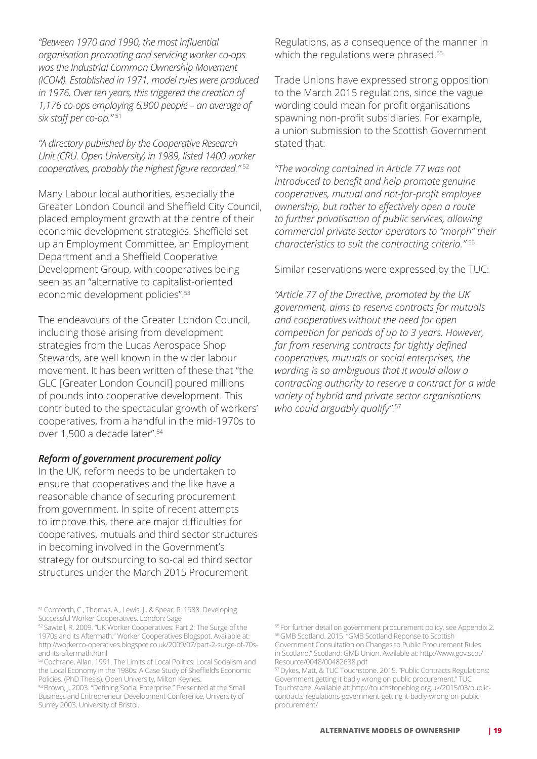*"Between 1970 and 1990, the most influential organisation promoting and servicing worker co-ops was the Industrial Common Ownership Movement (ICOM). Established in 1971, model rules were produced in 1976. Over ten years, this triggered the creation of 1,176 co-ops employing 6,900 people – an average of six staff per co-op."* [51]

*"A directory published by the Cooperative Research Unit (CRU. Open University) in 1989, listed 1400 worker cooperatives, probably the highest figure recorded."* [52]

Many Labour local authorities, especially the Greater London Council and Sheffield City Council, placed employment growth at the centre of their economic development strategies. Sheffield set up an Employment Committee, an Employment Department and a Sheffield Cooperative Development Group, with cooperatives being seen as an "alternative to capitalist-oriented economic development policies".[53]

The endeavours of the Greater London Council, including those arising from development strategies from the Lucas Aerospace Shop Stewards, are well known in the wider labour movement. It has been written of these that "the GLC [Greater London Council] poured millions of pounds into cooperative development. This contributed to the spectacular growth of workers' cooperatives, from a handful in the mid-1970s to over 1,500 a decade later".[54]

***Reform of government procurement policy***

In the UK, reform needs to be undertaken to ensure that cooperatives and the like have a reasonable chance of securing procurement from government. In spite of recent attempts to improve this, there are major difficulties for cooperatives, mutuals and third sector structures in becoming involved in the Government's strategy for outsourcing to so-called third sector structures under the March 2015 Procurement Regulations, as a consequence of the manner in which the regulations were phrased.[55]

Trade Unions have expressed strong opposition to the March 2015 regulations, since the vague wording could mean for profit organisations spawning non-profit subsidiaries. For example, a union submission to the Scottish Government stated that:

*"The wording contained in Article 77 was not introduced to benefit and help promote genuine cooperatives, mutual and not-for-profit employee ownership, but rather to effectively open a route to further privatisation of public services, allowing commercial private sector operators to "morph" their characteristics to suit the contracting criteria."* [56]

Similar reservations were expressed by the TUC:

*"Article 77 of the Directive, promoted by the UK government, aims to reserve contracts for mutuals and cooperatives without the need for open competition for periods of up to 3 years. However, far from reserving contracts for tightly defined cooperatives, mutuals or social enterprises, the wording is so ambiguous that it would allow a contracting authority to reserve a contract for a wide variety of hybrid and private sector organisations who could arguably qualify".*[57]

[51] Cornforth, C., Thomas, A., Lewis, J., & Spear, R. 1988. Developing Successful Worker Cooperatives. London: Sage

[52] Sawtell, R. 2009. "UK Worker Cooperatives: Part 2: The Surge of the 1970s and its Aftermath." Worker Cooperatives Blogspot. Available at: http://workerco-operatives.blogspot.co.uk/2009/07/part-2-surge-of-70s-and-its-aftermath.html

[53] Cochrane, Allan. 1991. The Limits of Local Politics: Local Socialism and the Local Economy in the 1980s: A Case Study of Sheffield's Economic Policies. (PhD Thesis). Open University, Milton Keynes.

[54] Brown, J. 2003. "Defining Social Enterprise." Presented at the Small Business and Entrepreneur Development Conference, University of Surrey 2003, University of Bristol.

[55] For further detail on government procurement policy, see Appendix 2.

[56] GMB Scotland. 2015. "GMB Scotland Reponse to Scottish Government Consultation on Changes to Public Procurement Rules in Scotland." Scotland: GMB Union. Available at: http://www.gov.scot/Resource/0048/00482638.pdf

[57] Dykes, Matt, & TUC Touchstone. 2015. "Public Contracts Regulations: Government getting it badly wrong on public procurement." TUC Touchstone. Available at: http://touchstoneblog.org.uk/2015/03/public-contracts-regulations-government-getting-it-badly-wrong-on-public-procurement/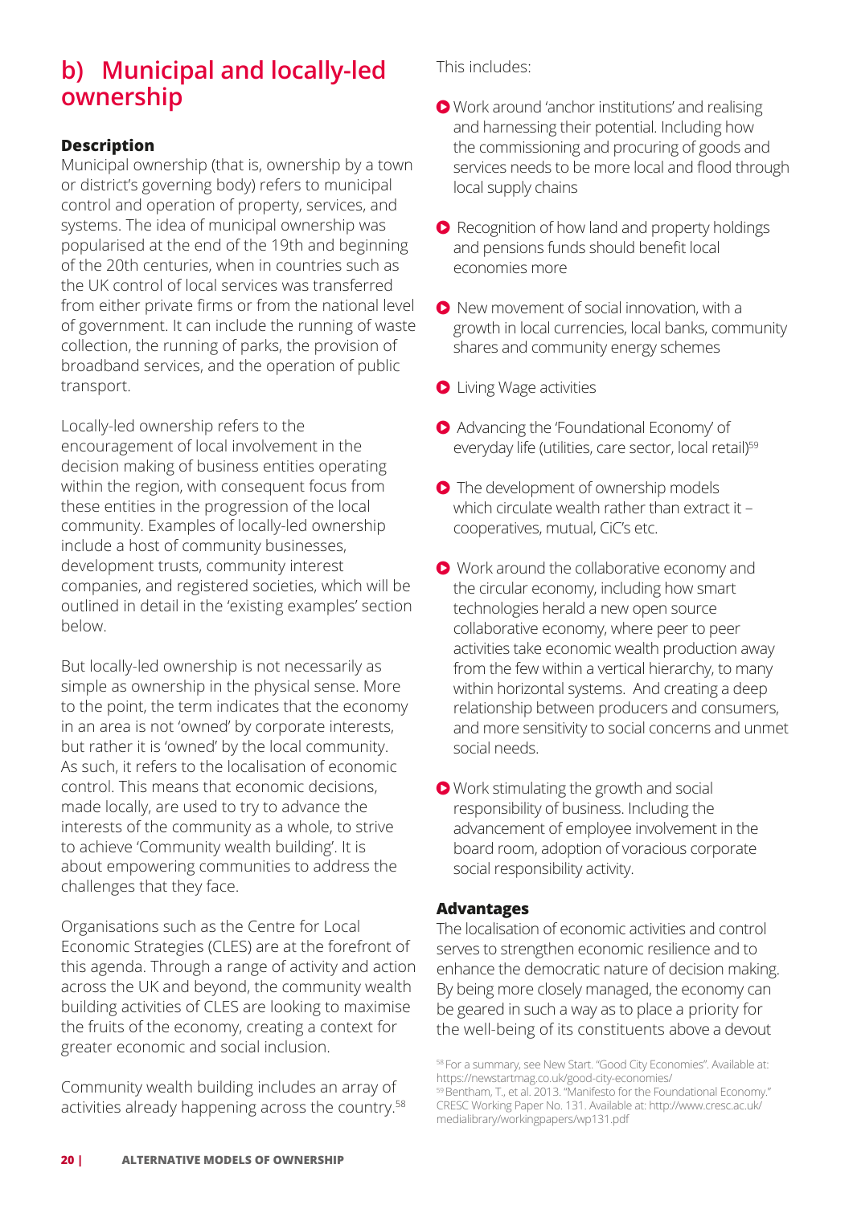## b) Municipal and locally-led ownership

### Description

Municipal ownership (that is, ownership by a town or district's governing body) refers to municipal control and operation of property, services, and systems. The idea of municipal ownership was popularised at the end of the 19th and beginning of the 20th centuries, when in countries such as the UK control of local services was transferred from either private firms or from the national level of government. It can include the running of waste collection, the running of parks, the provision of broadband services, and the operation of public transport.

Locally-led ownership refers to the encouragement of local involvement in the decision making of business entities operating within the region, with consequent focus from these entities in the progression of the local community. Examples of locally-led ownership include a host of community businesses, development trusts, community interest companies, and registered societies, which will be outlined in detail in the 'existing examples' section below.

But locally-led ownership is not necessarily as simple as ownership in the physical sense. More to the point, the term indicates that the economy in an area is not 'owned' by corporate interests, but rather it is 'owned' by the local community. As such, it refers to the localisation of economic control. This means that economic decisions, made locally, are used to try to advance the interests of the community as a whole, to strive to achieve 'Community wealth building'. It is about empowering communities to address the challenges that they face.

Organisations such as the Centre for Local Economic Strategies (CLES) are at the forefront of this agenda. Through a range of activity and action across the UK and beyond, the community wealth building activities of CLES are looking to maximise the fruits of the economy, creating a context for greater economic and social inclusion.

Community wealth building includes an array of activities already happening across the country.[58]

This includes:

- Work around 'anchor institutions' and realising and harnessing their potential. Including how the commissioning and procuring of goods and services needs to be more local and flood through local supply chains
- Recognition of how land and property holdings and pensions funds should benefit local economies more
- New movement of social innovation, with a growth in local currencies, local banks, community shares and community energy schemes
- Living Wage activities
- Advancing the 'Foundational Economy' of everyday life (utilities, care sector, local retail)[59]
- The development of ownership models which circulate wealth rather than extract it – cooperatives, mutual, CiC's etc.
- Work around the collaborative economy and the circular economy, including how smart technologies herald a new open source collaborative economy, where peer to peer activities take economic wealth production away from the few within a vertical hierarchy, to many within horizontal systems. And creating a deep relationship between producers and consumers, and more sensitivity to social concerns and unmet social needs.
- Work stimulating the growth and social responsibility of business. Including the advancement of employee involvement in the board room, adoption of voracious corporate social responsibility activity.

### Advantages

The localisation of economic activities and control serves to strengthen economic resilience and to enhance the democratic nature of decision making. By being more closely managed, the economy can be geared in such a way as to place a priority for the well-being of its constituents above a devout

[58] For a summary, see New Start. "Good City Economies". Available at: https://newstartmag.co.uk/good-city-economies/

[59] Bentham, T., et al. 2013. "Manifesto for the Foundational Economy." CRESC Working Paper No. 131. Available at: http://www.cresc.ac.uk/medialibrary/workingpapers/wp131.pdf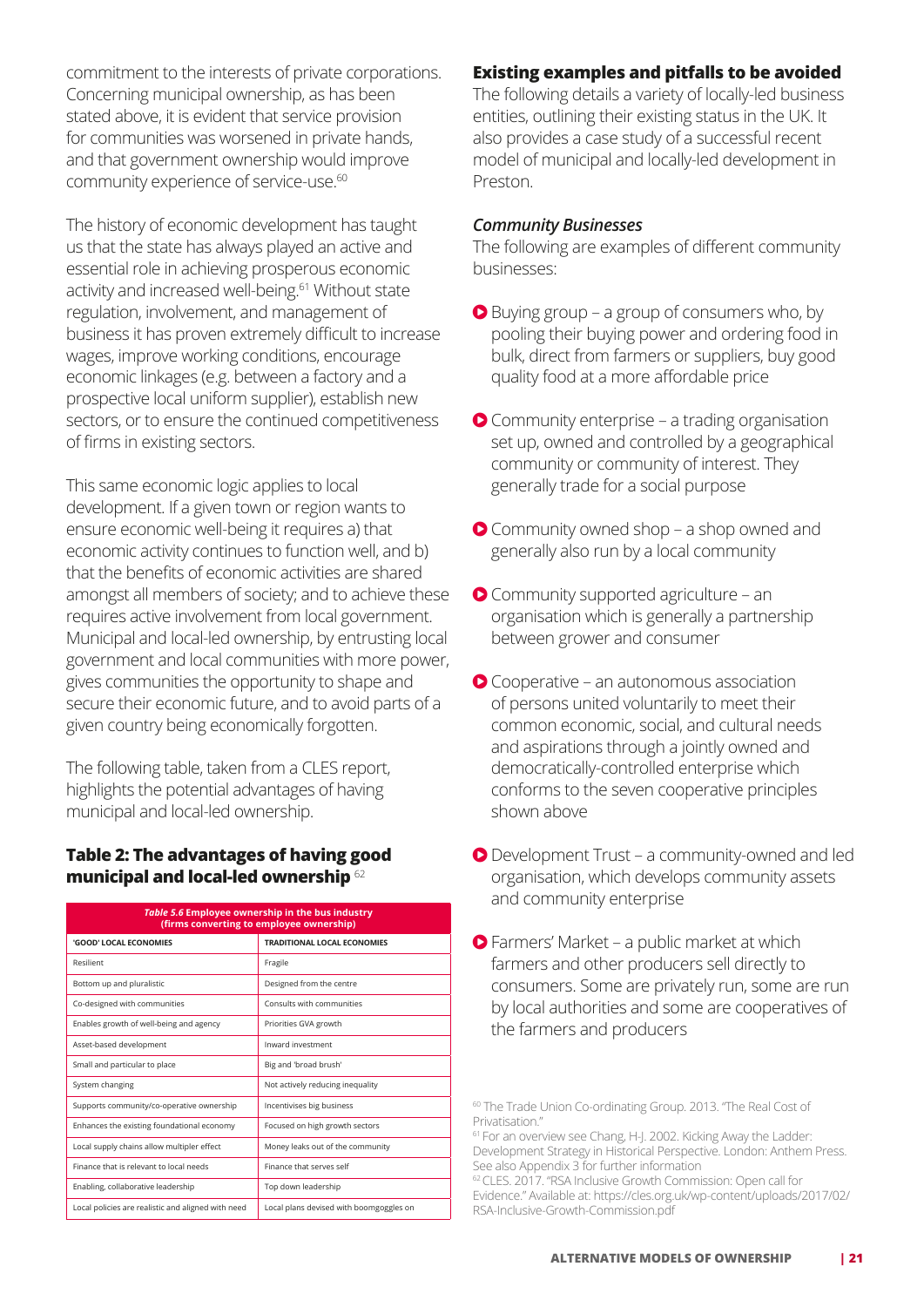commitment to the interests of private corporations. Concerning municipal ownership, as has been stated above, it is evident that service provision for communities was worsened in private hands, and that government ownership would improve community experience of service-use.[60]

The history of economic development has taught us that the state has always played an active and essential role in achieving prosperous economic activity and increased well-being.[61] Without state regulation, involvement, and management of business it has proven extremely difficult to increase wages, improve working conditions, encourage economic linkages (e.g. between a factory and a prospective local uniform supplier), establish new sectors, or to ensure the continued competitiveness of firms in existing sectors.

This same economic logic applies to local development. If a given town or region wants to ensure economic well-being it requires a) that economic activity continues to function well, and b) that the benefits of economic activities are shared amongst all members of society; and to achieve these requires active involvement from local government. Municipal and local-led ownership, by entrusting local government and local communities with more power, gives communities the opportunity to shape and secure their economic future, and to avoid parts of a given country being economically forgotten.

The following table, taken from a CLES report, highlights the potential advantages of having municipal and local-led ownership.

### Table 2: The advantages of having good municipal and local-led ownership [62]

| *Table 5.6* Employee ownership in the bus industry (firms converting to employee ownership) | |
|---|---|
| 'GOOD' LOCAL ECONOMIES | TRADITIONAL LOCAL ECONOMIES |
| Resilient | Fragile |
| Bottom up and pluralistic | Designed from the centre |
| Co-designed with communities | Consults with communities |
| Enables growth of well-being and agency | Priorities GVA growth |
| Asset-based development | Inward investment |
| Small and particular to place | Big and 'broad brush' |
| System changing | Not actively reducing inequality |
| Supports community/co-operative ownership | Incentivises big business |
| Enhances the existing foundational economy | Focused on high growth sectors |
| Local supply chains allow multiplier effect | Money leaks out of the community |
| Finance that is relevant to local needs | Finance that serves self |
| Enabling, collaborative leadership | Top down leadership |
| Local policies are realistic and aligned with need | Local plans devised with boomgoggles on |

## Existing examples and pitfalls to be avoided

The following details a variety of locally-led business entities, outlining their existing status in the UK. It also provides a case study of a successful recent model of municipal and locally-led development in Preston.

### *Community Businesses*

The following are examples of different community businesses:

- Buying group – a group of consumers who, by pooling their buying power and ordering food in bulk, direct from farmers or suppliers, buy good quality food at a more affordable price
- Community enterprise – a trading organisation set up, owned and controlled by a geographical community or community of interest. They generally trade for a social purpose
- Community owned shop – a shop owned and generally also run by a local community
- Community supported agriculture – an organisation which is generally a partnership between grower and consumer
- Cooperative – an autonomous association of persons united voluntarily to meet their common economic, social, and cultural needs and aspirations through a jointly owned and democratically-controlled enterprise which conforms to the seven cooperative principles shown above
- Development Trust – a community-owned and led organisation, which develops community assets and community enterprise
- Farmers' Market – a public market at which farmers and other producers sell directly to consumers. Some are privately run, some are run by local authorities and some are cooperatives of the farmers and producers

[60] The Trade Union Co-ordinating Group. 2013. "The Real Cost of Privatisation."

[61] For an overview see Chang, H-J. 2002. Kicking Away the Ladder: Development Strategy in Historical Perspective. London: Anthem Press. See also Appendix 3 for further information

[62] CLES. 2017. "RSA Inclusive Growth Commission: Open call for Evidence." Available at: https://cles.org.uk/wp-content/uploads/2017/02/RSA-Inclusive-Growth-Commission.pdf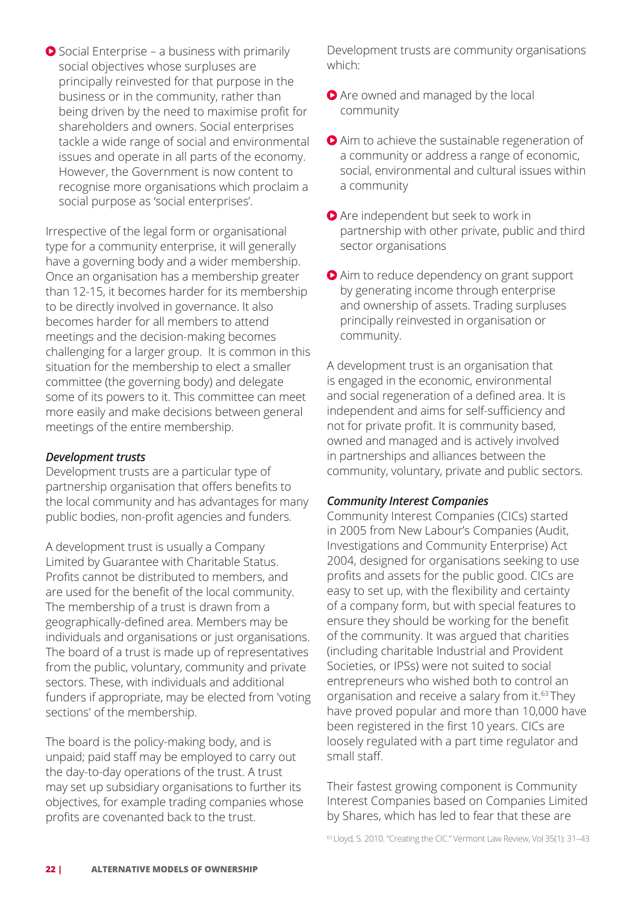- Social Enterprise – a business with primarily social objectives whose surpluses are principally reinvested for that purpose in the business or in the community, rather than being driven by the need to maximise profit for shareholders and owners. Social enterprises tackle a wide range of social and environmental issues and operate in all parts of the economy. However, the Government is now content to recognise more organisations which proclaim a social purpose as 'social enterprises'.

Irrespective of the legal form or organisational type for a community enterprise, it will generally have a governing body and a wider membership. Once an organisation has a membership greater than 12-15, it becomes harder for its membership to be directly involved in governance. It also becomes harder for all members to attend meetings and the decision-making becomes challenging for a larger group. It is common in this situation for the membership to elect a smaller committee (the governing body) and delegate some of its powers to it. This committee can meet more easily and make decisions between general meetings of the entire membership.

***Development trusts***

Development trusts are a particular type of partnership organisation that offers benefits to the local community and has advantages for many public bodies, non-profit agencies and funders.

A development trust is usually a Company Limited by Guarantee with Charitable Status. Profits cannot be distributed to members, and are used for the benefit of the local community. The membership of a trust is drawn from a geographically-defined area. Members may be individuals and organisations or just organisations. The board of a trust is made up of representatives from the public, voluntary, community and private sectors. These, with individuals and additional funders if appropriate, may be elected from 'voting sections' of the membership.

The board is the policy-making body, and is unpaid; paid staff may be employed to carry out the day-to-day operations of the trust. A trust may set up subsidiary organisations to further its objectives, for example trading companies whose profits are covenanted back to the trust.

Development trusts are community organisations which:

- Are owned and managed by the local community
- Aim to achieve the sustainable regeneration of a community or address a range of economic, social, environmental and cultural issues within a community
- Are independent but seek to work in partnership with other private, public and third sector organisations
- Aim to reduce dependency on grant support by generating income through enterprise and ownership of assets. Trading surpluses principally reinvested in organisation or community.

A development trust is an organisation that is engaged in the economic, environmental and social regeneration of a defined area. It is independent and aims for self-sufficiency and not for private profit. It is community based, owned and managed and is actively involved in partnerships and alliances between the community, voluntary, private and public sectors.

***Community Interest Companies***

Community Interest Companies (CICs) started in 2005 from New Labour's Companies (Audit, Investigations and Community Enterprise) Act 2004, designed for organisations seeking to use profits and assets for the public good. CICs are easy to set up, with the flexibility and certainty of a company form, but with special features to ensure they should be working for the benefit of the community. It was argued that charities (including charitable Industrial and Provident Societies, or IPSs) were not suited to social entrepreneurs who wished both to control an organisation and receive a salary from it.[63] They have proved popular and more than 10,000 have been registered in the first 10 years. CICs are loosely regulated with a part time regulator and small staff.

Their fastest growing component is Community Interest Companies based on Companies Limited by Shares, which has led to fear that these are

[63] Lloyd, S. 2010. "Creating the CIC." Vermont Law Review, Vol 35(1): 31–43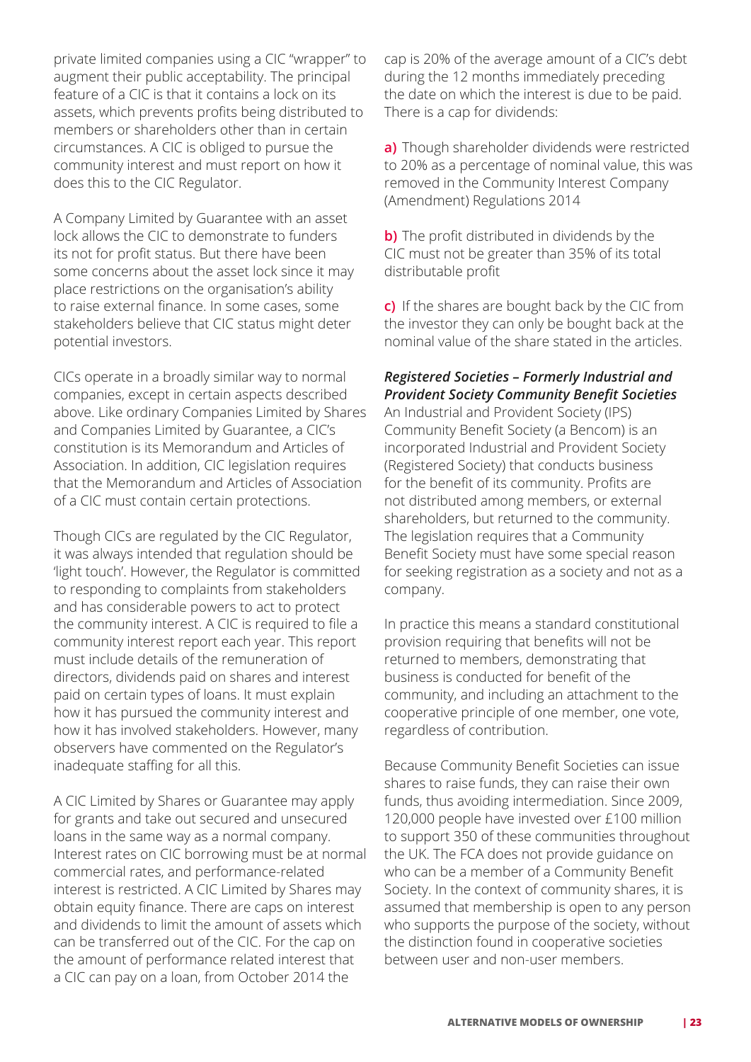private limited companies using a CIC "wrapper" to augment their public acceptability. The principal feature of a CIC is that it contains a lock on its assets, which prevents profits being distributed to members or shareholders other than in certain circumstances. A CIC is obliged to pursue the community interest and must report on how it does this to the CIC Regulator.

A Company Limited by Guarantee with an asset lock allows the CIC to demonstrate to funders its not for profit status. But there have been some concerns about the asset lock since it may place restrictions on the organisation's ability to raise external finance. In some cases, some stakeholders believe that CIC status might deter potential investors.

CICs operate in a broadly similar way to normal companies, except in certain aspects described above. Like ordinary Companies Limited by Shares and Companies Limited by Guarantee, a CIC's constitution is its Memorandum and Articles of Association. In addition, CIC legislation requires that the Memorandum and Articles of Association of a CIC must contain certain protections.

Though CICs are regulated by the CIC Regulator, it was always intended that regulation should be 'light touch'. However, the Regulator is committed to responding to complaints from stakeholders and has considerable powers to act to protect the community interest. A CIC is required to file a community interest report each year. This report must include details of the remuneration of directors, dividends paid on shares and interest paid on certain types of loans. It must explain how it has pursued the community interest and how it has involved stakeholders. However, many observers have commented on the Regulator's inadequate staffing for all this.

A CIC Limited by Shares or Guarantee may apply for grants and take out secured and unsecured loans in the same way as a normal company. Interest rates on CIC borrowing must be at normal commercial rates, and performance-related interest is restricted. A CIC Limited by Shares may obtain equity finance. There are caps on interest and dividends to limit the amount of assets which can be transferred out of the CIC. For the cap on the amount of performance related interest that a CIC can pay on a loan, from October 2014 the cap is 20% of the average amount of a CIC's debt during the 12 months immediately preceding the date on which the interest is due to be paid. There is a cap for dividends:

**a)** Though shareholder dividends were restricted to 20% as a percentage of nominal value, this was removed in the Community Interest Company (Amendment) Regulations 2014

**b)** The profit distributed in dividends by the CIC must not be greater than 35% of its total distributable profit

**c)** If the shares are bought back by the CIC from the investor they can only be bought back at the nominal value of the share stated in the articles.

***Registered Societies – Formerly Industrial and Provident Society Community Benefit Societies***

An Industrial and Provident Society (IPS) Community Benefit Society (a Bencom) is an incorporated Industrial and Provident Society (Registered Society) that conducts business for the benefit of its community. Profits are not distributed among members, or external shareholders, but returned to the community. The legislation requires that a Community Benefit Society must have some special reason for seeking registration as a society and not as a company.

In practice this means a standard constitutional provision requiring that benefits will not be returned to members, demonstrating that business is conducted for benefit of the community, and including an attachment to the cooperative principle of one member, one vote, regardless of contribution.

Because Community Benefit Societies can issue shares to raise funds, they can raise their own funds, thus avoiding intermediation. Since 2009, 120,000 people have invested over £100 million to support 350 of these communities throughout the UK. The FCA does not provide guidance on who can be a member of a Community Benefit Society. In the context of community shares, it is assumed that membership is open to any person who supports the purpose of the society, without the distinction found in cooperative societies between user and non-user members.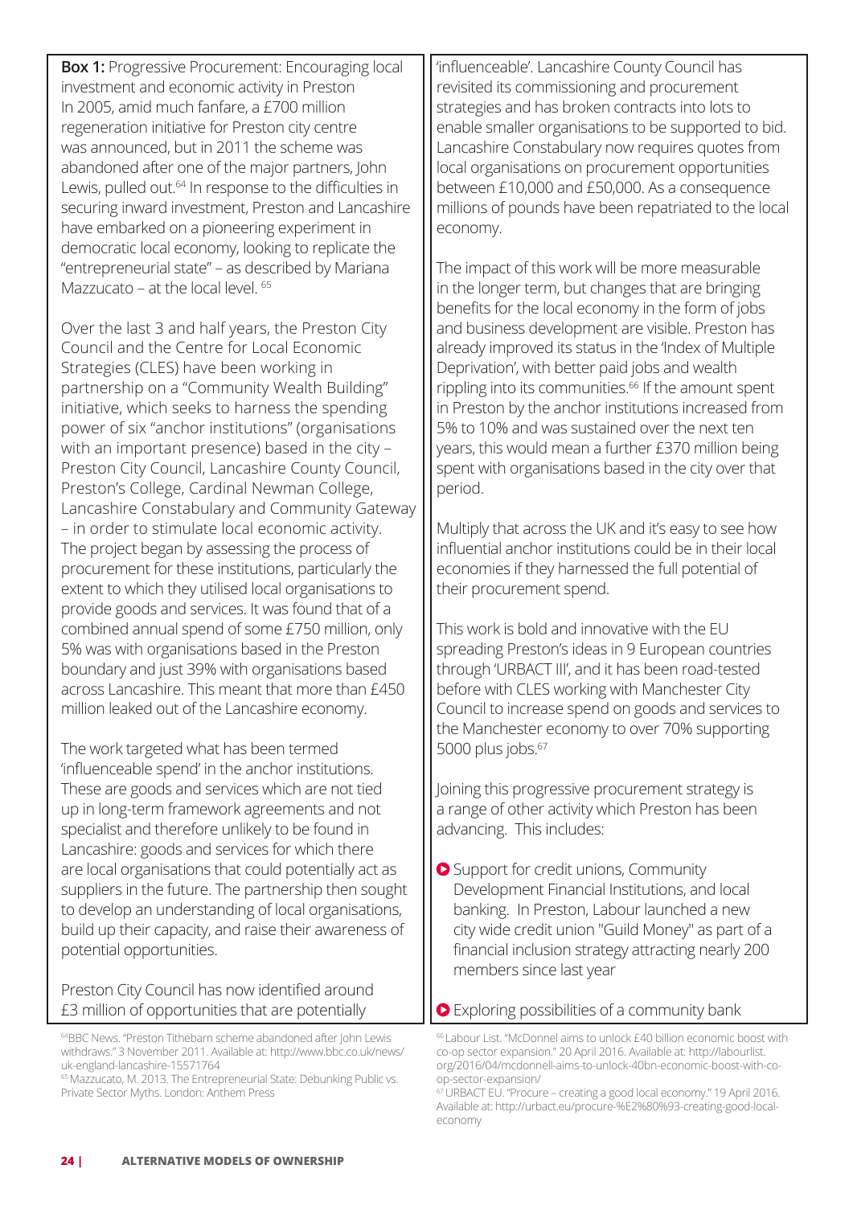**Box 1:** Progressive Procurement: Encouraging local investment and economic activity in Preston

In 2005, amid much fanfare, a £700 million regeneration initiative for Preston city centre was announced, but in 2011 the scheme was abandoned after one of the major partners, John Lewis, pulled out.[64] In response to the difficulties in securing inward investment, Preston and Lancashire have embarked on a pioneering experiment in democratic local economy, looking to replicate the "entrepreneurial state" – as described by Mariana Mazzucato – at the local level. [65]

Over the last 3 and half years, the Preston City Council and the Centre for Local Economic Strategies (CLES) have been working in partnership on a "Community Wealth Building" initiative, which seeks to harness the spending power of six "anchor institutions" (organisations with an important presence) based in the city – Preston City Council, Lancashire County Council, Preston's College, Cardinal Newman College, Lancashire Constabulary and Community Gateway – in order to stimulate local economic activity. The project began by assessing the process of procurement for these institutions, particularly the extent to which they utilised local organisations to provide goods and services. It was found that of a combined annual spend of some £750 million, only 5% was with organisations based in the Preston boundary and just 39% with organisations based across Lancashire. This meant that more than £450 million leaked out of the Lancashire economy.

The work targeted what has been termed 'influenceable spend' in the anchor institutions. These are goods and services which are not tied up in long-term framework agreements and not specialist and therefore unlikely to be found in Lancashire: goods and services for which there are local organisations that could potentially act as suppliers in the future. The partnership then sought to develop an understanding of local organisations, build up their capacity, and raise their awareness of potential opportunities.

Preston City Council has now identified around £3 million of opportunities that are potentially 'influenceable'. Lancashire County Council has revisited its commissioning and procurement strategies and has broken contracts into lots to enable smaller organisations to be supported to bid. Lancashire Constabulary now requires quotes from local organisations on procurement opportunities between £10,000 and £50,000. As a consequence millions of pounds have been repatriated to the local economy.

The impact of this work will be more measurable in the longer term, but changes that are bringing benefits for the local economy in the form of jobs and business development are visible. Preston has already improved its status in the 'Index of Multiple Deprivation', with better paid jobs and wealth rippling into its communities.[66] If the amount spent in Preston by the anchor institutions increased from 5% to 10% and was sustained over the next ten years, this would mean a further £370 million being spent with organisations based in the city over that period.

Multiply that across the UK and it's easy to see how influential anchor institutions could be in their local economies if they harnessed the full potential of their procurement spend.

This work is bold and innovative with the EU spreading Preston's ideas in 9 European countries through 'URBACT III', and it has been road-tested before with CLES working with Manchester City Council to increase spend on goods and services to the Manchester economy to over 70% supporting 5000 plus jobs.[67]

Joining this progressive procurement strategy is a range of other activity which Preston has been advancing. This includes:

- Support for credit unions, Community Development Financial Institutions, and local banking. In Preston, Labour launched a new city wide credit union "Guild Money" as part of a financial inclusion strategy attracting nearly 200 members since last year
- Exploring possibilities of a community bank

[64] BBC News. "Preston Tithebarn scheme abandoned after John Lewis withdraws." 3 November 2011. Available at: http://www.bbc.co.uk/news/uk-england-lancashire-15571764

[65] Mazzucato, M. 2013. The Entrepreneurial State: Debunking Public vs. Private Sector Myths. London: Anthem Press

[66] Labour List. "McDonnel aims to unlock £40 billion economic boost with co-op sector expansion." 20 April 2016. Available at: http://labourlist.org/2016/04/mcdonnell-aims-to-unlock-40bn-economic-boost-with-co-op-sector-expansion/

[67] URBACT EU. "Procure – creating a good local economy." 19 April 2016. Available at: http://urbact.eu/procure-%E2%80%93-creating-good-local-economy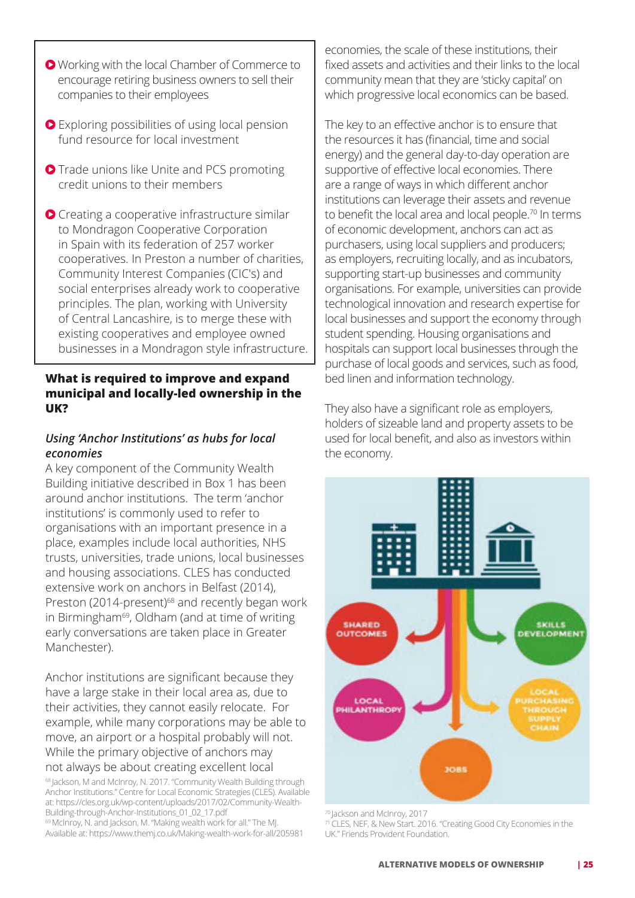- Working with the local Chamber of Commerce to encourage retiring business owners to sell their companies to their employees
- Exploring possibilities of using local pension fund resource for local investment
- Trade unions like Unite and PCS promoting credit unions to their members
- Creating a cooperative infrastructure similar to Mondragon Cooperative Corporation in Spain with its federation of 257 worker cooperatives. In Preston a number of charities, Community Interest Companies (CIC's) and social enterprises already work to cooperative principles. The plan, working with University of Central Lancashire, is to merge these with existing cooperatives and employee owned businesses in a Mondragon style infrastructure.

### What is required to improve and expand municipal and locally-led ownership in the UK?

#### *Using 'Anchor Institutions' as hubs for local economies*

A key component of the Community Wealth Building initiative described in Box 1 has been around anchor institutions. The term 'anchor institutions' is commonly used to refer to organisations with an important presence in a place, examples include local authorities, NHS trusts, universities, trade unions, local businesses and housing associations. CLES has conducted extensive work on anchors in Belfast (2014), Preston (2014-present)[68] and recently began work in Birmingham[69], Oldham (and at time of writing early conversations are taken place in Greater Manchester).

Anchor institutions are significant because they have a large stake in their local area as, due to their activities, they cannot easily relocate. For example, while many corporations may be able to move, an airport or a hospital probably will not. While the primary objective of anchors may not always be about creating excellent local economies, the scale of these institutions, their fixed assets and activities and their links to the local community mean that they are 'sticky capital' on which progressive local economics can be based.

The key to an effective anchor is to ensure that the resources it has (financial, time and social energy) and the general day-to-day operation are supportive of effective local economies. There are a range of ways in which different anchor institutions can leverage their assets and revenue to benefit the local area and local people.[70] In terms of economic development, anchors can act as purchasers, using local suppliers and producers; as employers, recruiting locally, and as incubators, supporting start-up businesses and community organisations. For example, universities can provide technological innovation and research expertise for local businesses and support the economy through student spending. Housing organisations and hospitals can support local businesses through the purchase of local goods and services, such as food, bed linen and information technology.

They also have a significant role as employers, holders of sizeable land and property assets to be used for local benefit, and also as investors within the economy.

SHARED OUTCOMES · SKILLS DEVELOPMENT · LOCAL PHILANTHROPY · LOCAL PURCHASING THROUGH SUPPLY CHAIN · JOBS

[68] Jackson, M and McInroy, N. 2017. "Community Wealth Building through Anchor Institutions." Centre for Local Economic Strategies (CLES). Available at: https://cles.org.uk/wp-content/uploads/2017/02/Community-Wealth-Building-through-Anchor-Institutions_01_02_17.pdf

[69] McInroy, N. and Jackson, M. "Making wealth work for all." The MJ. Available at: https://www.themj.co.uk/Making-wealth-work-for-all/205981

[70] Jackson and McInroy, 2017

[71] CLES, NEF, & New Start. 2016. "Creating Good City Economies in the UK." Friends Provident Foundation.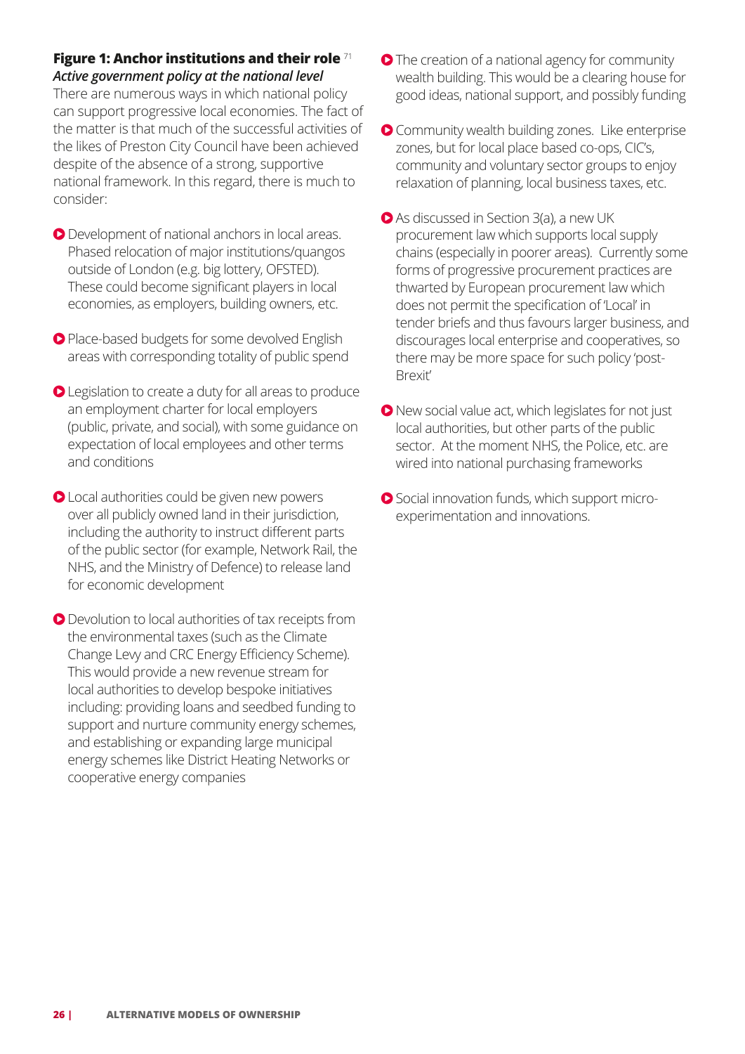**Figure 1: Anchor institutions and their role** [71]

***Active government policy at the national level***

There are numerous ways in which national policy can support progressive local economies. The fact of the matter is that much of the successful activities of the likes of Preston City Council have been achieved despite of the absence of a strong, supportive national framework. In this regard, there is much to consider:

- Development of national anchors in local areas. Phased relocation of major institutions/quangos outside of London (e.g. big lottery, OFSTED). These could become significant players in local economies, as employers, building owners, etc.
- Place-based budgets for some devolved English areas with corresponding totality of public spend
- Legislation to create a duty for all areas to produce an employment charter for local employers (public, private, and social), with some guidance on expectation of local employees and other terms and conditions
- Local authorities could be given new powers over all publicly owned land in their jurisdiction, including the authority to instruct different parts of the public sector (for example, Network Rail, the NHS, and the Ministry of Defence) to release land for economic development
- Devolution to local authorities of tax receipts from the environmental taxes (such as the Climate Change Levy and CRC Energy Efficiency Scheme). This would provide a new revenue stream for local authorities to develop bespoke initiatives including: providing loans and seedbed funding to support and nurture community energy schemes, and establishing or expanding large municipal energy schemes like District Heating Networks or cooperative energy companies
- The creation of a national agency for community wealth building. This would be a clearing house for good ideas, national support, and possibly funding
- Community wealth building zones. Like enterprise zones, but for local place based co-ops, CIC's, community and voluntary sector groups to enjoy relaxation of planning, local business taxes, etc.
- As discussed in Section 3(a), a new UK procurement law which supports local supply chains (especially in poorer areas). Currently some forms of progressive procurement practices are thwarted by European procurement law which does not permit the specification of 'Local' in tender briefs and thus favours larger business, and discourages local enterprise and cooperatives, so there may be more space for such policy 'post-Brexit'
- New social value act, which legislates for not just local authorities, but other parts of the public sector. At the moment NHS, the Police, etc. are wired into national purchasing frameworks
- Social innovation funds, which support micro-experimentation and innovations.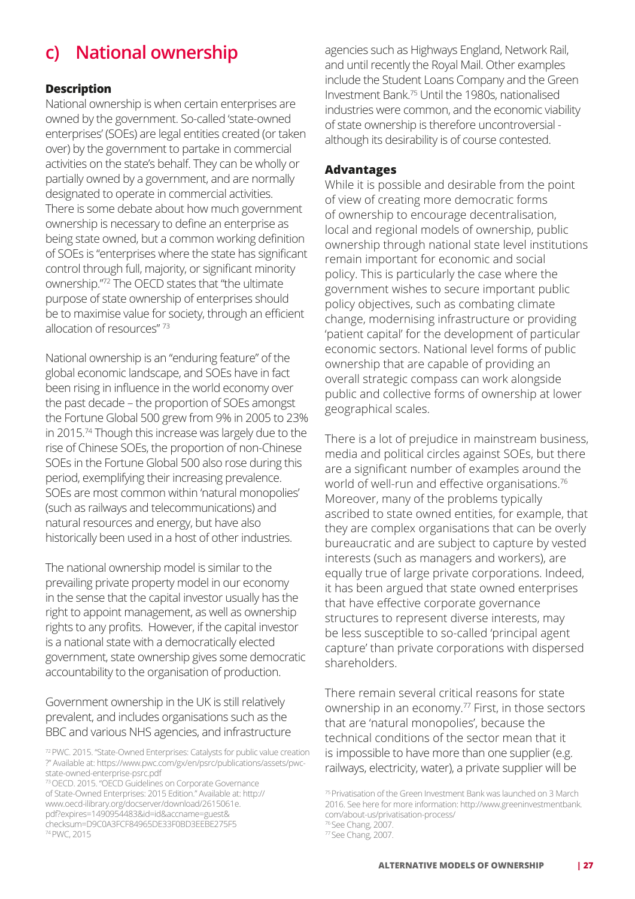## c) National ownership

### Description

National ownership is when certain enterprises are owned by the government. So-called 'state-owned enterprises' (SOEs) are legal entities created (or taken over) by the government to partake in commercial activities on the state's behalf. They can be wholly or partially owned by a government, and are normally designated to operate in commercial activities. There is some debate about how much government ownership is necessary to define an enterprise as being state owned, but a common working definition of SOEs is "enterprises where the state has significant control through full, majority, or significant minority ownership."[72] The OECD states that "the ultimate purpose of state ownership of enterprises should be to maximise value for society, through an efficient allocation of resources" [73]

National ownership is an "enduring feature" of the global economic landscape, and SOEs have in fact been rising in influence in the world economy over the past decade – the proportion of SOEs amongst the Fortune Global 500 grew from 9% in 2005 to 23% in 2015.[74] Though this increase was largely due to the rise of Chinese SOEs, the proportion of non-Chinese SOEs in the Fortune Global 500 also rose during this period, exemplifying their increasing prevalence. SOEs are most common within 'natural monopolies' (such as railways and telecommunications) and natural resources and energy, but have also historically been used in a host of other industries.

The national ownership model is similar to the prevailing private property model in our economy in the sense that the capital investor usually has the right to appoint management, as well as ownership rights to any profits. However, if the capital investor is a national state with a democratically elected government, state ownership gives some democratic accountability to the organisation of production.

Government ownership in the UK is still relatively prevalent, and includes organisations such as the BBC and various NHS agencies, and infrastructure agencies such as Highways England, Network Rail, and until recently the Royal Mail. Other examples include the Student Loans Company and the Green Investment Bank.[75] Until the 1980s, nationalised industries were common, and the economic viability of state ownership is therefore uncontroversial - although its desirability is of course contested.

### Advantages

While it is possible and desirable from the point of view of creating more democratic forms of ownership to encourage decentralisation, local and regional models of ownership, public ownership through national state level institutions remain important for economic and social policy. This is particularly the case where the government wishes to secure important public policy objectives, such as combating climate change, modernising infrastructure or providing 'patient capital' for the development of particular economic sectors. National level forms of public ownership that are capable of providing an overall strategic compass can work alongside public and collective forms of ownership at lower geographical scales.

There is a lot of prejudice in mainstream business, media and political circles against SOEs, but there are a significant number of examples around the world of well-run and effective organisations.[76] Moreover, many of the problems typically ascribed to state owned entities, for example, that they are complex organisations that can be overly bureaucratic and are subject to capture by vested interests (such as managers and workers), are equally true of large private corporations. Indeed, it has been argued that state owned enterprises that have effective corporate governance structures to represent diverse interests, may be less susceptible to so-called 'principal agent capture' than private corporations with dispersed shareholders.

There remain several critical reasons for state ownership in an economy.[77] First, in those sectors that are 'natural monopolies', because the technical conditions of the sector mean that it is impossible to have more than one supplier (e.g. railways, electricity, water), a private supplier will be

[72] PWC. 2015. "State-Owned Enterprises: Catalysts for public value creation?" Available at: https://www.pwc.com/gx/en/psrc/publications/assets/pwc-state-owned-enterprise-psrc.pdf

[73] OECD. 2015. "OECD Guidelines on Corporate Governance of State-Owned Enterprises: 2015 Edition." Available at: http://www.oecd-ilibrary.org/docserver/download/2615061e.pdf?expires=1490954483&id=id&accname=guest&checksum=D9C0A3FCF84965DE33F0BD3EEBE275F5

[74] PWC, 2015

[75] Privatisation of the Green Investment Bank was launched on 3 March 2016. See here for more information: http://www.greeninvestmentbank.com/about-us/privatisation-process/

[76] See Chang, 2007.

[77] See Chang, 2007.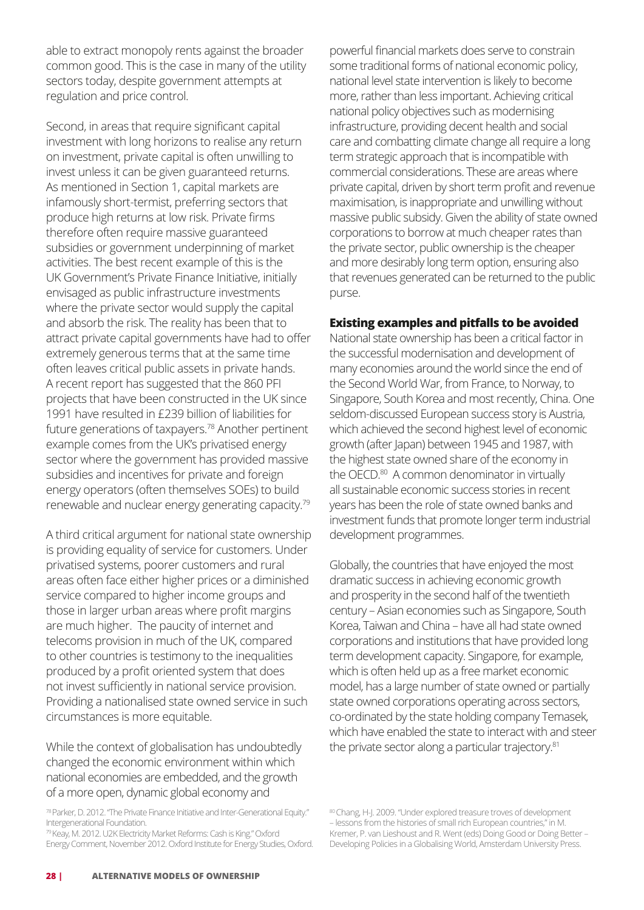able to extract monopoly rents against the broader common good. This is the case in many of the utility sectors today, despite government attempts at regulation and price control.

Second, in areas that require significant capital investment with long horizons to realise any return on investment, private capital is often unwilling to invest unless it can be given guaranteed returns. As mentioned in Section 1, capital markets are infamously short-termist, preferring sectors that produce high returns at low risk. Private firms therefore often require massive guaranteed subsidies or government underpinning of market activities. The best recent example of this is the UK Government's Private Finance Initiative, initially envisaged as public infrastructure investments where the private sector would supply the capital and absorb the risk. The reality has been that to attract private capital governments have had to offer extremely generous terms that at the same time often leaves critical public assets in private hands. A recent report has suggested that the 860 PFI projects that have been constructed in the UK since 1991 have resulted in £239 billion of liabilities for future generations of taxpayers.[78] Another pertinent example comes from the UK's privatised energy sector where the government has provided massive subsidies and incentives for private and foreign energy operators (often themselves SOEs) to build renewable and nuclear energy generating capacity.[79]

A third critical argument for national state ownership is providing equality of service for customers. Under privatised systems, poorer customers and rural areas often face either higher prices or a diminished service compared to higher income groups and those in larger urban areas where profit margins are much higher. The paucity of internet and telecoms provision in much of the UK, compared to other countries is testimony to the inequalities produced by a profit oriented system that does not invest sufficiently in national service provision. Providing a nationalised state owned service in such circumstances is more equitable.

While the context of globalisation has undoubtedly changed the economic environment within which national economies are embedded, and the growth of a more open, dynamic global economy and powerful financial markets does serve to constrain some traditional forms of national economic policy, national level state intervention is likely to become more, rather than less important. Achieving critical national policy objectives such as modernising infrastructure, providing decent health and social care and combatting climate change all require a long term strategic approach that is incompatible with commercial considerations. These are areas where private capital, driven by short term profit and revenue maximisation, is inappropriate and unwilling without massive public subsidy. Given the ability of state owned corporations to borrow at much cheaper rates than the private sector, public ownership is the cheaper and more desirably long term option, ensuring also that revenues generated can be returned to the public purse.

**Existing examples and pitfalls to be avoided**

National state ownership has been a critical factor in the successful modernisation and development of many economies around the world since the end of the Second World War, from France, to Norway, to Singapore, South Korea and most recently, China. One seldom-discussed European success story is Austria, which achieved the second highest level of economic growth (after Japan) between 1945 and 1987, with the highest state owned share of the economy in the OECD.[80] A common denominator in virtually all sustainable economic success stories in recent years has been the role of state owned banks and investment funds that promote longer term industrial development programmes.

Globally, the countries that have enjoyed the most dramatic success in achieving economic growth and prosperity in the second half of the twentieth century – Asian economies such as Singapore, South Korea, Taiwan and China – have all had state owned corporations and institutions that have provided long term development capacity. Singapore, for example, which is often held up as a free market economic model, has a large number of state owned or partially state owned corporations operating across sectors, co-ordinated by the state holding company Temasek, which have enabled the state to interact with and steer the private sector along a particular trajectory.[81]

[78] Parker, D. 2012. "The Private Finance Initiative and Inter-Generational Equity." Intergenerational Foundation.

[79] Keay, M. 2012. U2K Electricity Market Reforms: Cash is King." Oxford Energy Comment, November 2012. Oxford Institute for Energy Studies, Oxford.

[80] Chang, H-J. 2009. "Under explored treasure troves of development – lessons from the histories of small rich European countries," in M. Kremer, P. van Lieshoust and R. Went (eds) Doing Good or Doing Better – Developing Policies in a Globalising World, Amsterdam University Press.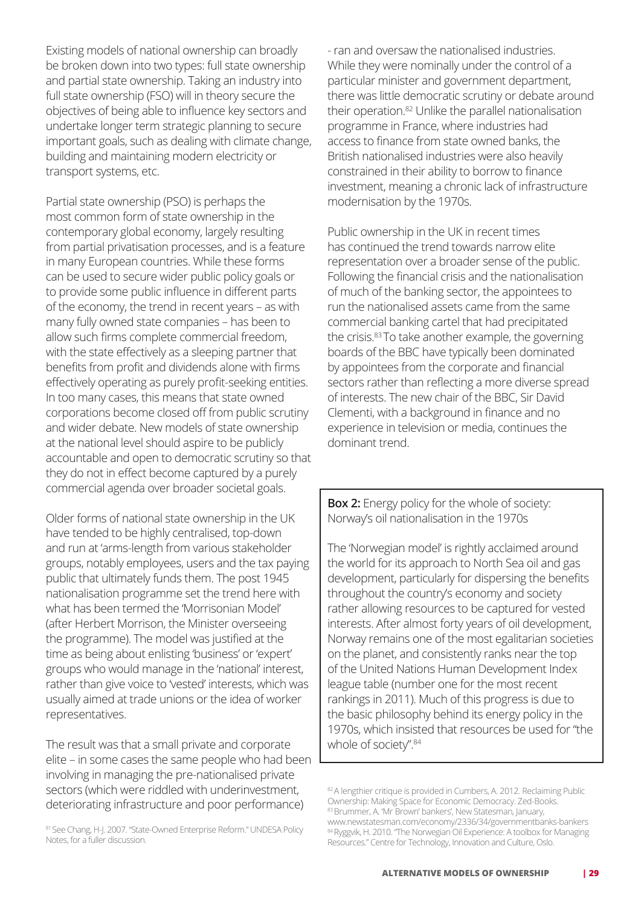Existing models of national ownership can broadly be broken down into two types: full state ownership and partial state ownership. Taking an industry into full state ownership (FSO) will in theory secure the objectives of being able to influence key sectors and undertake longer term strategic planning to secure important goals, such as dealing with climate change, building and maintaining modern electricity or transport systems, etc.

Partial state ownership (PSO) is perhaps the most common form of state ownership in the contemporary global economy, largely resulting from partial privatisation processes, and is a feature in many European countries. While these forms can be used to secure wider public policy goals or to provide some public influence in different parts of the economy, the trend in recent years – as with many fully owned state companies – has been to allow such firms complete commercial freedom, with the state effectively as a sleeping partner that benefits from profit and dividends alone with firms effectively operating as purely profit-seeking entities. In too many cases, this means that state owned corporations become closed off from public scrutiny and wider debate. New models of state ownership at the national level should aspire to be publicly accountable and open to democratic scrutiny so that they do not in effect become captured by a purely commercial agenda over broader societal goals.

Older forms of national state ownership in the UK have tended to be highly centralised, top-down and run at 'arms-length from various stakeholder groups, notably employees, users and the tax paying public that ultimately funds them. The post 1945 nationalisation programme set the trend here with what has been termed the 'Morrisonian Model' (after Herbert Morrison, the Minister overseeing the programme). The model was justified at the time as being about enlisting 'business' or 'expert' groups who would manage in the 'national' interest, rather than give voice to 'vested' interests, which was usually aimed at trade unions or the idea of worker representatives.

The result was that a small private and corporate elite – in some cases the same people who had been involving in managing the pre-nationalised private sectors (which were riddled with underinvestment, deteriorating infrastructure and poor performance) - ran and oversaw the nationalised industries. While they were nominally under the control of a particular minister and government department, there was little democratic scrutiny or debate around their operation.[82] Unlike the parallel nationalisation programme in France, where industries had access to finance from state owned banks, the British nationalised industries were also heavily constrained in their ability to borrow to finance investment, meaning a chronic lack of infrastructure modernisation by the 1970s.

Public ownership in the UK in recent times has continued the trend towards narrow elite representation over a broader sense of the public. Following the financial crisis and the nationalisation of much of the banking sector, the appointees to run the nationalised assets came from the same commercial banking cartel that had precipitated the crisis.[83] To take another example, the governing boards of the BBC have typically been dominated by appointees from the corporate and financial sectors rather than reflecting a more diverse spread of interests. The new chair of the BBC, Sir David Clementi, with a background in finance and no experience in television or media, continues the dominant trend.

**Box 2:** Energy policy for the whole of society: Norway's oil nationalisation in the 1970s

The 'Norwegian model' is rightly acclaimed around the world for its approach to North Sea oil and gas development, particularly for dispersing the benefits throughout the country's economy and society rather allowing resources to be captured for vested interests. After almost forty years of oil development, Norway remains one of the most egalitarian societies on the planet, and consistently ranks near the top of the United Nations Human Development Index league table (number one for the most recent rankings in 2011). Much of this progress is due to the basic philosophy behind its energy policy in the 1970s, which insisted that resources be used for "the whole of society".[84]

---

[81] See Chang, H-J. 2007. "State-Owned Enterprise Reform." UNDESA Policy Notes, for a fuller discussion.

[82] A lengthier critique is provided in Cumbers, A. 2012. Reclaiming Public Ownership: Making Space for Economic Democracy. Zed-Books.

[83] Brummer, A. 'Mr Brown' bankers', New Statesman, January, www.newstatesman.com/economy/2336/34/governmentbanks-bankers

[84] Ryggvik, H. 2010. "The Norwegian Oil Experience: A toolbox for Managing Resources." Centre for Technology, Innovation and Culture, Oslo.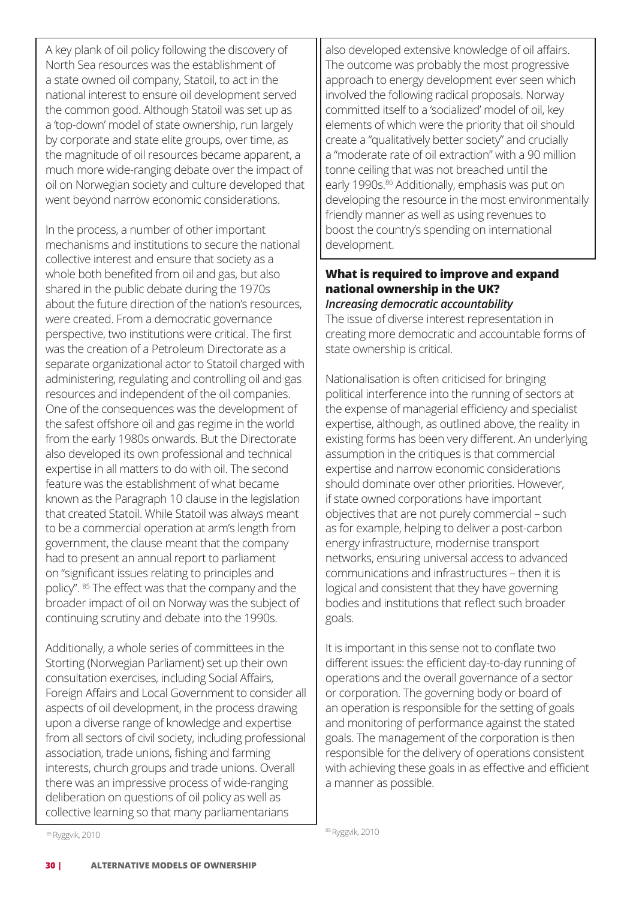A key plank of oil policy following the discovery of North Sea resources was the establishment of a state owned oil company, Statoil, to act in the national interest to ensure oil development served the common good. Although Statoil was set up as a 'top-down' model of state ownership, run largely by corporate and state elite groups, over time, as the magnitude of oil resources became apparent, a much more wide-ranging debate over the impact of oil on Norwegian society and culture developed that went beyond narrow economic considerations.

In the process, a number of other important mechanisms and institutions to secure the national collective interest and ensure that society as a whole both benefited from oil and gas, but also shared in the public debate during the 1970s about the future direction of the nation's resources, were created. From a democratic governance perspective, two institutions were critical. The first was the creation of a Petroleum Directorate as a separate organizational actor to Statoil charged with administering, regulating and controlling oil and gas resources and independent of the oil companies. One of the consequences was the development of the safest offshore oil and gas regime in the world from the early 1980s onwards. But the Directorate also developed its own professional and technical expertise in all matters to do with oil. The second feature was the establishment of what became known as the Paragraph 10 clause in the legislation that created Statoil. While Statoil was always meant to be a commercial operation at arm's length from government, the clause meant that the company had to present an annual report to parliament on "significant issues relating to principles and policy". [85] The effect was that the company and the broader impact of oil on Norway was the subject of continuing scrutiny and debate into the 1990s.

Additionally, a whole series of committees in the Storting (Norwegian Parliament) set up their own consultation exercises, including Social Affairs, Foreign Affairs and Local Government to consider all aspects of oil development, in the process drawing upon a diverse range of knowledge and expertise from all sectors of civil society, including professional association, trade unions, fishing and farming interests, church groups and trade unions. Overall there was an impressive process of wide-ranging deliberation on questions of oil policy as well as collective learning so that many parliamentarians also developed extensive knowledge of oil affairs. The outcome was probably the most progressive approach to energy development ever seen which involved the following radical proposals. Norway committed itself to a 'socialized' model of oil, key elements of which were the priority that oil should create a "qualitatively better society" and crucially a "moderate rate of oil extraction" with a 90 million tonne ceiling that was not breached until the early 1990s.[86] Additionally, emphasis was put on developing the resource in the most environmentally friendly manner as well as using revenues to boost the country's spending on international development.

[85] Ryggvik, 2010

[86] Ryggvik, 2010

### What is required to improve and expand national ownership in the UK?

***Increasing democratic accountability***

The issue of diverse interest representation in creating more democratic and accountable forms of state ownership is critical.

Nationalisation is often criticised for bringing political interference into the running of sectors at the expense of managerial efficiency and specialist expertise, although, as outlined above, the reality in existing forms has been very different. An underlying assumption in the critiques is that commercial expertise and narrow economic considerations should dominate over other priorities. However, if state owned corporations have important objectives that are not purely commercial – such as for example, helping to deliver a post-carbon energy infrastructure, modernise transport networks, ensuring universal access to advanced communications and infrastructures – then it is logical and consistent that they have governing bodies and institutions that reflect such broader goals.

It is important in this sense not to conflate two different issues: the efficient day-to-day running of operations and the overall governance of a sector or corporation. The governing body or board of an operation is responsible for the setting of goals and monitoring of performance against the stated goals. The management of the corporation is then responsible for the delivery of operations consistent with achieving these goals in as effective and efficient a manner as possible.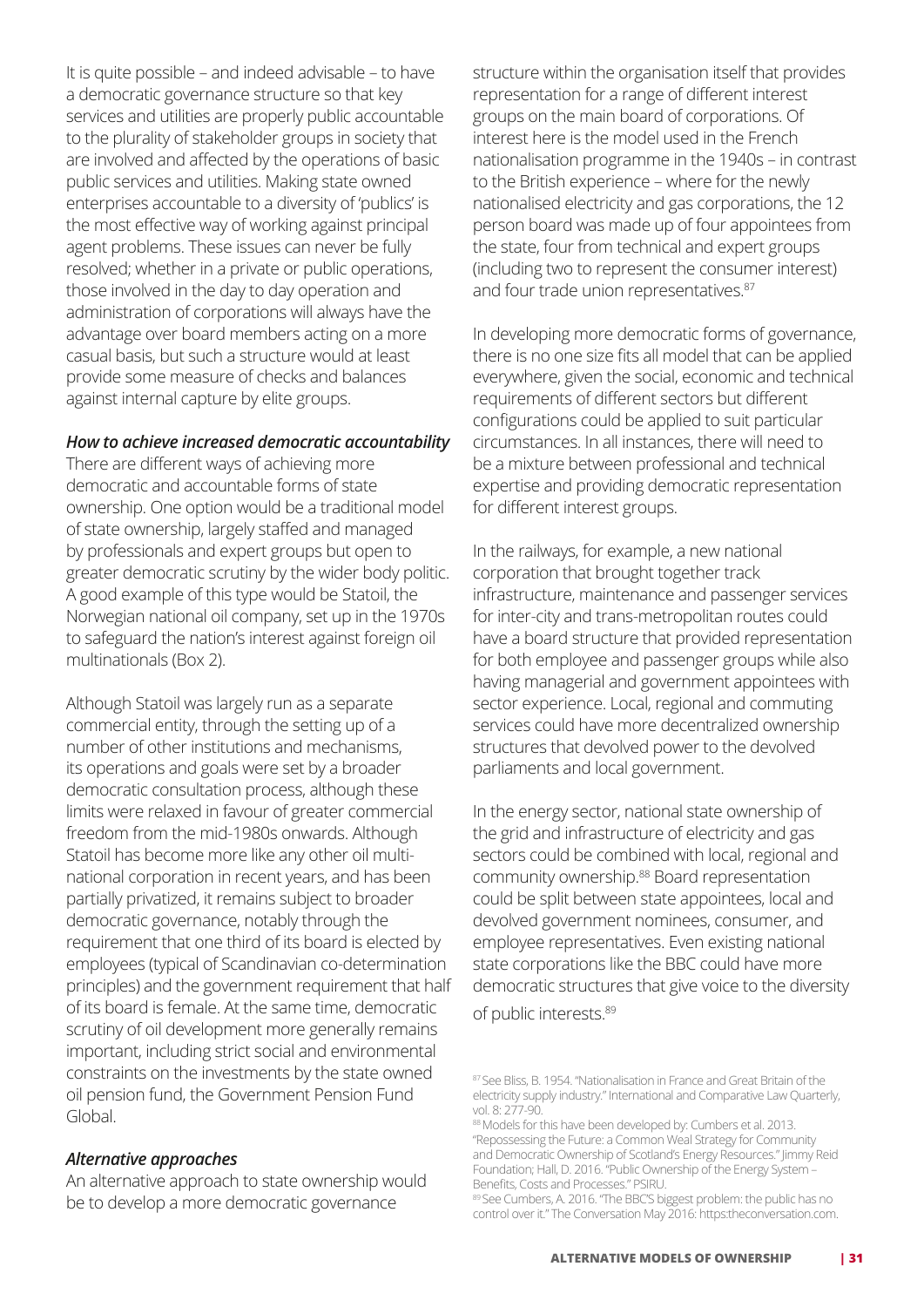It is quite possible – and indeed advisable – to have a democratic governance structure so that key services and utilities are properly public accountable to the plurality of stakeholder groups in society that are involved and affected by the operations of basic public services and utilities. Making state owned enterprises accountable to a diversity of 'publics' is the most effective way of working against principal agent problems. These issues can never be fully resolved; whether in a private or public operations, those involved in the day to day operation and administration of corporations will always have the advantage over board members acting on a more casual basis, but such a structure would at least provide some measure of checks and balances against internal capture by elite groups.

***How to achieve increased democratic accountability***

There are different ways of achieving more democratic and accountable forms of state ownership. One option would be a traditional model of state ownership, largely staffed and managed by professionals and expert groups but open to greater democratic scrutiny by the wider body politic. A good example of this type would be Statoil, the Norwegian national oil company, set up in the 1970s to safeguard the nation's interest against foreign oil multinationals (Box 2).

Although Statoil was largely run as a separate commercial entity, through the setting up of a number of other institutions and mechanisms, its operations and goals were set by a broader democratic consultation process, although these limits were relaxed in favour of greater commercial freedom from the mid-1980s onwards. Although Statoil has become more like any other oil multi-national corporation in recent years, and has been partially privatized, it remains subject to broader democratic governance, notably through the requirement that one third of its board is elected by employees (typical of Scandinavian co-determination principles) and the government requirement that half of its board is female. At the same time, democratic scrutiny of oil development more generally remains important, including strict social and environmental constraints on the investments by the state owned oil pension fund, the Government Pension Fund Global.

***Alternative approaches***

An alternative approach to state ownership would be to develop a more democratic governance structure within the organisation itself that provides representation for a range of different interest groups on the main board of corporations. Of interest here is the model used in the French nationalisation programme in the 1940s – in contrast to the British experience – where for the newly nationalised electricity and gas corporations, the 12 person board was made up of four appointees from the state, four from technical and expert groups (including two to represent the consumer interest) and four trade union representatives.[87]

In developing more democratic forms of governance, there is no one size fits all model that can be applied everywhere, given the social, economic and technical requirements of different sectors but different configurations could be applied to suit particular circumstances. In all instances, there will need to be a mixture between professional and technical expertise and providing democratic representation for different interest groups.

In the railways, for example, a new national corporation that brought together track infrastructure, maintenance and passenger services for inter-city and trans-metropolitan routes could have a board structure that provided representation for both employee and passenger groups while also having managerial and government appointees with sector experience. Local, regional and commuting services could have more decentralized ownership structures that devolved power to the devolved parliaments and local government.

In the energy sector, national state ownership of the grid and infrastructure of electricity and gas sectors could be combined with local, regional and community ownership.[88] Board representation could be split between state appointees, local and devolved government nominees, consumer, and employee representatives. Even existing national state corporations like the BBC could have more democratic structures that give voice to the diversity of public interests.[89]

---

[87] See Bliss, B. 1954. "Nationalisation in France and Great Britain of the electricity supply industry." International and Comparative Law Quarterly, vol. 8: 277-90.

[88] Models for this have been developed by: Cumbers et al. 2013. "Repossessing the Future: a Common Weal Strategy for Community and Democratic Ownership of Scotland's Energy Resources." Jimmy Reid Foundation; Hall, D. 2016. "Public Ownership of the Energy System – Benefits, Costs and Processes." PSIRU.

[89] See Cumbers, A. 2016. "The BBC'S biggest problem: the public has no control over it." The Conversation May 2016: https:theconversation.com.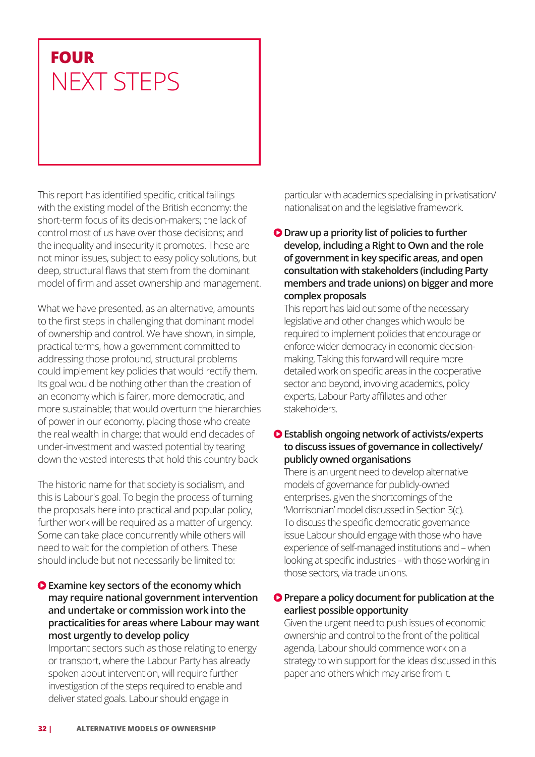# FOUR NEXT STEPS

This report has identified specific, critical failings with the existing model of the British economy: the short-term focus of its decision-makers; the lack of control most of us have over those decisions; and the inequality and insecurity it promotes. These are not minor issues, subject to easy policy solutions, but deep, structural flaws that stem from the dominant model of firm and asset ownership and management.

What we have presented, as an alternative, amounts to the first steps in challenging that dominant model of ownership and control. We have shown, in simple, practical terms, how a government committed to addressing those profound, structural problems could implement key policies that would rectify them. Its goal would be nothing other than the creation of an economy which is fairer, more democratic, and more sustainable; that would overturn the hierarchies of power in our economy, placing those who create the real wealth in charge; that would end decades of under-investment and wasted potential by tearing down the vested interests that hold this country back

The historic name for that society is socialism, and this is Labour's goal. To begin the process of turning the proposals here into practical and popular policy, further work will be required as a matter of urgency. Some can take place concurrently while others will need to wait for the completion of others. These should include but not necessarily be limited to:

- **Examine key sectors of the economy which may require national government intervention and undertake or commission work into the practicalities for areas where Labour may want most urgently to develop policy**
  Important sectors such as those relating to energy or transport, where the Labour Party has already spoken about intervention, will require further investigation of the steps required to enable and deliver stated goals. Labour should engage in particular with academics specialising in privatisation/ nationalisation and the legislative framework.

- **Draw up a priority list of policies to further develop, including a Right to Own and the role of government in key specific areas, and open consultation with stakeholders (including Party members and trade unions) on bigger and more complex proposals**
  This report has laid out some of the necessary legislative and other changes which would be required to implement policies that encourage or enforce wider democracy in economic decision-making. Taking this forward will require more detailed work on specific areas in the cooperative sector and beyond, involving academics, policy experts, Labour Party affiliates and other stakeholders.

- **Establish ongoing network of activists/experts to discuss issues of governance in collectively/ publicly owned organisations**
  There is an urgent need to develop alternative models of governance for publicly-owned enterprises, given the shortcomings of the 'Morrisonian' model discussed in Section 3(c). To discuss the specific democratic governance issue Labour should engage with those who have experience of self-managed institutions and – when looking at specific industries – with those working in those sectors, via trade unions.

- **Prepare a policy document for publication at the earliest possible opportunity**
  Given the urgent need to push issues of economic ownership and control to the front of the political agenda, Labour should commence work on a strategy to win support for the ideas discussed in this paper and others which may arise from it.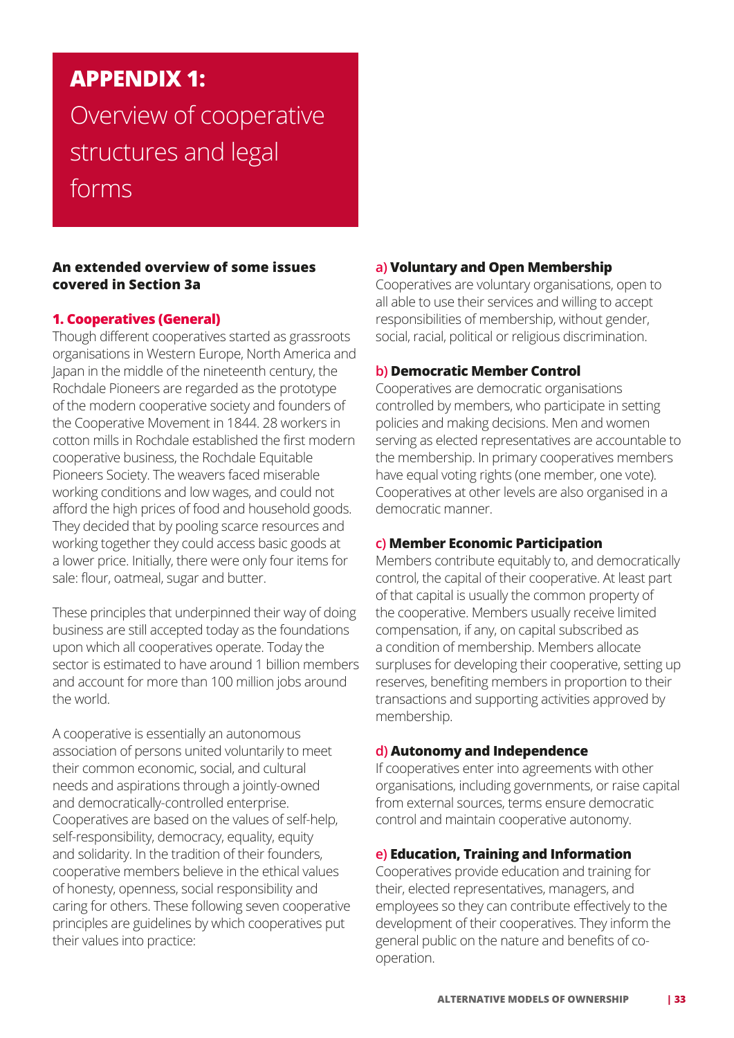# APPENDIX 1:

Overview of cooperative structures and legal forms

**An extended overview of some issues covered in Section 3a**

### 1. Cooperatives (General)

Though different cooperatives started as grassroots organisations in Western Europe, North America and Japan in the middle of the nineteenth century, the Rochdale Pioneers are regarded as the prototype of the modern cooperative society and founders of the Cooperative Movement in 1844. 28 workers in cotton mills in Rochdale established the first modern cooperative business, the Rochdale Equitable Pioneers Society. The weavers faced miserable working conditions and low wages, and could not afford the high prices of food and household goods. They decided that by pooling scarce resources and working together they could access basic goods at a lower price. Initially, there were only four items for sale: flour, oatmeal, sugar and butter.

These principles that underpinned their way of doing business are still accepted today as the foundations upon which all cooperatives operate. Today the sector is estimated to have around 1 billion members and account for more than 100 million jobs around the world.

A cooperative is essentially an autonomous association of persons united voluntarily to meet their common economic, social, and cultural needs and aspirations through a jointly-owned and democratically-controlled enterprise. Cooperatives are based on the values of self-help, self-responsibility, democracy, equality, equity and solidarity. In the tradition of their founders, cooperative members believe in the ethical values of honesty, openness, social responsibility and caring for others. These following seven cooperative principles are guidelines by which cooperatives put their values into practice:

**a) Voluntary and Open Membership**
Cooperatives are voluntary organisations, open to all able to use their services and willing to accept responsibilities of membership, without gender, social, racial, political or religious discrimination.

**b) Democratic Member Control**
Cooperatives are democratic organisations controlled by members, who participate in setting policies and making decisions. Men and women serving as elected representatives are accountable to the membership. In primary cooperatives members have equal voting rights (one member, one vote). Cooperatives at other levels are also organised in a democratic manner.

**c) Member Economic Participation**
Members contribute equitably to, and democratically control, the capital of their cooperative. At least part of that capital is usually the common property of the cooperative. Members usually receive limited compensation, if any, on capital subscribed as a condition of membership. Members allocate surpluses for developing their cooperative, setting up reserves, benefiting members in proportion to their transactions and supporting activities approved by membership.

**d) Autonomy and Independence**
If cooperatives enter into agreements with other organisations, including governments, or raise capital from external sources, terms ensure democratic control and maintain cooperative autonomy.

**e) Education, Training and Information**
Cooperatives provide education and training for their, elected representatives, managers, and employees so they can contribute effectively to the development of their cooperatives. They inform the general public on the nature and benefits of co-operation.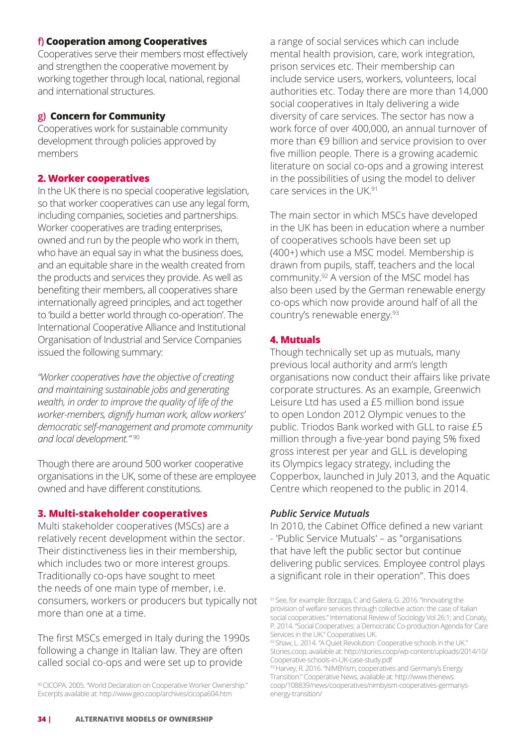#### f) Cooperation among Cooperatives

Cooperatives serve their members most effectively and strengthen the cooperative movement by working together through local, national, regional and international structures.

#### g) Concern for Community

Cooperatives work for sustainable community development through policies approved by members

### 2. Worker cooperatives

In the UK there is no special cooperative legislation, so that worker cooperatives can use any legal form, including companies, societies and partnerships. Worker cooperatives are trading enterprises, owned and run by the people who work in them, who have an equal say in what the business does, and an equitable share in the wealth created from the products and services they provide. As well as benefiting their members, all cooperatives share internationally agreed principles, and act together to 'build a better world through co-operation'. The International Cooperative Alliance and Institutional Organisation of Industrial and Service Companies issued the following summary:

*"Worker cooperatives have the objective of creating and maintaining sustainable jobs and generating wealth, in order to improve the quality of life of the worker-members, dignify human work, allow workers' democratic self-management and promote community and local development."* [90]

Though there are around 500 worker cooperative organisations in the UK, some of these are employee owned and have different constitutions.

### 3. Multi-stakeholder cooperatives

Multi stakeholder cooperatives (MSCs) are a relatively recent development within the sector. Their distinctiveness lies in their membership, which includes two or more interest groups. Traditionally co-ops have sought to meet the needs of one main type of member, i.e. consumers, workers or producers but typically not more than one at a time.

The first MSCs emerged in Italy during the 1990s following a change in Italian law. They are often called social co-ops and were set up to provide a range of social services which can include mental health provision, care, work integration, prison services etc. Their membership can include service users, workers, volunteers, local authorities etc. Today there are more than 14,000 social cooperatives in Italy delivering a wide diversity of care services. The sector has now a work force of over 400,000, an annual turnover of more than €9 billion and service provision to over five million people. There is a growing academic literature on social co-ops and a growing interest in the possibilities of using the model to deliver care services in the UK.[91]

The main sector in which MSCs have developed in the UK has been in education where a number of cooperatives schools have been set up (400+) which use a MSC model. Membership is drawn from pupils, staff, teachers and the local community.[92] A version of the MSC model has also been used by the German renewable energy co-ops which now provide around half of all the country's renewable energy.[93]

### 4. Mutuals

Though technically set up as mutuals, many previous local authority and arm's length organisations now conduct their affairs like private corporate structures. As an example, Greenwich Leisure Ltd has used a £5 million bond issue to open London 2012 Olympic venues to the public. Triodos Bank worked with GLL to raise £5 million through a five-year bond paying 5% fixed gross interest per year and GLL is developing its Olympics legacy strategy, including the Copperbox, launched in July 2013, and the Aquatic Centre which reopened to the public in 2014.

#### *Public Service Mutuals*

In 2010, the Cabinet Office defined a new variant - 'Public Service Mutuals' – as "organisations that have left the public sector but continue delivering public services. Employee control plays a significant role in their operation". This does

---

[90] CICOPA. 2005. "World Declaration on Cooperative Worker Ownership." Excerpts available at: http://www.geo.coop/archives/cicopa604.htm

[91] See, for example: Borzaga, C and Galera, G. 2016. "Innovating the provision of welfare services through collective action: the case of Italian social cooperatives." International Review of Sociology Vol 26:1; and Conaty, P. 2014. "Social Cooperatives: a Democratic Co-production Agenda for Care Services in the UK." Cooperatives UK.

[92] Shaw, L. 2014. "A Quiet Revolution: Cooperative schools in the UK." Stories.coop, available at: http://stories.coop/wp-content/uploads/2014/10/Cooperative-schools-in-UK-case-study.pdf

[93] Harvey, R. 2016. "NIMBYism, cooperatives and Germany's Energy Transition." Cooperative News, available at: http://www.thenews.coop/108839/news/cooperatives/nimbyism-cooperatives-germanys-energy-transition/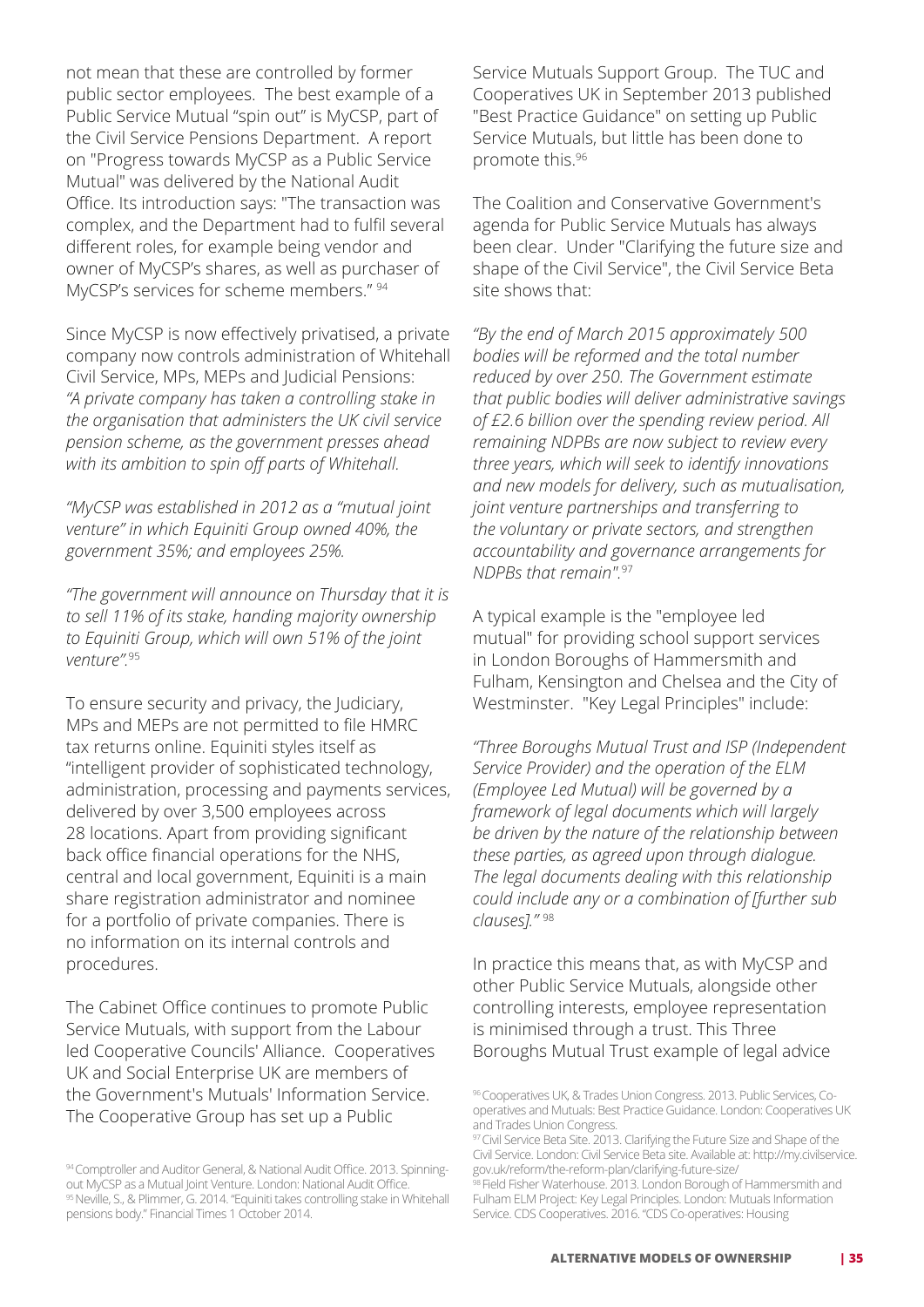not mean that these are controlled by former public sector employees. The best example of a Public Service Mutual "spin out" is MyCSP, part of the Civil Service Pensions Department. A report on "Progress towards MyCSP as a Public Service Mutual" was delivered by the National Audit Office. Its introduction says: "The transaction was complex, and the Department had to fulfil several different roles, for example being vendor and owner of MyCSP's shares, as well as purchaser of MyCSP's services for scheme members." [94]

Since MyCSP is now effectively privatised, a private company now controls administration of Whitehall Civil Service, MPs, MEPs and Judicial Pensions: *"A private company has taken a controlling stake in the organisation that administers the UK civil service pension scheme, as the government presses ahead with its ambition to spin off parts of Whitehall.*

*"MyCSP was established in 2012 as a "mutual joint venture" in which Equiniti Group owned 40%, the government 35%; and employees 25%.*

*"The government will announce on Thursday that it is to sell 11% of its stake, handing majority ownership to Equiniti Group, which will own 51% of the joint venture".*[95]

To ensure security and privacy, the Judiciary, MPs and MEPs are not permitted to file HMRC tax returns online. Equiniti styles itself as "intelligent provider of sophisticated technology, administration, processing and payments services, delivered by over 3,500 employees across 28 locations. Apart from providing significant back office financial operations for the NHS, central and local government, Equiniti is a main share registration administrator and nominee for a portfolio of private companies. There is no information on its internal controls and procedures.

The Cabinet Office continues to promote Public Service Mutuals, with support from the Labour led Cooperative Councils' Alliance. Cooperatives UK and Social Enterprise UK are members of the Government's Mutuals' Information Service. The Cooperative Group has set up a Public Service Mutuals Support Group. The TUC and Cooperatives UK in September 2013 published "Best Practice Guidance" on setting up Public Service Mutuals, but little has been done to promote this.[96]

The Coalition and Conservative Government's agenda for Public Service Mutuals has always been clear. Under "Clarifying the future size and shape of the Civil Service", the Civil Service Beta site shows that:

*"By the end of March 2015 approximately 500 bodies will be reformed and the total number reduced by over 250. The Government estimate that public bodies will deliver administrative savings of £2.6 billion over the spending review period. All remaining NDPBs are now subject to review every three years, which will seek to identify innovations and new models for delivery, such as mutualisation, joint venture partnerships and transferring to the voluntary or private sectors, and strengthen accountability and governance arrangements for NDPBs that remain".*[97]

A typical example is the "employee led mutual" for providing school support services in London Boroughs of Hammersmith and Fulham, Kensington and Chelsea and the City of Westminster. "Key Legal Principles" include:

*"Three Boroughs Mutual Trust and ISP (Independent Service Provider) and the operation of the ELM (Employee Led Mutual) will be governed by a framework of legal documents which will largely be driven by the nature of the relationship between these parties, as agreed upon through dialogue. The legal documents dealing with this relationship could include any or a combination of [further sub clauses]."* [98]

In practice this means that, as with MyCSP and other Public Service Mutuals, alongside other controlling interests, employee representation is minimised through a trust. This Three Boroughs Mutual Trust example of legal advice

[94] Comptroller and Auditor General, & National Audit Office. 2013. Spinning-out MyCSP as a Mutual Joint Venture. London: National Audit Office.
[95] Neville, S., & Plimmer, G. 2014. "Equiniti takes controlling stake in Whitehall pensions body." Financial Times 1 October 2014.

[96] Cooperatives UK, & Trades Union Congress. 2013. Public Services, Co-operatives and Mutuals: Best Practice Guidance. London: Cooperatives UK and Trades Union Congress.
[97] Civil Service Beta Site. 2013. Clarifying the Future Size and Shape of the Civil Service. London: Civil Service Beta site. Available at: http://my.civilservice.gov.uk/reform/the-reform-plan/clarifying-future-size/
[98] Field Fisher Waterhouse. 2013. London Borough of Hammersmith and Fulham ELM Project: Key Legal Principles. London: Mutuals Information Service. CDS Cooperatives. 2016. "CDS Co-operatives: Housing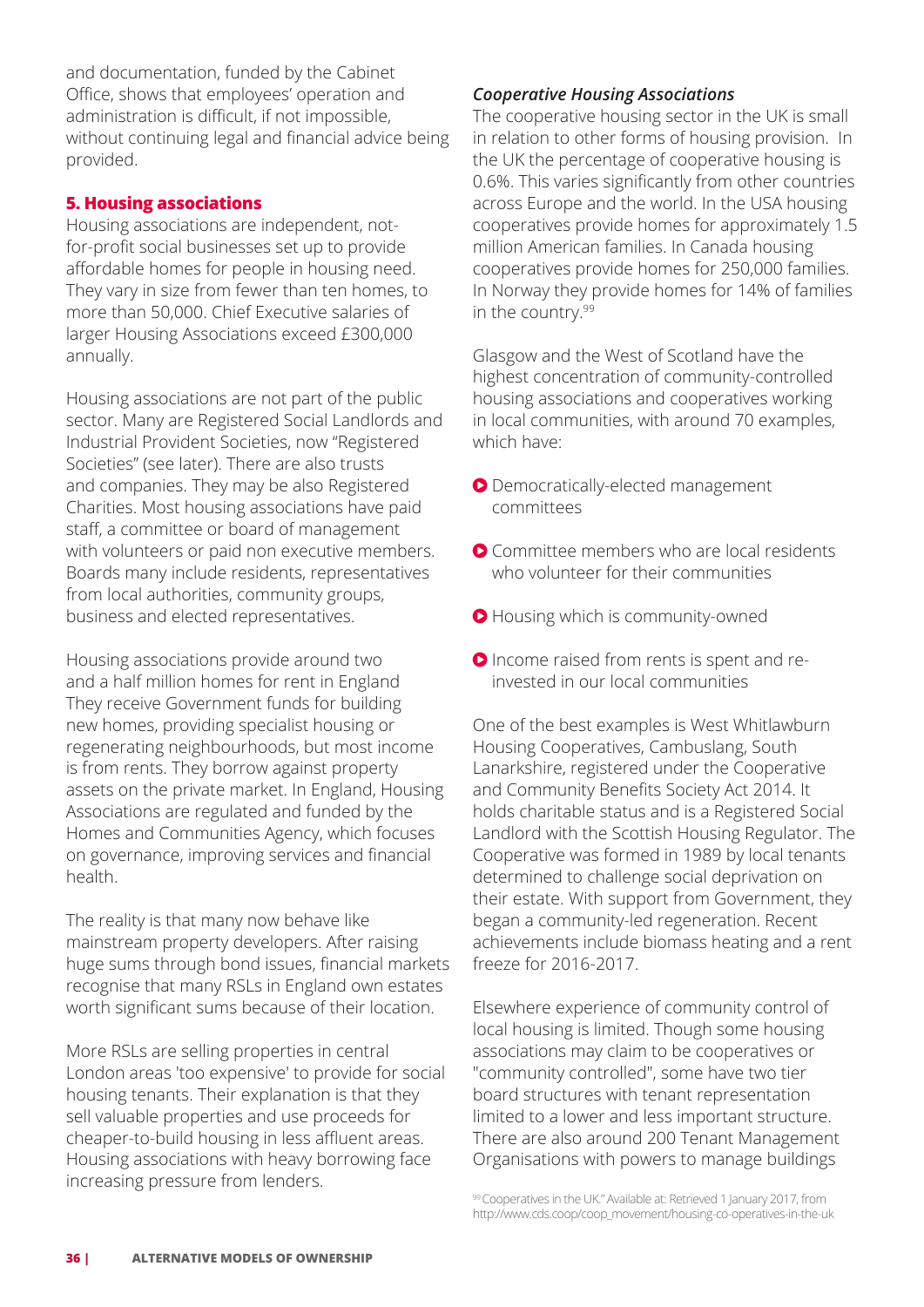and documentation, funded by the Cabinet Office, shows that employees' operation and administration is difficult, if not impossible, without continuing legal and financial advice being provided.

## 5. Housing associations

Housing associations are independent, not-for-profit social businesses set up to provide affordable homes for people in housing need. They vary in size from fewer than ten homes, to more than 50,000. Chief Executive salaries of larger Housing Associations exceed £300,000 annually.

Housing associations are not part of the public sector. Many are Registered Social Landlords and Industrial Provident Societies, now "Registered Societies" (see later). There are also trusts and companies. They may be also Registered Charities. Most housing associations have paid staff, a committee or board of management with volunteers or paid non executive members. Boards many include residents, representatives from local authorities, community groups, business and elected representatives.

Housing associations provide around two and a half million homes for rent in England They receive Government funds for building new homes, providing specialist housing or regenerating neighbourhoods, but most income is from rents. They borrow against property assets on the private market. In England, Housing Associations are regulated and funded by the Homes and Communities Agency, which focuses on governance, improving services and financial health.

The reality is that many now behave like mainstream property developers. After raising huge sums through bond issues, financial markets recognise that many RSLs in England own estates worth significant sums because of their location.

More RSLs are selling properties in central London areas 'too expensive' to provide for social housing tenants. Their explanation is that they sell valuable properties and use proceeds for cheaper-to-build housing in less affluent areas. Housing associations with heavy borrowing face increasing pressure from lenders.

### *Cooperative Housing Associations*

The cooperative housing sector in the UK is small in relation to other forms of housing provision. In the UK the percentage of cooperative housing is 0.6%. This varies significantly from other countries across Europe and the world. In the USA housing cooperatives provide homes for approximately 1.5 million American families. In Canada housing cooperatives provide homes for 250,000 families. In Norway they provide homes for 14% of families in the country.[99]

Glasgow and the West of Scotland have the highest concentration of community-controlled housing associations and cooperatives working in local communities, with around 70 examples, which have:

- Democratically-elected management committees
- Committee members who are local residents who volunteer for their communities
- Housing which is community-owned
- Income raised from rents is spent and re-invested in our local communities

One of the best examples is West Whitlawburn Housing Cooperatives, Cambuslang, South Lanarkshire, registered under the Cooperative and Community Benefits Society Act 2014. It holds charitable status and is a Registered Social Landlord with the Scottish Housing Regulator. The Cooperative was formed in 1989 by local tenants determined to challenge social deprivation on their estate. With support from Government, they began a community-led regeneration. Recent achievements include biomass heating and a rent freeze for 2016-2017.

Elsewhere experience of community control of local housing is limited. Though some housing associations may claim to be cooperatives or "community controlled", some have two tier board structures with tenant representation limited to a lower and less important structure. There are also around 200 Tenant Management Organisations with powers to manage buildings

[99] Cooperatives in the UK." Available at: Retrieved 1 January 2017, from http://www.cds.coop/coop_movement/housing-co-operatives-in-the-uk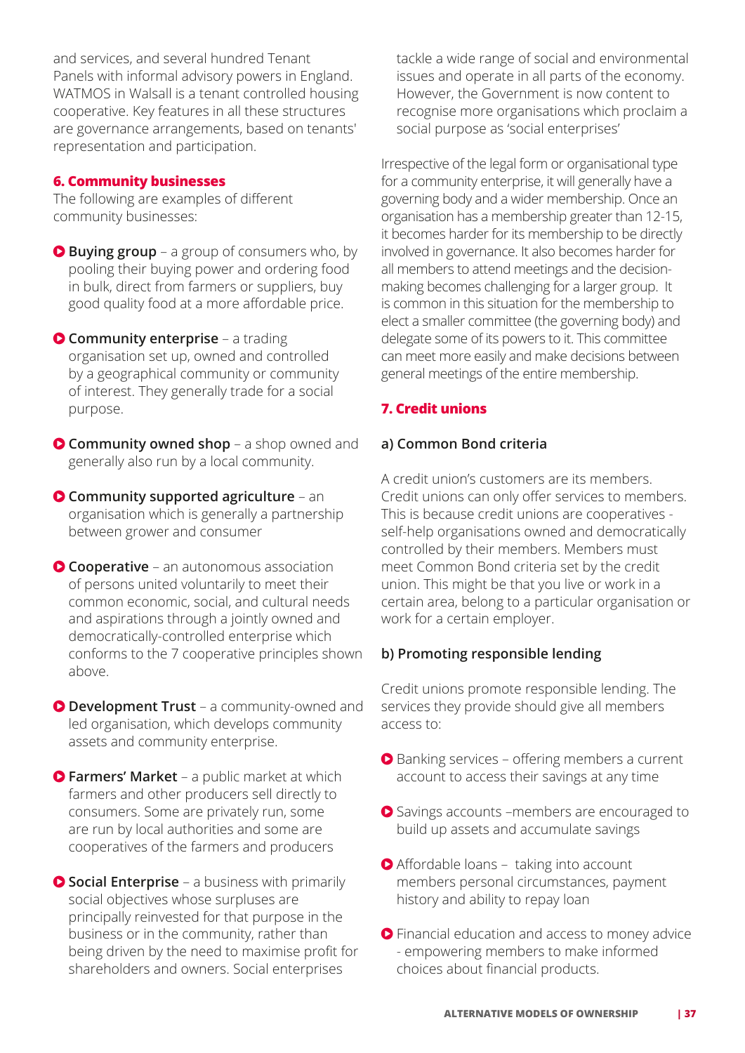and services, and several hundred Tenant Panels with informal advisory powers in England. WATMOS in Walsall is a tenant controlled housing cooperative. Key features in all these structures are governance arrangements, based on tenants' representation and participation.

### 6. Community businesses

The following are examples of different community businesses:

- **Buying group** – a group of consumers who, by pooling their buying power and ordering food in bulk, direct from farmers or suppliers, buy good quality food at a more affordable price.
- **Community enterprise** – a trading organisation set up, owned and controlled by a geographical community or community of interest. They generally trade for a social purpose.
- **Community owned shop** – a shop owned and generally also run by a local community.
- **Community supported agriculture** – an organisation which is generally a partnership between grower and consumer
- **Cooperative** – an autonomous association of persons united voluntarily to meet their common economic, social, and cultural needs and aspirations through a jointly owned and democratically-controlled enterprise which conforms to the 7 cooperative principles shown above.
- **Development Trust** – a community-owned and led organisation, which develops community assets and community enterprise.
- **Farmers' Market** – a public market at which farmers and other producers sell directly to consumers. Some are privately run, some are run by local authorities and some are cooperatives of the farmers and producers
- **Social Enterprise** – a business with primarily social objectives whose surpluses are principally reinvested for that purpose in the business or in the community, rather than being driven by the need to maximise profit for shareholders and owners. Social enterprises tackle a wide range of social and environmental issues and operate in all parts of the economy. However, the Government is now content to recognise more organisations which proclaim a social purpose as 'social enterprises'

Irrespective of the legal form or organisational type for a community enterprise, it will generally have a governing body and a wider membership. Once an organisation has a membership greater than 12-15, it becomes harder for its membership to be directly involved in governance. It also becomes harder for all members to attend meetings and the decision-making becomes challenging for a larger group. It is common in this situation for the membership to elect a smaller committee (the governing body) and delegate some of its powers to it. This committee can meet more easily and make decisions between general meetings of the entire membership.

### 7. Credit unions

#### a) Common Bond criteria

A credit union's customers are its members. Credit unions can only offer services to members. This is because credit unions are cooperatives - self-help organisations owned and democratically controlled by their members. Members must meet Common Bond criteria set by the credit union. This might be that you live or work in a certain area, belong to a particular organisation or work for a certain employer.

#### b) Promoting responsible lending

Credit unions promote responsible lending. The services they provide should give all members access to:

- Banking services – offering members a current account to access their savings at any time
- Savings accounts –members are encouraged to build up assets and accumulate savings
- Affordable loans – taking into account members personal circumstances, payment history and ability to repay loan
- Financial education and access to money advice - empowering members to make informed choices about financial products.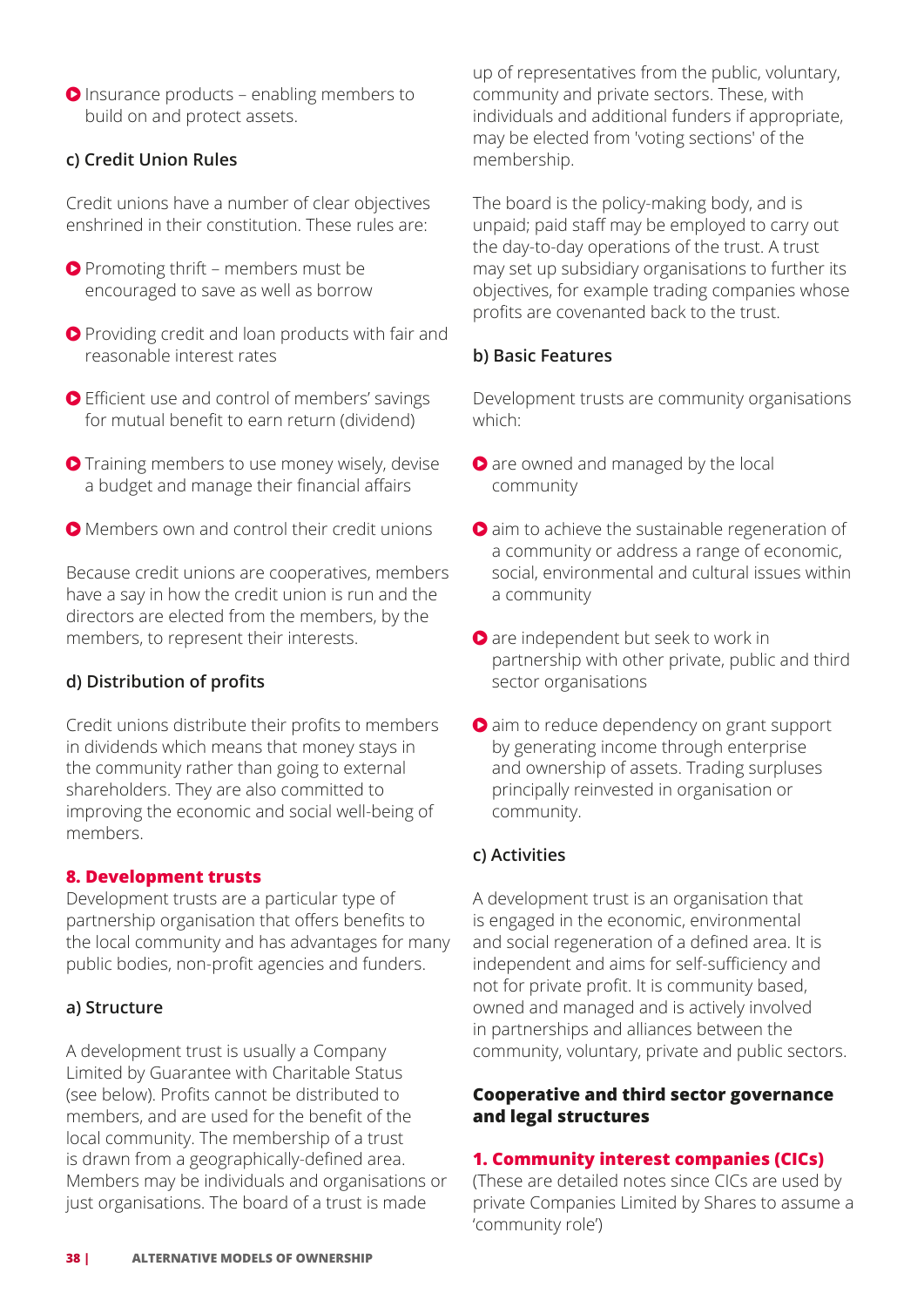- Insurance products – enabling members to build on and protect assets.

#### c) Credit Union Rules

Credit unions have a number of clear objectives enshrined in their constitution. These rules are:

- Promoting thrift – members must be encouraged to save as well as borrow
- Providing credit and loan products with fair and reasonable interest rates
- Efficient use and control of members' savings for mutual benefit to earn return (dividend)
- Training members to use money wisely, devise a budget and manage their financial affairs
- Members own and control their credit unions

Because credit unions are cooperatives, members have a say in how the credit union is run and the directors are elected from the members, by the members, to represent their interests.

#### d) Distribution of profits

Credit unions distribute their profits to members in dividends which means that money stays in the community rather than going to external shareholders. They are also committed to improving the economic and social well-being of members.

### 8. Development trusts

Development trusts are a particular type of partnership organisation that offers benefits to the local community and has advantages for many public bodies, non-profit agencies and funders.

#### a) Structure

A development trust is usually a Company Limited by Guarantee with Charitable Status (see below). Profits cannot be distributed to members, and are used for the benefit of the local community. The membership of a trust is drawn from a geographically-defined area. Members may be individuals and organisations or just organisations. The board of a trust is made up of representatives from the public, voluntary, community and private sectors. These, with individuals and additional funders if appropriate, may be elected from 'voting sections' of the membership.

The board is the policy-making body, and is unpaid; paid staff may be employed to carry out the day-to-day operations of the trust. A trust may set up subsidiary organisations to further its objectives, for example trading companies whose profits are covenanted back to the trust.

#### b) Basic Features

Development trusts are community organisations which:

- are owned and managed by the local community
- aim to achieve the sustainable regeneration of a community or address a range of economic, social, environmental and cultural issues within a community
- are independent but seek to work in partnership with other private, public and third sector organisations
- aim to reduce dependency on grant support by generating income through enterprise and ownership of assets. Trading surpluses principally reinvested in organisation or community.

#### c) Activities

A development trust is an organisation that is engaged in the economic, environmental and social regeneration of a defined area. It is independent and aims for self-sufficiency and not for private profit. It is community based, owned and managed and is actively involved in partnerships and alliances between the community, voluntary, private and public sectors.

## Cooperative and third sector governance and legal structures

### 1. Community interest companies (CICs)

(These are detailed notes since CICs are used by private Companies Limited by Shares to assume a 'community role')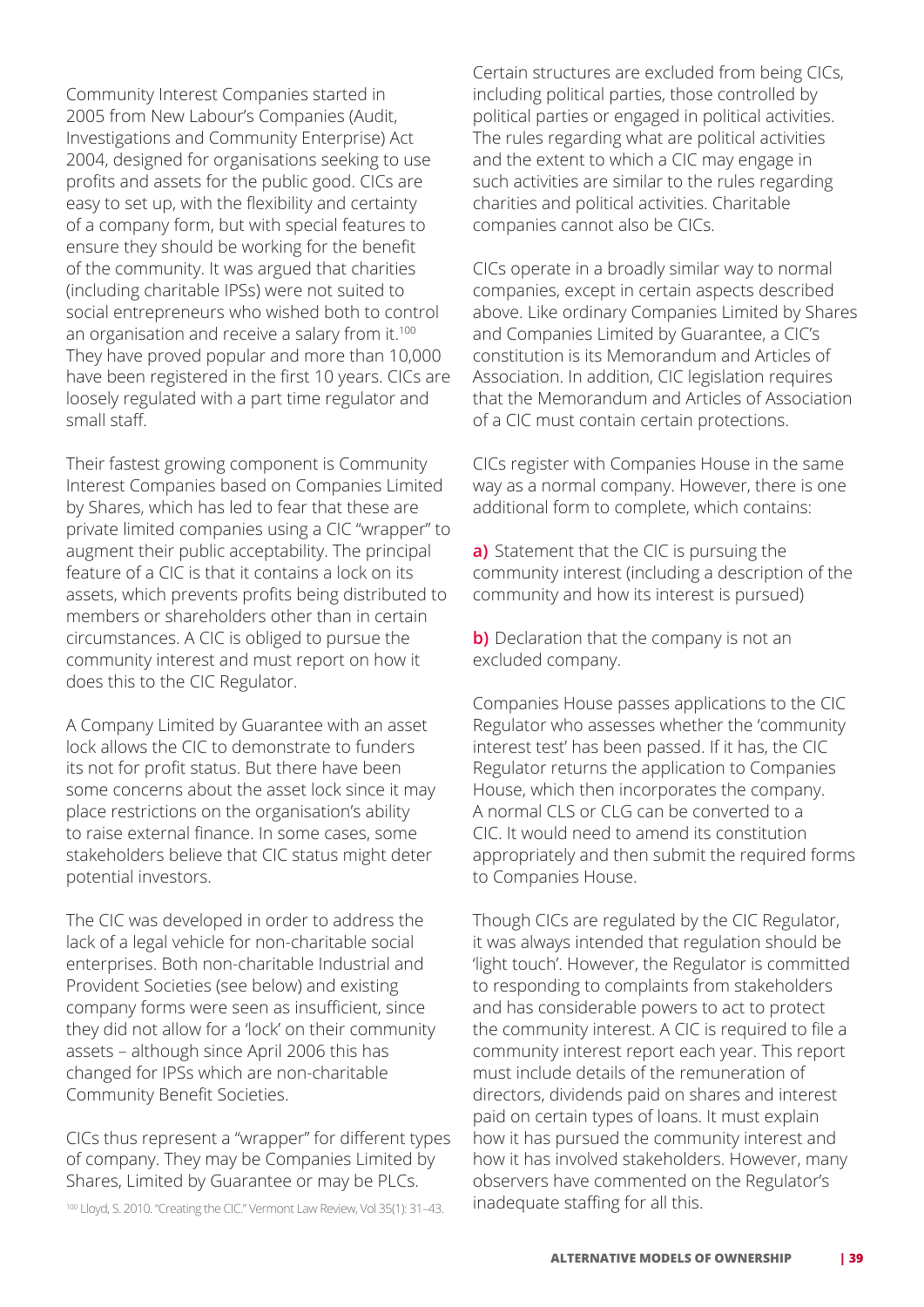Community Interest Companies started in 2005 from New Labour's Companies (Audit, Investigations and Community Enterprise) Act 2004, designed for organisations seeking to use profits and assets for the public good. CICs are easy to set up, with the flexibility and certainty of a company form, but with special features to ensure they should be working for the benefit of the community. It was argued that charities (including charitable IPSs) were not suited to social entrepreneurs who wished both to control an organisation and receive a salary from it.[100] They have proved popular and more than 10,000 have been registered in the first 10 years. CICs are loosely regulated with a part time regulator and small staff.

Their fastest growing component is Community Interest Companies based on Companies Limited by Shares, which has led to fear that these are private limited companies using a CIC "wrapper" to augment their public acceptability. The principal feature of a CIC is that it contains a lock on its assets, which prevents profits being distributed to members or shareholders other than in certain circumstances. A CIC is obliged to pursue the community interest and must report on how it does this to the CIC Regulator.

A Company Limited by Guarantee with an asset lock allows the CIC to demonstrate to funders its not for profit status. But there have been some concerns about the asset lock since it may place restrictions on the organisation's ability to raise external finance. In some cases, some stakeholders believe that CIC status might deter potential investors.

The CIC was developed in order to address the lack of a legal vehicle for non-charitable social enterprises. Both non-charitable Industrial and Provident Societies (see below) and existing company forms were seen as insufficient, since they did not allow for a 'lock' on their community assets – although since April 2006 this has changed for IPSs which are non-charitable Community Benefit Societies.

CICs thus represent a "wrapper" for different types of company. They may be Companies Limited by Shares, Limited by Guarantee or may be PLCs.

[100] Lloyd, S. 2010. "Creating the CIC." Vermont Law Review, Vol 35(1): 31–43.

Certain structures are excluded from being CICs, including political parties, those controlled by political parties or engaged in political activities. The rules regarding what are political activities and the extent to which a CIC may engage in such activities are similar to the rules regarding charities and political activities. Charitable companies cannot also be CICs.

CICs operate in a broadly similar way to normal companies, except in certain aspects described above. Like ordinary Companies Limited by Shares and Companies Limited by Guarantee, a CIC's constitution is its Memorandum and Articles of Association. In addition, CIC legislation requires that the Memorandum and Articles of Association of a CIC must contain certain protections.

CICs register with Companies House in the same way as a normal company. However, there is one additional form to complete, which contains:

**a)** Statement that the CIC is pursuing the community interest (including a description of the community and how its interest is pursued)

**b)** Declaration that the company is not an excluded company.

Companies House passes applications to the CIC Regulator who assesses whether the 'community interest test' has been passed. If it has, the CIC Regulator returns the application to Companies House, which then incorporates the company. A normal CLS or CLG can be converted to a CIC. It would need to amend its constitution appropriately and then submit the required forms to Companies House.

Though CICs are regulated by the CIC Regulator, it was always intended that regulation should be 'light touch'. However, the Regulator is committed to responding to complaints from stakeholders and has considerable powers to act to protect the community interest. A CIC is required to file a community interest report each year. This report must include details of the remuneration of directors, dividends paid on shares and interest paid on certain types of loans. It must explain how it has pursued the community interest and how it has involved stakeholders. However, many observers have commented on the Regulator's inadequate staffing for all this.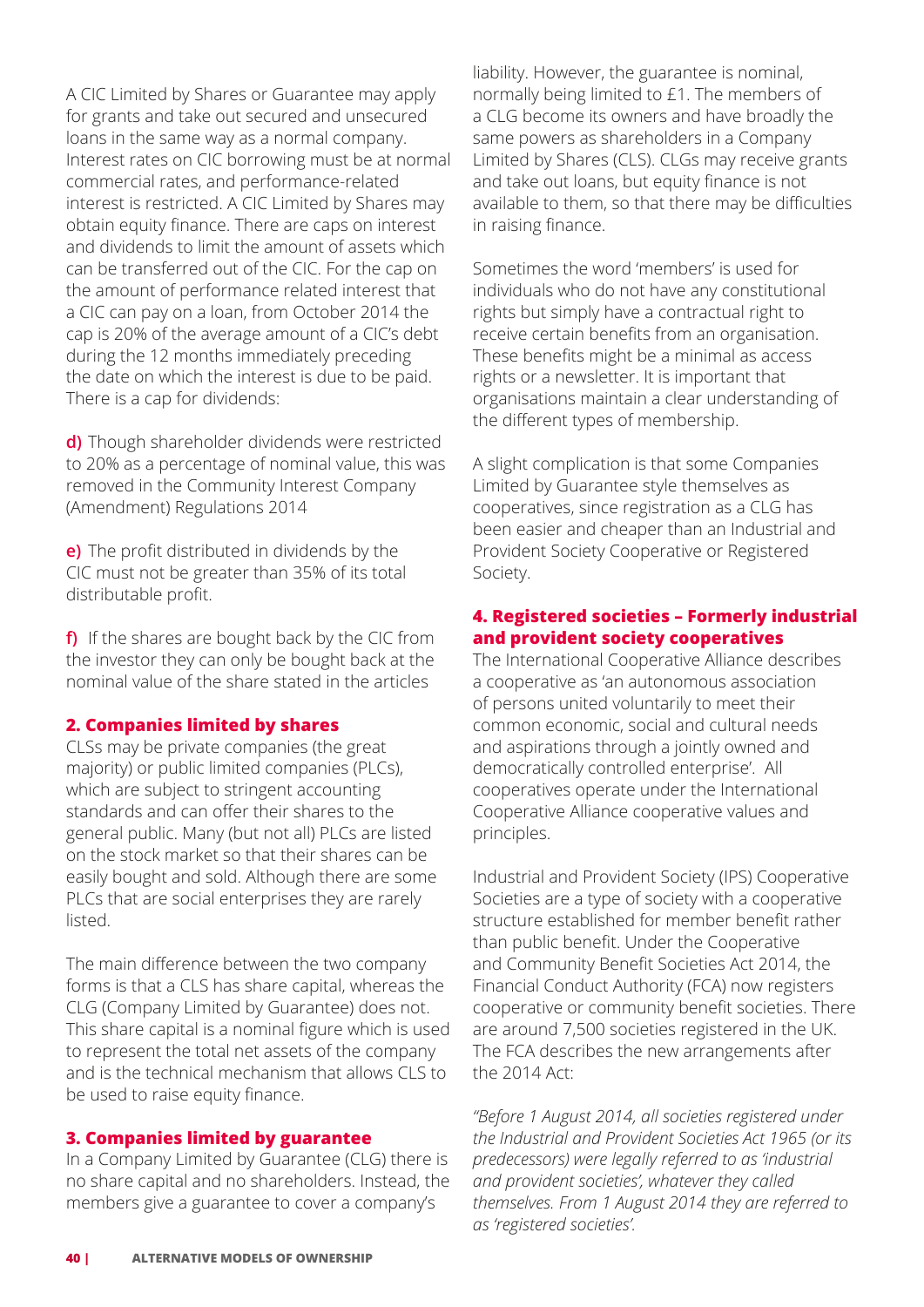A CIC Limited by Shares or Guarantee may apply for grants and take out secured and unsecured loans in the same way as a normal company. Interest rates on CIC borrowing must be at normal commercial rates, and performance-related interest is restricted. A CIC Limited by Shares may obtain equity finance. There are caps on interest and dividends to limit the amount of assets which can be transferred out of the CIC. For the cap on the amount of performance related interest that a CIC can pay on a loan, from October 2014 the cap is 20% of the average amount of a CIC's debt during the 12 months immediately preceding the date on which the interest is due to be paid. There is a cap for dividends:

**d)** Though shareholder dividends were restricted to 20% as a percentage of nominal value, this was removed in the Community Interest Company (Amendment) Regulations 2014

**e)** The profit distributed in dividends by the CIC must not be greater than 35% of its total distributable profit.

**f)** If the shares are bought back by the CIC from the investor they can only be bought back at the nominal value of the share stated in the articles

### 2. Companies limited by shares

CLSs may be private companies (the great majority) or public limited companies (PLCs), which are subject to stringent accounting standards and can offer their shares to the general public. Many (but not all) PLCs are listed on the stock market so that their shares can be easily bought and sold. Although there are some PLCs that are social enterprises they are rarely listed.

The main difference between the two company forms is that a CLS has share capital, whereas the CLG (Company Limited by Guarantee) does not. This share capital is a nominal figure which is used to represent the total net assets of the company and is the technical mechanism that allows CLS to be used to raise equity finance.

### 3. Companies limited by guarantee

In a Company Limited by Guarantee (CLG) there is no share capital and no shareholders. Instead, the members give a guarantee to cover a company's liability. However, the guarantee is nominal, normally being limited to £1. The members of a CLG become its owners and have broadly the same powers as shareholders in a Company Limited by Shares (CLS). CLGs may receive grants and take out loans, but equity finance is not available to them, so that there may be difficulties in raising finance.

Sometimes the word 'members' is used for individuals who do not have any constitutional rights but simply have a contractual right to receive certain benefits from an organisation. These benefits might be a minimal as access rights or a newsletter. It is important that organisations maintain a clear understanding of the different types of membership.

A slight complication is that some Companies Limited by Guarantee style themselves as cooperatives, since registration as a CLG has been easier and cheaper than an Industrial and Provident Society Cooperative or Registered Society.

### 4. Registered societies – Formerly industrial and provident society cooperatives

The International Cooperative Alliance describes a cooperative as 'an autonomous association of persons united voluntarily to meet their common economic, social and cultural needs and aspirations through a jointly owned and democratically controlled enterprise'. All cooperatives operate under the International Cooperative Alliance cooperative values and principles.

Industrial and Provident Society (IPS) Cooperative Societies are a type of society with a cooperative structure established for member benefit rather than public benefit. Under the Cooperative and Community Benefit Societies Act 2014, the Financial Conduct Authority (FCA) now registers cooperative or community benefit societies. There are around 7,500 societies registered in the UK. The FCA describes the new arrangements after the 2014 Act:

*"Before 1 August 2014, all societies registered under the Industrial and Provident Societies Act 1965 (or its predecessors) were legally referred to as 'industrial and provident societies', whatever they called themselves. From 1 August 2014 they are referred to as 'registered societies'.*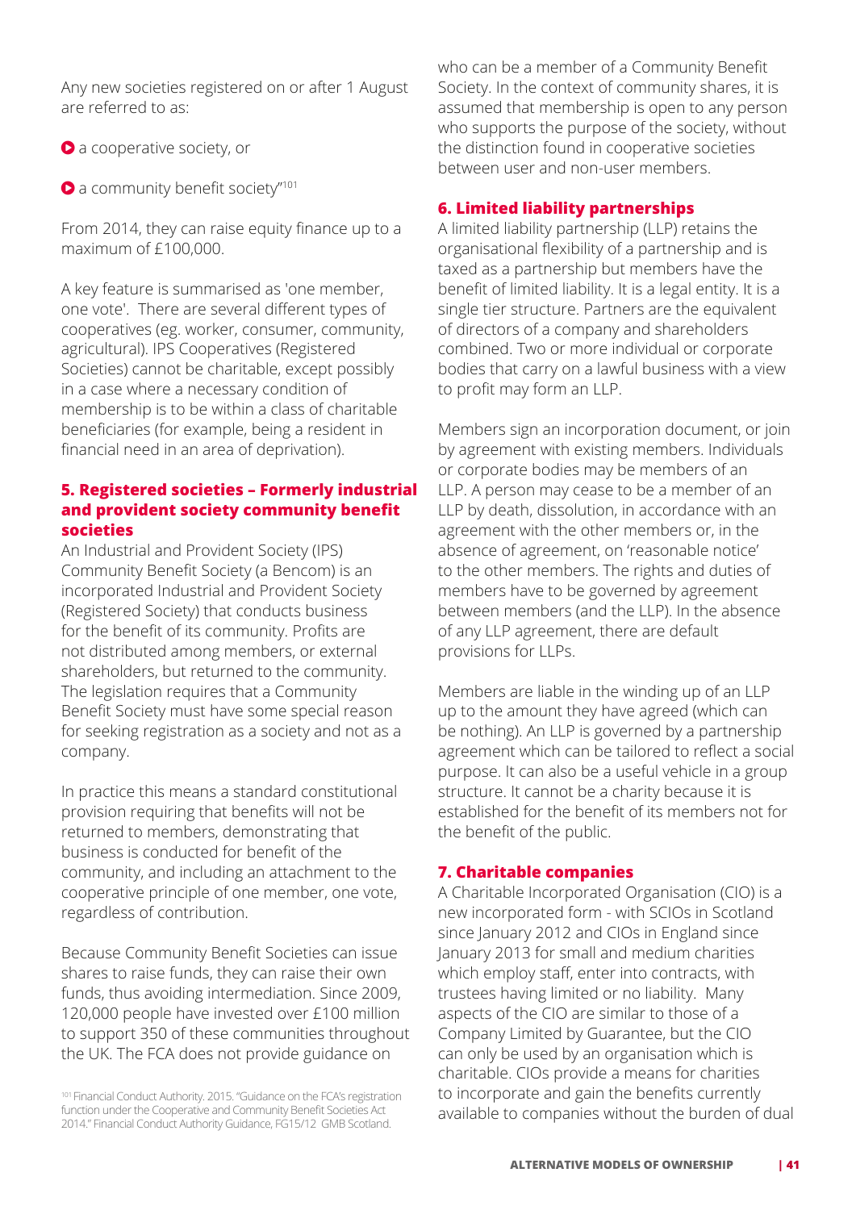Any new societies registered on or after 1 August are referred to as:

- a cooperative society, or
- a community benefit society"[101]

From 2014, they can raise equity finance up to a maximum of £100,000.

A key feature is summarised as 'one member, one vote'. There are several different types of cooperatives (eg. worker, consumer, community, agricultural). IPS Cooperatives (Registered Societies) cannot be charitable, except possibly in a case where a necessary condition of membership is to be within a class of charitable beneficiaries (for example, being a resident in financial need in an area of deprivation).

### 5. Registered societies – Formerly industrial and provident society community benefit societies

An Industrial and Provident Society (IPS) Community Benefit Society (a Bencom) is an incorporated Industrial and Provident Society (Registered Society) that conducts business for the benefit of its community. Profits are not distributed among members, or external shareholders, but returned to the community. The legislation requires that a Community Benefit Society must have some special reason for seeking registration as a society and not as a company.

In practice this means a standard constitutional provision requiring that benefits will not be returned to members, demonstrating that business is conducted for benefit of the community, and including an attachment to the cooperative principle of one member, one vote, regardless of contribution.

Because Community Benefit Societies can issue shares to raise funds, they can raise their own funds, thus avoiding intermediation. Since 2009, 120,000 people have invested over £100 million to support 350 of these communities throughout the UK. The FCA does not provide guidance on who can be a member of a Community Benefit Society. In the context of community shares, it is assumed that membership is open to any person who supports the purpose of the society, without the distinction found in cooperative societies between user and non-user members.

### 6. Limited liability partnerships

A limited liability partnership (LLP) retains the organisational flexibility of a partnership and is taxed as a partnership but members have the benefit of limited liability. It is a legal entity. It is a single tier structure. Partners are the equivalent of directors of a company and shareholders combined. Two or more individual or corporate bodies that carry on a lawful business with a view to profit may form an LLP.

Members sign an incorporation document, or join by agreement with existing members. Individuals or corporate bodies may be members of an LLP. A person may cease to be a member of an LLP by death, dissolution, in accordance with an agreement with the other members or, in the absence of agreement, on 'reasonable notice' to the other members. The rights and duties of members have to be governed by agreement between members (and the LLP). In the absence of any LLP agreement, there are default provisions for LLPs.

Members are liable in the winding up of an LLP up to the amount they have agreed (which can be nothing). An LLP is governed by a partnership agreement which can be tailored to reflect a social purpose. It can also be a useful vehicle in a group structure. It cannot be a charity because it is established for the benefit of its members not for the benefit of the public.

### 7. Charitable companies

A Charitable Incorporated Organisation (CIO) is a new incorporated form - with SCIOs in Scotland since January 2012 and CIOs in England since January 2013 for small and medium charities which employ staff, enter into contracts, with trustees having limited or no liability. Many aspects of the CIO are similar to those of a Company Limited by Guarantee, but the CIO can only be used by an organisation which is charitable. CIOs provide a means for charities to incorporate and gain the benefits currently available to companies without the burden of dual

[101] Financial Conduct Authority. 2015. "Guidance on the FCA's registration function under the Cooperative and Community Benefit Societies Act 2014." Financial Conduct Authority Guidance, FG15/12 GMB Scotland.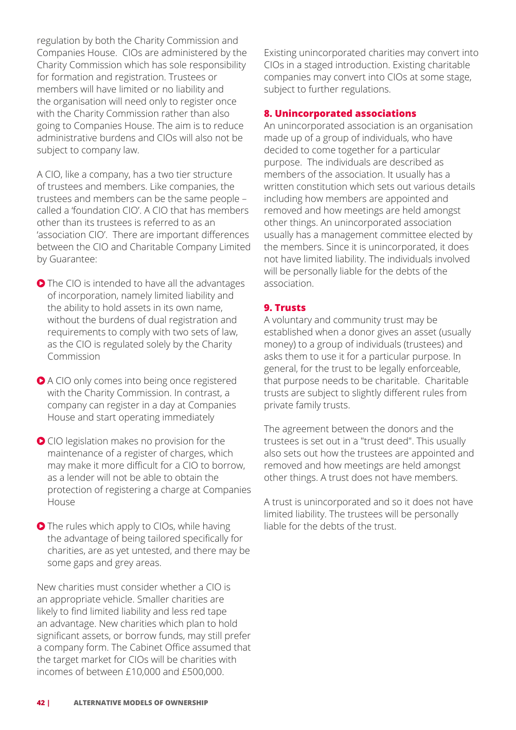regulation by both the Charity Commission and Companies House. CIOs are administered by the Charity Commission which has sole responsibility for formation and registration. Trustees or members will have limited or no liability and the organisation will need only to register once with the Charity Commission rather than also going to Companies House. The aim is to reduce administrative burdens and CIOs will also not be subject to company law.

A CIO, like a company, has a two tier structure of trustees and members. Like companies, the trustees and members can be the same people – called a 'foundation CIO'. A CIO that has members other than its trustees is referred to as an 'association CIO'. There are important differences between the CIO and Charitable Company Limited by Guarantee:

- The CIO is intended to have all the advantages of incorporation, namely limited liability and the ability to hold assets in its own name, without the burdens of dual registration and requirements to comply with two sets of law, as the CIO is regulated solely by the Charity Commission
- A CIO only comes into being once registered with the Charity Commission. In contrast, a company can register in a day at Companies House and start operating immediately
- CIO legislation makes no provision for the maintenance of a register of charges, which may make it more difficult for a CIO to borrow, as a lender will not be able to obtain the protection of registering a charge at Companies House
- The rules which apply to CIOs, while having the advantage of being tailored specifically for charities, are as yet untested, and there may be some gaps and grey areas.

New charities must consider whether a CIO is an appropriate vehicle. Smaller charities are likely to find limited liability and less red tape an advantage. New charities which plan to hold significant assets, or borrow funds, may still prefer a company form. The Cabinet Office assumed that the target market for CIOs will be charities with incomes of between £10,000 and £500,000.

Existing unincorporated charities may convert into CIOs in a staged introduction. Existing charitable companies may convert into CIOs at some stage, subject to further regulations.

### 8. Unincorporated associations

An unincorporated association is an organisation made up of a group of individuals, who have decided to come together for a particular purpose. The individuals are described as members of the association. It usually has a written constitution which sets out various details including how members are appointed and removed and how meetings are held amongst other things. An unincorporated association usually has a management committee elected by the members. Since it is unincorporated, it does not have limited liability. The individuals involved will be personally liable for the debts of the association.

### 9. Trusts

A voluntary and community trust may be established when a donor gives an asset (usually money) to a group of individuals (trustees) and asks them to use it for a particular purpose. In general, for the trust to be legally enforceable, that purpose needs to be charitable. Charitable trusts are subject to slightly different rules from private family trusts.

The agreement between the donors and the trustees is set out in a "trust deed". This usually also sets out how the trustees are appointed and removed and how meetings are held amongst other things. A trust does not have members.

A trust is unincorporated and so it does not have limited liability. The trustees will be personally liable for the debts of the trust.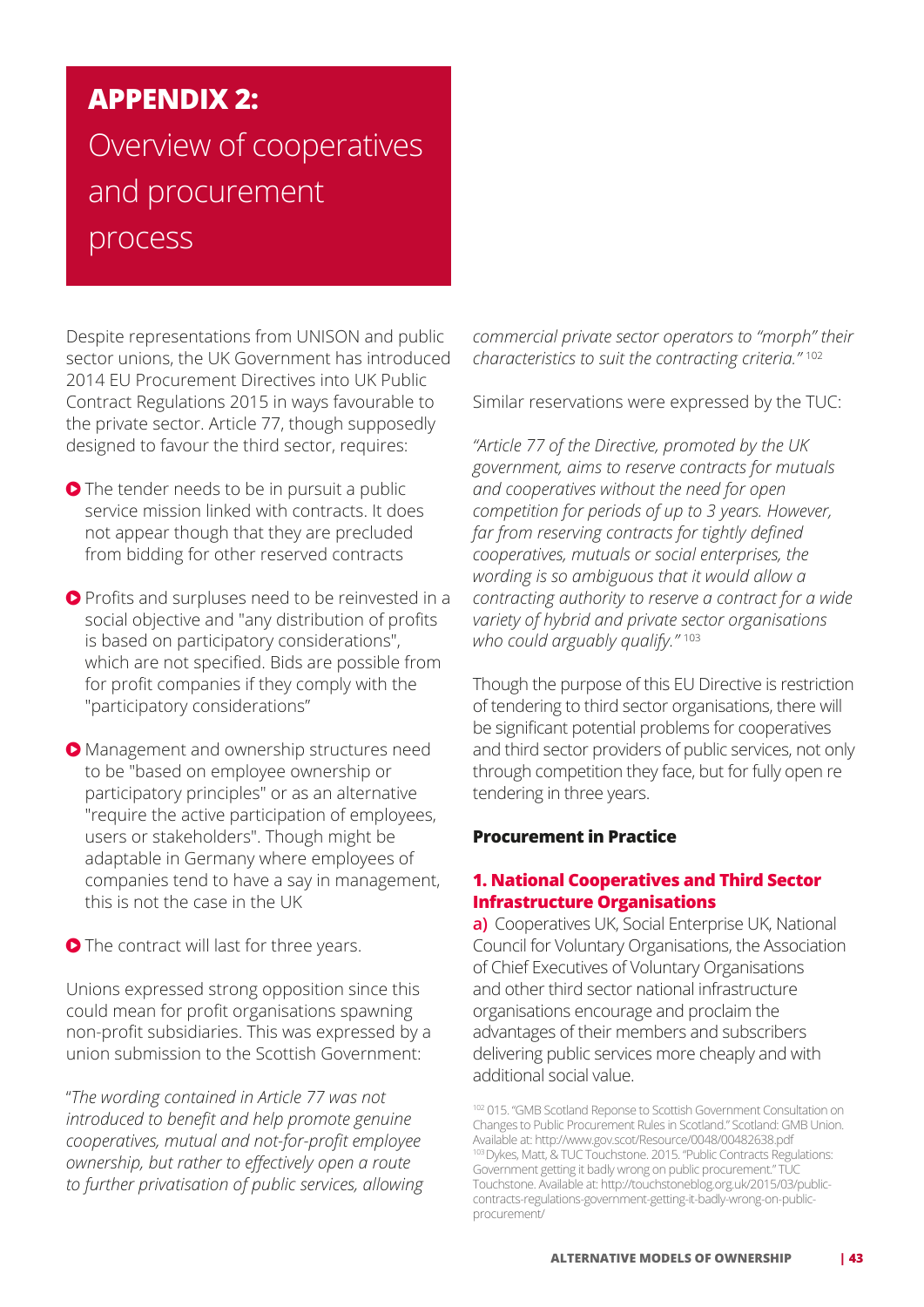# APPENDIX 2:

## Overview of cooperatives and procurement process

Despite representations from UNISON and public sector unions, the UK Government has introduced 2014 EU Procurement Directives into UK Public Contract Regulations 2015 in ways favourable to the private sector. Article 77, though supposedly designed to favour the third sector, requires:

- The tender needs to be in pursuit a public service mission linked with contracts. It does not appear though that they are precluded from bidding for other reserved contracts
- Profits and surpluses need to be reinvested in a social objective and "any distribution of profits is based on participatory considerations", which are not specified. Bids are possible from for profit companies if they comply with the "participatory considerations"
- Management and ownership structures need to be "based on employee ownership or participatory principles" or as an alternative "require the active participation of employees, users or stakeholders". Though might be adaptable in Germany where employees of companies tend to have a say in management, this is not the case in the UK
- The contract will last for three years.

Unions expressed strong opposition since this could mean for profit organisations spawning non-profit subsidiaries. This was expressed by a union submission to the Scottish Government:

"*The wording contained in Article 77 was not introduced to benefit and help promote genuine cooperatives, mutual and not-for-profit employee ownership, but rather to effectively open a route to further privatisation of public services, allowing commercial private sector operators to "morph" their characteristics to suit the contracting criteria."* [102]

Similar reservations were expressed by the TUC:

*"Article 77 of the Directive, promoted by the UK government, aims to reserve contracts for mutuals and cooperatives without the need for open competition for periods of up to 3 years. However, far from reserving contracts for tightly defined cooperatives, mutuals or social enterprises, the wording is so ambiguous that it would allow a contracting authority to reserve a contract for a wide variety of hybrid and private sector organisations who could arguably qualify."* [103]

Though the purpose of this EU Directive is restriction of tendering to third sector organisations, there will be significant potential problems for cooperatives and third sector providers of public services, not only through competition they face, but for fully open re tendering in three years.

### Procurement in Practice

#### 1. National Cooperatives and Third Sector Infrastructure Organisations

**a)** Cooperatives UK, Social Enterprise UK, National Council for Voluntary Organisations, the Association of Chief Executives of Voluntary Organisations and other third sector national infrastructure organisations encourage and proclaim the advantages of their members and subscribers delivering public services more cheaply and with additional social value.

[102] 015. "GMB Scotland Reponse to Scottish Government Consultation on Changes to Public Procurement Rules in Scotland." Scotland: GMB Union. Available at: http://www.gov.scot/Resource/0048/00482638.pdf

[103] Dykes, Matt, & TUC Touchstone. 2015. "Public Contracts Regulations: Government getting it badly wrong on public procurement." TUC Touchstone. Available at: http://touchstoneblog.org.uk/2015/03/public-contracts-regulations-government-getting-it-badly-wrong-on-public-procurement/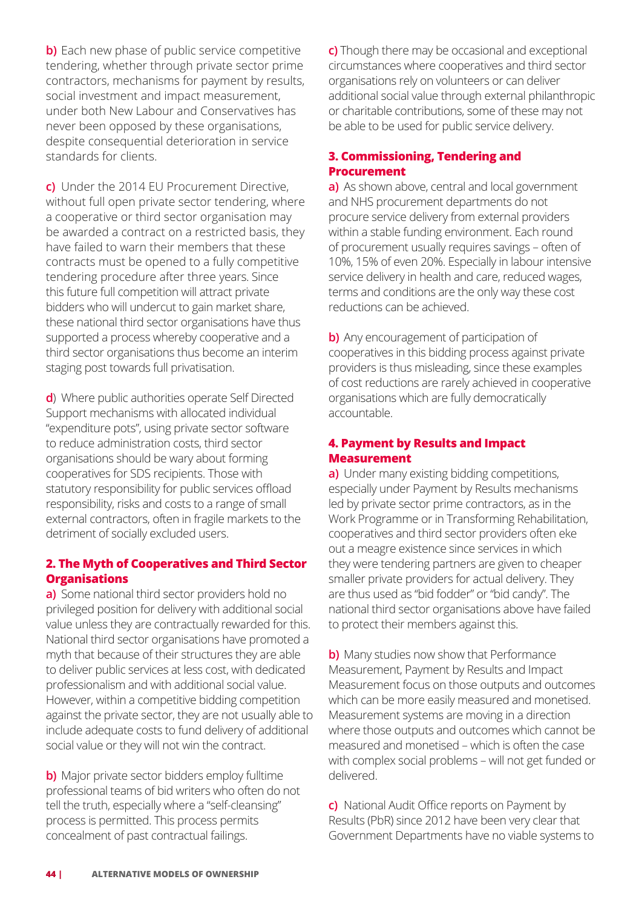**b)** Each new phase of public service competitive tendering, whether through private sector prime contractors, mechanisms for payment by results, social investment and impact measurement, under both New Labour and Conservatives has never been opposed by these organisations, despite consequential deterioration in service standards for clients.

**c)** Under the 2014 EU Procurement Directive, without full open private sector tendering, where a cooperative or third sector organisation may be awarded a contract on a restricted basis, they have failed to warn their members that these contracts must be opened to a fully competitive tendering procedure after three years. Since this future full competition will attract private bidders who will undercut to gain market share, these national third sector organisations have thus supported a process whereby cooperative and a third sector organisations thus become an interim staging post towards full privatisation.

**d**) Where public authorities operate Self Directed Support mechanisms with allocated individual "expenditure pots", using private sector software to reduce administration costs, third sector organisations should be wary about forming cooperatives for SDS recipients. Those with statutory responsibility for public services offload responsibility, risks and costs to a range of small external contractors, often in fragile markets to the detriment of socially excluded users.

## 2. The Myth of Cooperatives and Third Sector Organisations

**a)** Some national third sector providers hold no privileged position for delivery with additional social value unless they are contractually rewarded for this. National third sector organisations have promoted a myth that because of their structures they are able to deliver public services at less cost, with dedicated professionalism and with additional social value. However, within a competitive bidding competition against the private sector, they are not usually able to include adequate costs to fund delivery of additional social value or they will not win the contract.

**b)** Major private sector bidders employ fulltime professional teams of bid writers who often do not tell the truth, especially where a "self-cleansing" process is permitted. This process permits concealment of past contractual failings.

**c)** Though there may be occasional and exceptional circumstances where cooperatives and third sector organisations rely on volunteers or can deliver additional social value through external philanthropic or charitable contributions, some of these may not be able to be used for public service delivery.

## 3. Commissioning, Tendering and Procurement

**a)** As shown above, central and local government and NHS procurement departments do not procure service delivery from external providers within a stable funding environment. Each round of procurement usually requires savings – often of 10%, 15% of even 20%. Especially in labour intensive service delivery in health and care, reduced wages, terms and conditions are the only way these cost reductions can be achieved.

**b)** Any encouragement of participation of cooperatives in this bidding process against private providers is thus misleading, since these examples of cost reductions are rarely achieved in cooperative organisations which are fully democratically accountable.

## 4. Payment by Results and Impact Measurement

**a)** Under many existing bidding competitions, especially under Payment by Results mechanisms led by private sector prime contractors, as in the Work Programme or in Transforming Rehabilitation, cooperatives and third sector providers often eke out a meagre existence since services in which they were tendering partners are given to cheaper smaller private providers for actual delivery. They are thus used as "bid fodder" or "bid candy". The national third sector organisations above have failed to protect their members against this.

**b)** Many studies now show that Performance Measurement, Payment by Results and Impact Measurement focus on those outputs and outcomes which can be more easily measured and monetised. Measurement systems are moving in a direction where those outputs and outcomes which cannot be measured and monetised – which is often the case with complex social problems – will not get funded or delivered.

**c)** National Audit Office reports on Payment by Results (PbR) since 2012 have been very clear that Government Departments have no viable systems to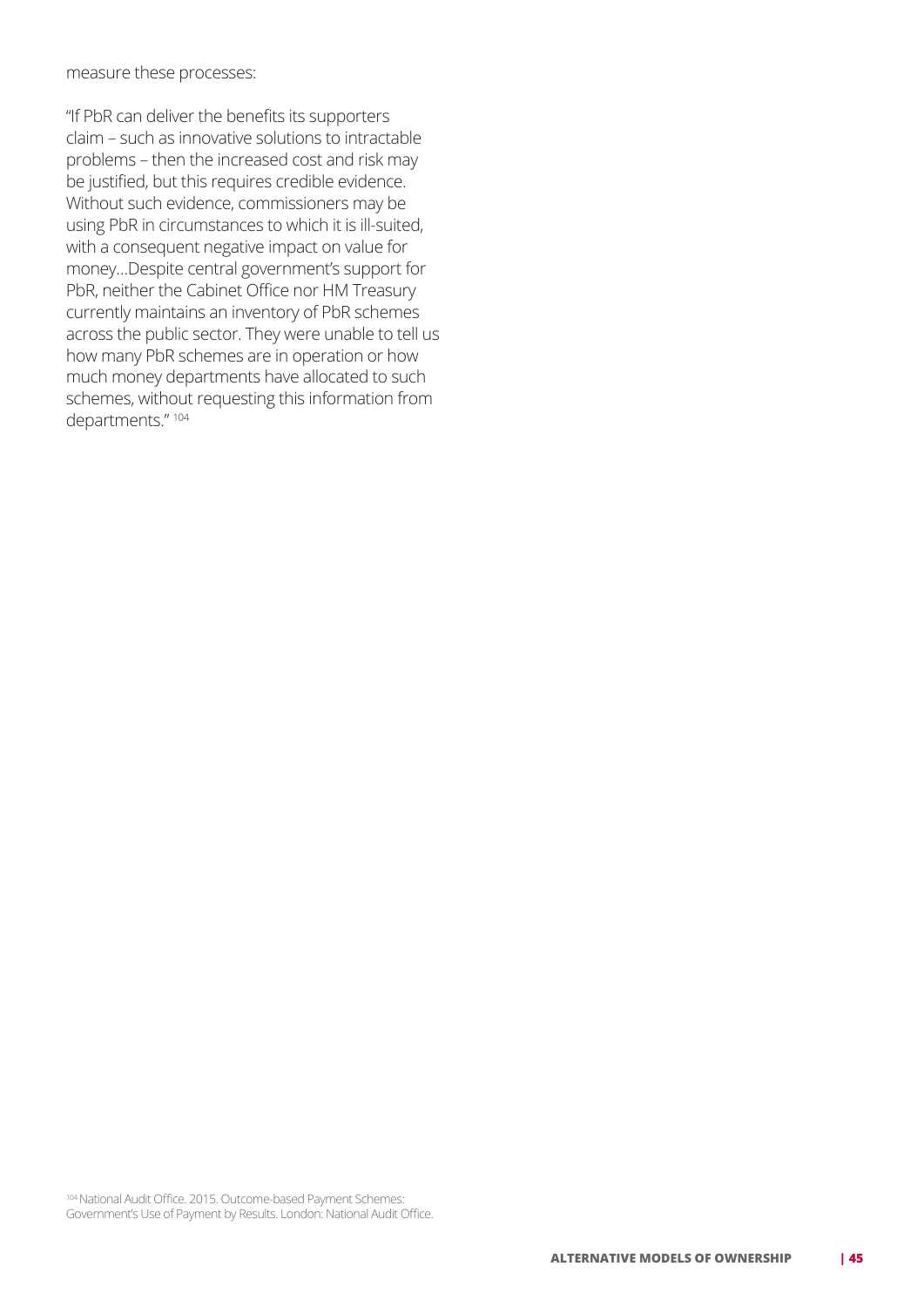measure these processes:

"If PbR can deliver the benefits its supporters claim – such as innovative solutions to intractable problems – then the increased cost and risk may be justified, but this requires credible evidence. Without such evidence, commissioners may be using PbR in circumstances to which it is ill-suited, with a consequent negative impact on value for money…Despite central government's support for PbR, neither the Cabinet Office nor HM Treasury currently maintains an inventory of PbR schemes across the public sector. They were unable to tell us how many PbR schemes are in operation or how much money departments have allocated to such schemes, without requesting this information from departments." [104]

[104] National Audit Office. 2015. Outcome-based Payment Schemes: Government's Use of Payment by Results. London: National Audit Office.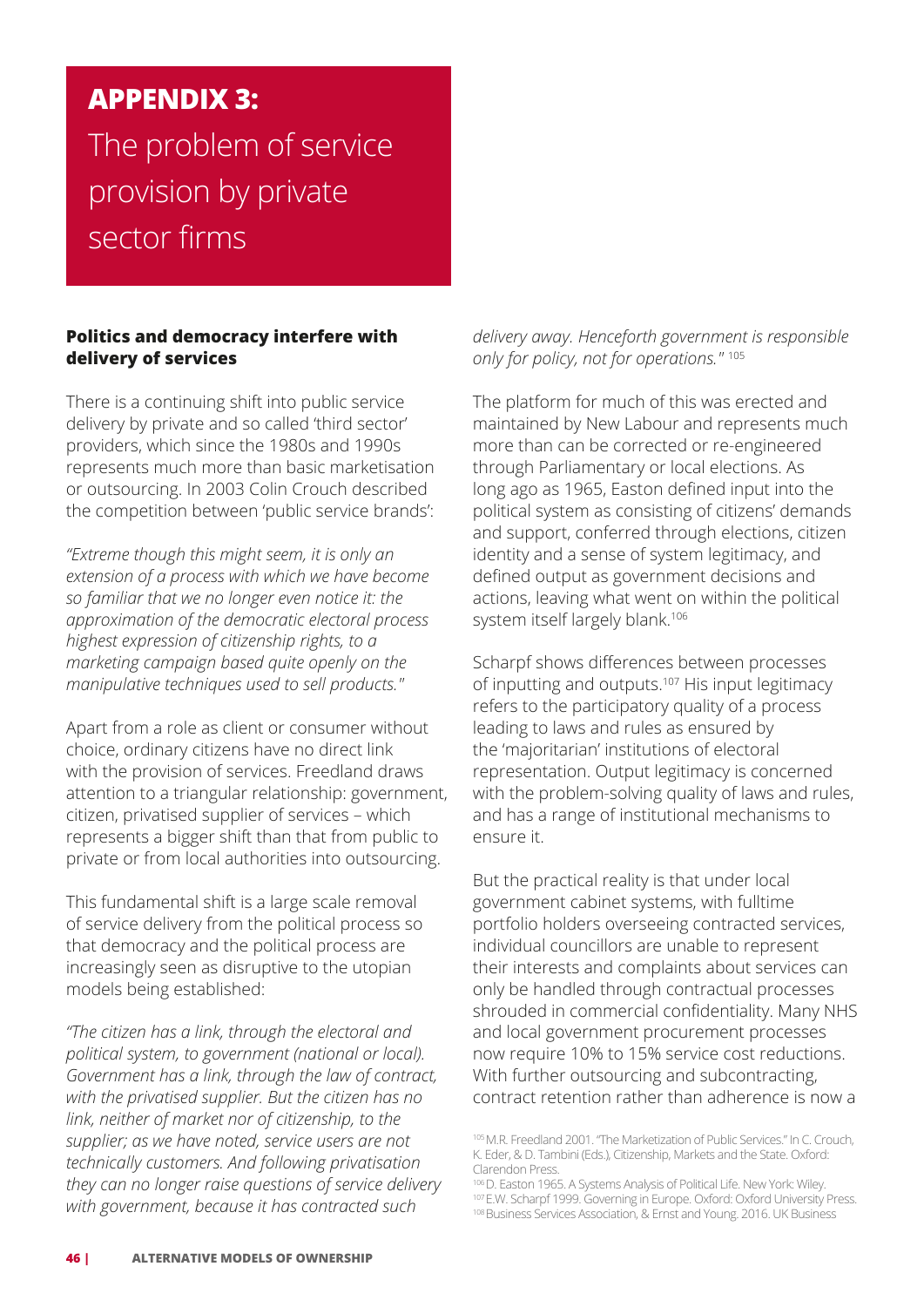# APPENDIX 3: The problem of service provision by private sector firms

## Politics and democracy interfere with delivery of services

There is a continuing shift into public service delivery by private and so called 'third sector' providers, which since the 1980s and 1990s represents much more than basic marketisation or outsourcing. In 2003 Colin Crouch described the competition between 'public service brands':

*"Extreme though this might seem, it is only an extension of a process with which we have become so familiar that we no longer even notice it: the approximation of the democratic electoral process highest expression of citizenship rights, to a marketing campaign based quite openly on the manipulative techniques used to sell products."*

Apart from a role as client or consumer without choice, ordinary citizens have no direct link with the provision of services. Freedland draws attention to a triangular relationship: government, citizen, privatised supplier of services – which represents a bigger shift than that from public to private or from local authorities into outsourcing.

This fundamental shift is a large scale removal of service delivery from the political process so that democracy and the political process are increasingly seen as disruptive to the utopian models being established:

*"The citizen has a link, through the electoral and political system, to government (national or local). Government has a link, through the law of contract, with the privatised supplier. But the citizen has no link, neither of market nor of citizenship, to the supplier; as we have noted, service users are not technically customers. And following privatisation they can no longer raise questions of service delivery with government, because it has contracted such delivery away. Henceforth government is responsible only for policy, not for operations."* [105]

The platform for much of this was erected and maintained by New Labour and represents much more than can be corrected or re-engineered through Parliamentary or local elections. As long ago as 1965, Easton defined input into the political system as consisting of citizens' demands and support, conferred through elections, citizen identity and a sense of system legitimacy, and defined output as government decisions and actions, leaving what went on within the political system itself largely blank.[106]

Scharpf shows differences between processes of inputting and outputs.[107] His input legitimacy refers to the participatory quality of a process leading to laws and rules as ensured by the 'majoritarian' institutions of electoral representation. Output legitimacy is concerned with the problem-solving quality of laws and rules, and has a range of institutional mechanisms to ensure it.

But the practical reality is that under local government cabinet systems, with fulltime portfolio holders overseeing contracted services, individual councillors are unable to represent their interests and complaints about services can only be handled through contractual processes shrouded in commercial confidentiality. Many NHS and local government procurement processes now require 10% to 15% service cost reductions. With further outsourcing and subcontracting, contract retention rather than adherence is now a

[105] M.R. Freedland 2001. "The Marketization of Public Services." In C. Crouch, K. Eder, & D. Tambini (Eds.), Citizenship, Markets and the State. Oxford: Clarendon Press.

[106] D. Easton 1965. A Systems Analysis of Political Life. New York: Wiley.

[107] E.W. Scharpf 1999. Governing in Europe. Oxford: Oxford University Press.

[108] Business Services Association, & Ernst and Young. 2016. UK Business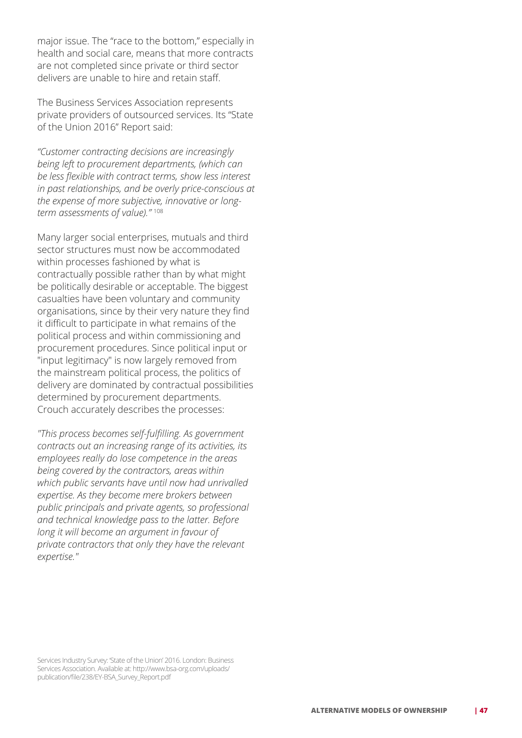major issue. The "race to the bottom," especially in health and social care, means that more contracts are not completed since private or third sector delivers are unable to hire and retain staff.

The Business Services Association represents private providers of outsourced services. Its "State of the Union 2016" Report said:

*"Customer contracting decisions are increasingly being left to procurement departments, (which can be less flexible with contract terms, show less interest in past relationships, and be overly price-conscious at the expense of more subjective, innovative or long-term assessments of value)."* [108]

Many larger social enterprises, mutuals and third sector structures must now be accommodated within processes fashioned by what is contractually possible rather than by what might be politically desirable or acceptable. The biggest casualties have been voluntary and community organisations, since by their very nature they find it difficult to participate in what remains of the political process and within commissioning and procurement procedures. Since political input or "input legitimacy" is now largely removed from the mainstream political process, the politics of delivery are dominated by contractual possibilities determined by procurement departments. Crouch accurately describes the processes:

*"This process becomes self-fulfilling. As government contracts out an increasing range of its activities, its employees really do lose competence in the areas being covered by the contractors, areas within which public servants have until now had unrivalled expertise. As they become mere brokers between public principals and private agents, so professional and technical knowledge pass to the latter. Before long it will become an argument in favour of private contractors that only they have the relevant expertise."*

Services Industry Survey: 'State of the Union' 2016. London: Business Services Association. Available at: http://www.bsa-org.com/uploads/publication/file/238/EY-BSA_Survey_Report.pdf